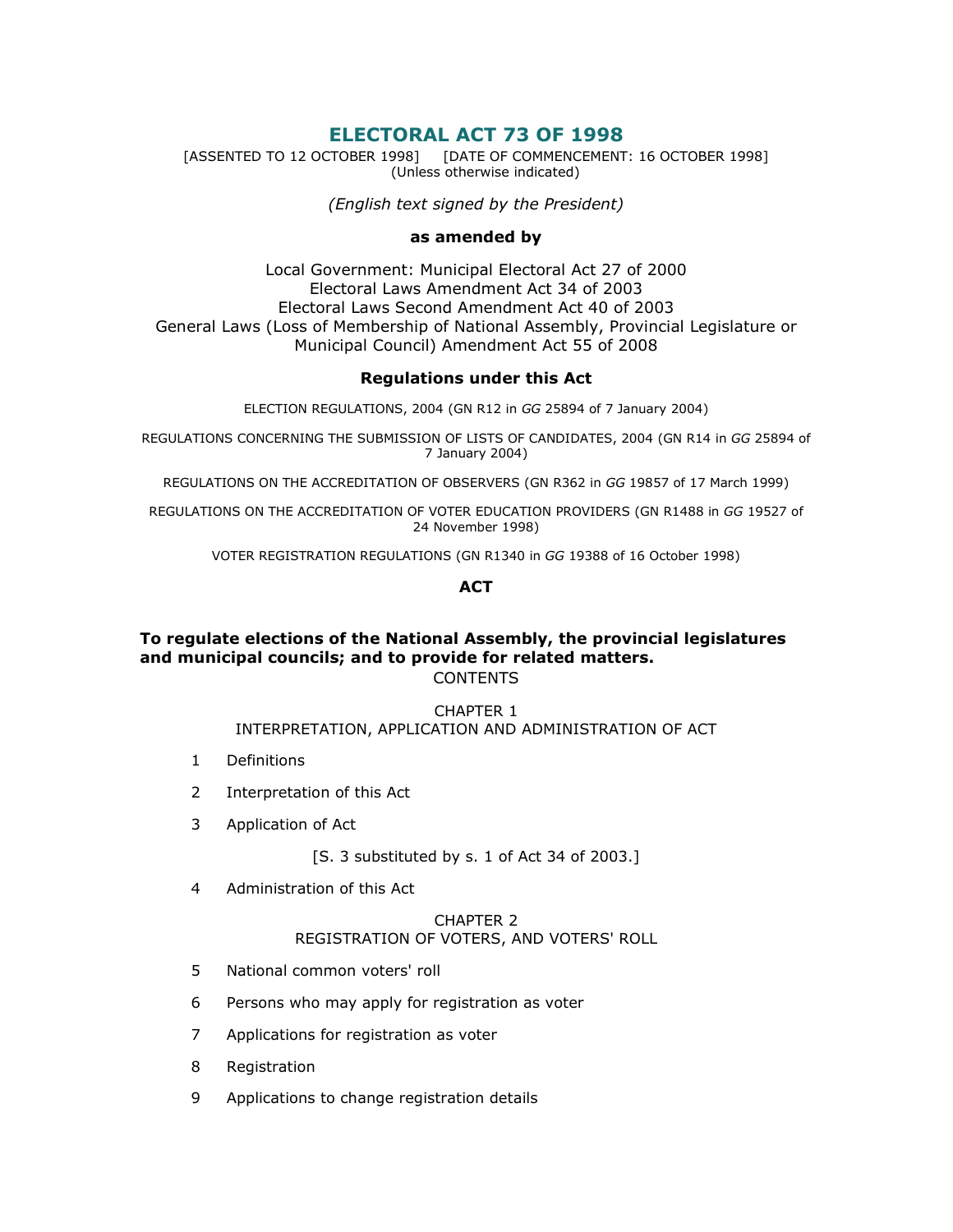# ELECTORAL ACT 73 OF 1998

[ASSENTED TO 12 OCTOBER 1998] [DATE OF COMMENCEMENT: 16 OCTOBER 1998]
(Unless otherwise indicated)

*(English text signed by the President)*

**as amended by**

Local Government: Municipal Electoral Act 27 of 2000
Electoral Laws Amendment Act 34 of 2003
Electoral Laws Second Amendment Act 40 of 2003
General Laws (Loss of Membership of National Assembly, Provincial Legislature or Municipal Council) Amendment Act 55 of 2008

**Regulations under this Act**

ELECTION REGULATIONS, 2004 (GN R12 in *GG* 25894 of 7 January 2004)

REGULATIONS CONCERNING THE SUBMISSION OF LISTS OF CANDIDATES, 2004 (GN R14 in *GG* 25894 of 7 January 2004)

REGULATIONS ON THE ACCREDITATION OF OBSERVERS (GN R362 in *GG* 19857 of 17 March 1999)

REGULATIONS ON THE ACCREDITATION OF VOTER EDUCATION PROVIDERS (GN R1488 in *GG* 19527 of 24 November 1998)

VOTER REGISTRATION REGULATIONS (GN R1340 in *GG* 19388 of 16 October 1998)

**ACT**

**To regulate elections of the National Assembly, the provincial legislatures and municipal councils; and to provide for related matters.**

CONTENTS

CHAPTER 1
INTERPRETATION, APPLICATION AND ADMINISTRATION OF ACT

1 Definitions

2 Interpretation of this Act

3 Application of Act

[S. 3 substituted by s. 1 of Act 34 of 2003.]

4 Administration of this Act

CHAPTER 2
REGISTRATION OF VOTERS, AND VOTERS' ROLL

5 National common voters' roll

6 Persons who may apply for registration as voter

7 Applications for registration as voter

8 Registration

9 Applications to change registration details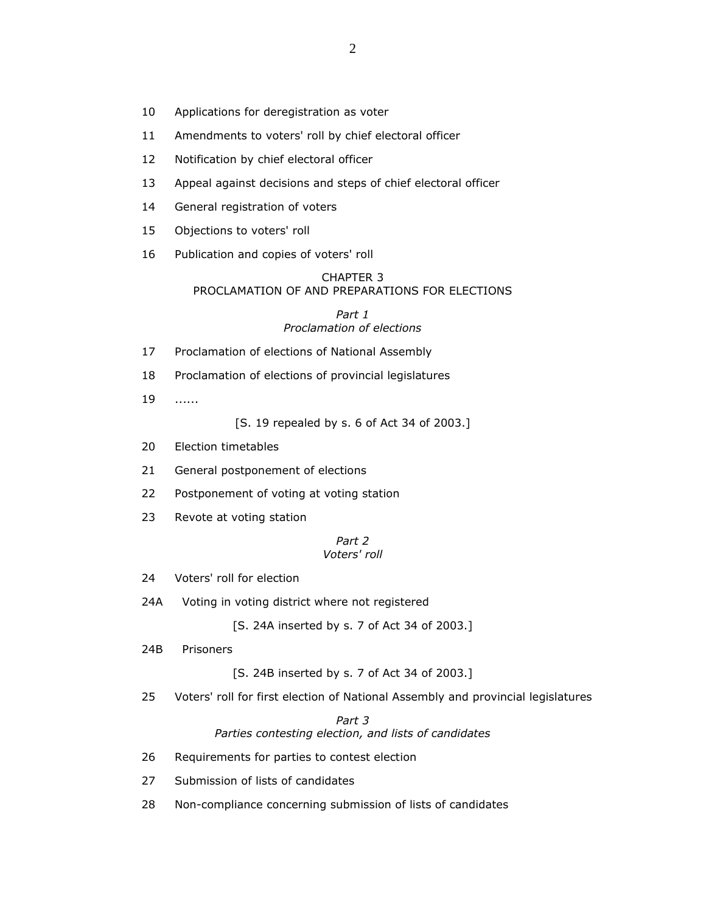10 Applications for deregistration as voter

11 Amendments to voters' roll by chief electoral officer

12 Notification by chief electoral officer

13 Appeal against decisions and steps of chief electoral officer

14 General registration of voters

15 Objections to voters' roll

16 Publication and copies of voters' roll

## CHAPTER 3
## PROCLAMATION OF AND PREPARATIONS FOR ELECTIONS

### *Part 1*
### *Proclamation of elections*

17 Proclamation of elections of National Assembly

18 Proclamation of elections of provincial legislatures

19 ......

[S. 19 repealed by s. 6 of Act 34 of 2003.]

20 Election timetables

21 General postponement of elections

22 Postponement of voting at voting station

23 Revote at voting station

### *Part 2*
### *Voters' roll*

24 Voters' roll for election

24A Voting in voting district where not registered

[S. 24A inserted by s. 7 of Act 34 of 2003.]

24B Prisoners

[S. 24B inserted by s. 7 of Act 34 of 2003.]

25 Voters' roll for first election of National Assembly and provincial legislatures

### *Part 3*
### *Parties contesting election, and lists of candidates*

26 Requirements for parties to contest election

27 Submission of lists of candidates

28 Non-compliance concerning submission of lists of candidates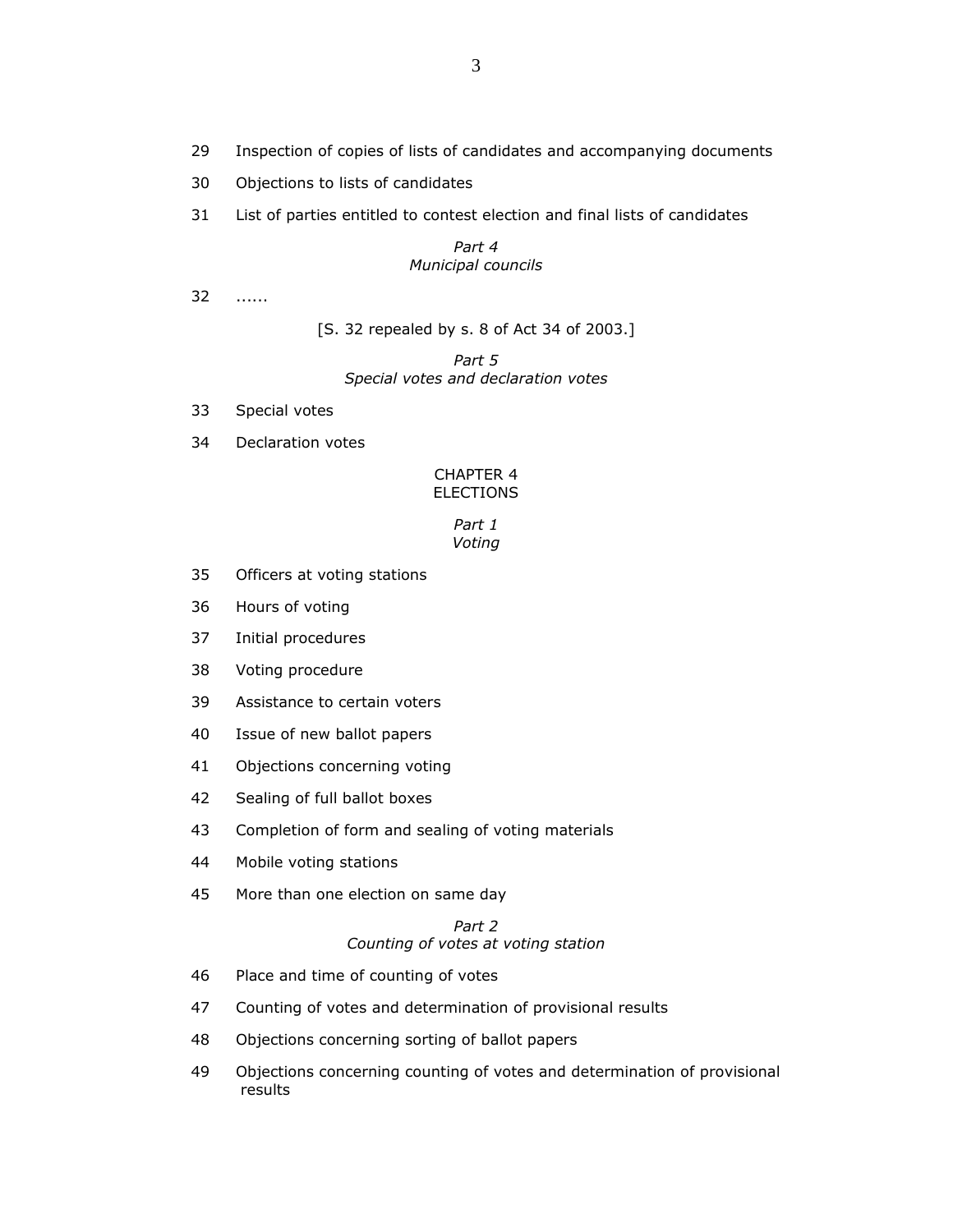29 Inspection of copies of lists of candidates and accompanying documents

30 Objections to lists of candidates

31 List of parties entitled to contest election and final lists of candidates

*Part 4*
*Municipal councils*

32 ......

[S. 32 repealed by s. 8 of Act 34 of 2003.]

*Part 5*
*Special votes and declaration votes*

33 Special votes

34 Declaration votes

CHAPTER 4
ELECTIONS

*Part 1*
*Voting*

35 Officers at voting stations

36 Hours of voting

37 Initial procedures

38 Voting procedure

39 Assistance to certain voters

40 Issue of new ballot papers

41 Objections concerning voting

42 Sealing of full ballot boxes

43 Completion of form and sealing of voting materials

44 Mobile voting stations

45 More than one election on same day

*Part 2*
*Counting of votes at voting station*

46 Place and time of counting of votes

47 Counting of votes and determination of provisional results

48 Objections concerning sorting of ballot papers

49 Objections concerning counting of votes and determination of provisional results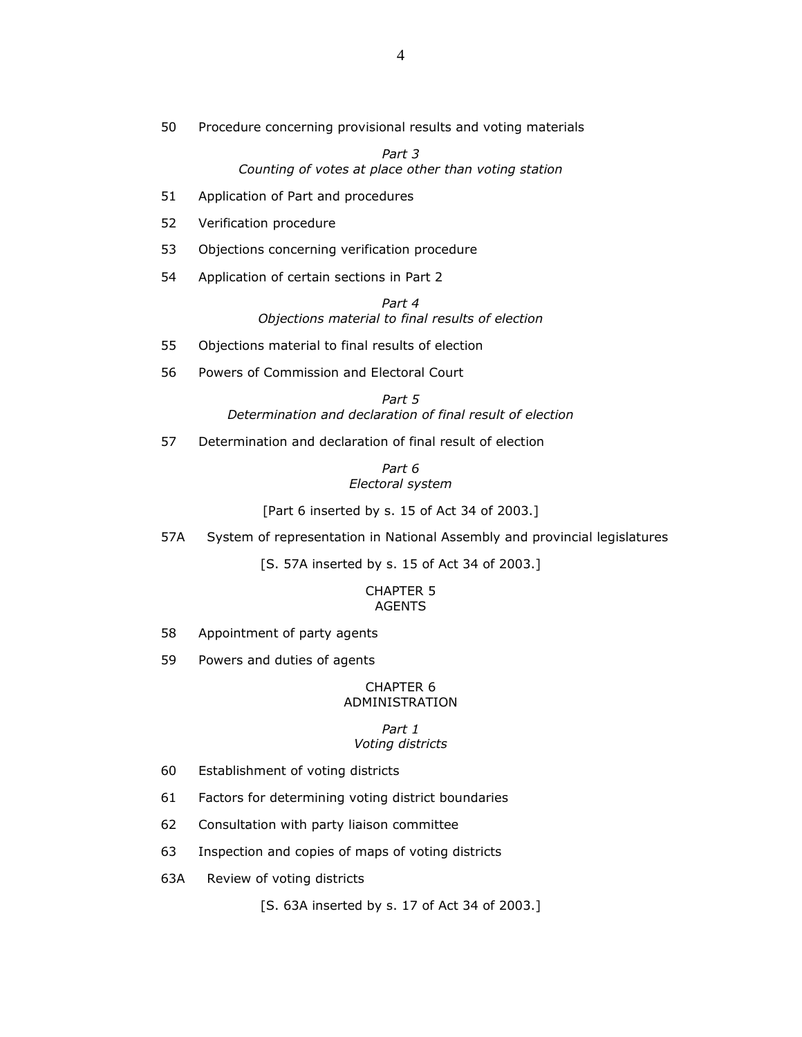50 Procedure concerning provisional results and voting materials

*Part 3*
*Counting of votes at place other than voting station*

51 Application of Part and procedures

52 Verification procedure

53 Objections concerning verification procedure

54 Application of certain sections in Part 2

*Part 4*
*Objections material to final results of election*

55 Objections material to final results of election

56 Powers of Commission and Electoral Court

*Part 5*
*Determination and declaration of final result of election*

57 Determination and declaration of final result of election

*Part 6*
*Electoral system*

[Part 6 inserted by s. 15 of Act 34 of 2003.]

57A System of representation in National Assembly and provincial legislatures

[S. 57A inserted by s. 15 of Act 34 of 2003.]

CHAPTER 5
AGENTS

58 Appointment of party agents

59 Powers and duties of agents

CHAPTER 6
ADMINISTRATION

*Part 1*
*Voting districts*

60 Establishment of voting districts

61 Factors for determining voting district boundaries

62 Consultation with party liaison committee

63 Inspection and copies of maps of voting districts

63A Review of voting districts

[S. 63A inserted by s. 17 of Act 34 of 2003.]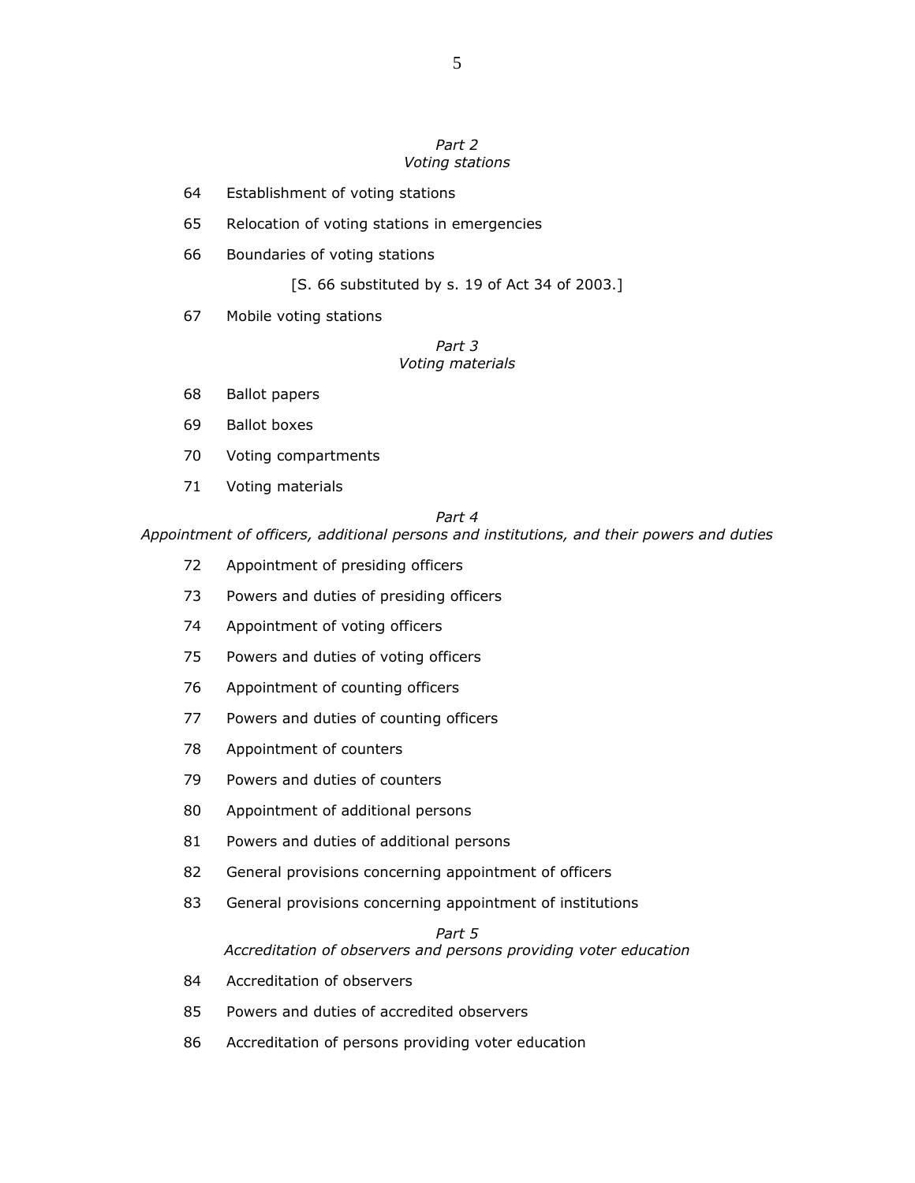*Part 2*
*Voting stations*

64 Establishment of voting stations

65 Relocation of voting stations in emergencies

66 Boundaries of voting stations

[S. 66 substituted by s. 19 of Act 34 of 2003.]

67 Mobile voting stations

*Part 3*
*Voting materials*

68 Ballot papers

69 Ballot boxes

70 Voting compartments

71 Voting materials

*Part 4*
*Appointment of officers, additional persons and institutions, and their powers and duties*

72 Appointment of presiding officers

73 Powers and duties of presiding officers

74 Appointment of voting officers

75 Powers and duties of voting officers

76 Appointment of counting officers

77 Powers and duties of counting officers

78 Appointment of counters

79 Powers and duties of counters

80 Appointment of additional persons

81 Powers and duties of additional persons

82 General provisions concerning appointment of officers

83 General provisions concerning appointment of institutions

*Part 5*
*Accreditation of observers and persons providing voter education*

84 Accreditation of observers

85 Powers and duties of accredited observers

86 Accreditation of persons providing voter education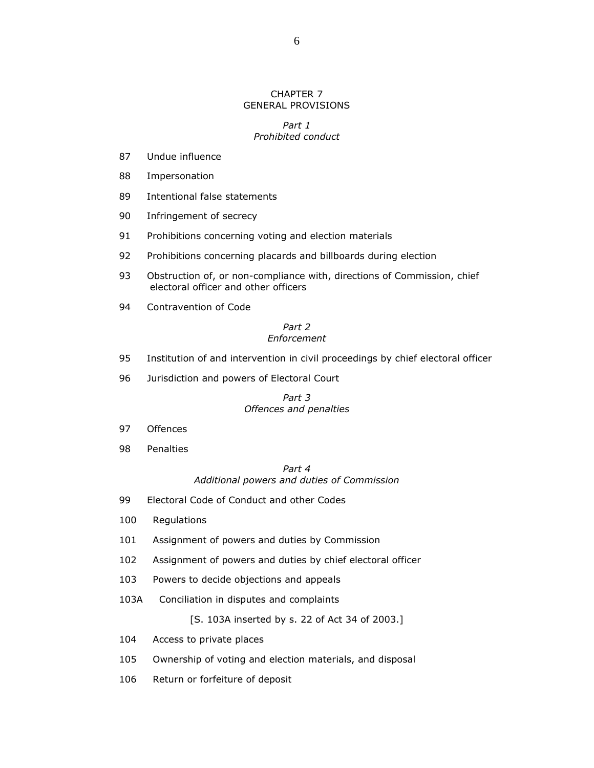## CHAPTER 7
## GENERAL PROVISIONS

### *Part 1*
### *Prohibited conduct*

87 Undue influence

88 Impersonation

89 Intentional false statements

90 Infringement of secrecy

91 Prohibitions concerning voting and election materials

92 Prohibitions concerning placards and billboards during election

93 Obstruction of, or non-compliance with, directions of Commission, chief electoral officer and other officers

94 Contravention of Code

### *Part 2*
### *Enforcement*

95 Institution of and intervention in civil proceedings by chief electoral officer

96 Jurisdiction and powers of Electoral Court

### *Part 3*
### *Offences and penalties*

97 Offences

98 Penalties

### *Part 4*
### *Additional powers and duties of Commission*

99 Electoral Code of Conduct and other Codes

100 Regulations

101 Assignment of powers and duties by Commission

102 Assignment of powers and duties by chief electoral officer

103 Powers to decide objections and appeals

103A Conciliation in disputes and complaints

[S. 103A inserted by s. 22 of Act 34 of 2003.]

104 Access to private places

105 Ownership of voting and election materials, and disposal

106 Return or forfeiture of deposit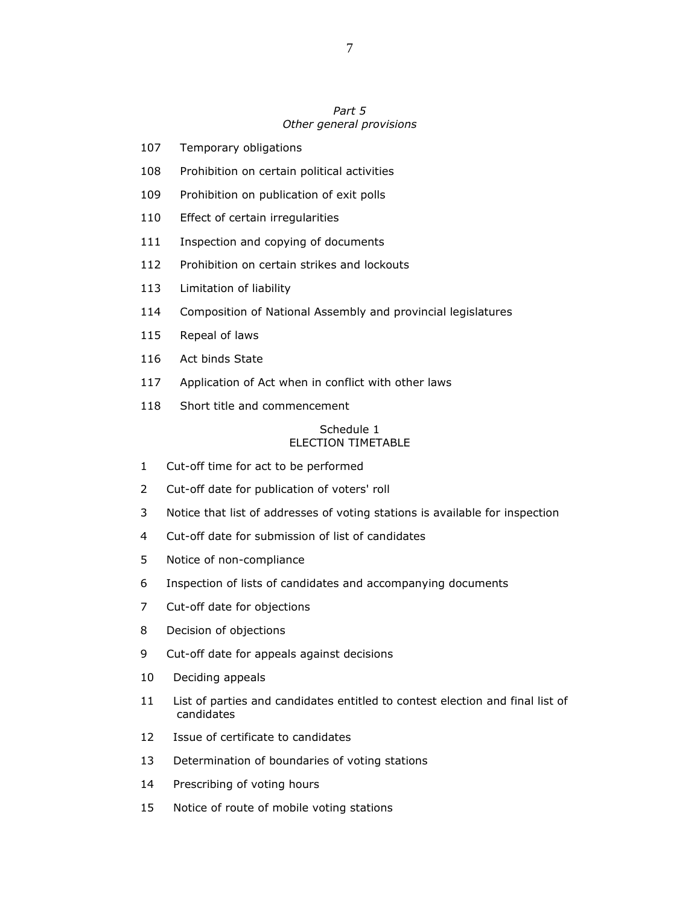*Part 5*
*Other general provisions*

107 Temporary obligations

108 Prohibition on certain political activities

109 Prohibition on publication of exit polls

110 Effect of certain irregularities

111 Inspection and copying of documents

112 Prohibition on certain strikes and lockouts

113 Limitation of liability

114 Composition of National Assembly and provincial legislatures

115 Repeal of laws

116 Act binds State

117 Application of Act when in conflict with other laws

118 Short title and commencement

Schedule 1
ELECTION TIMETABLE

1 Cut-off time for act to be performed

2 Cut-off date for publication of voters' roll

3 Notice that list of addresses of voting stations is available for inspection

4 Cut-off date for submission of list of candidates

5 Notice of non-compliance

6 Inspection of lists of candidates and accompanying documents

7 Cut-off date for objections

8 Decision of objections

9 Cut-off date for appeals against decisions

10 Deciding appeals

11 List of parties and candidates entitled to contest election and final list of candidates

12 Issue of certificate to candidates

13 Determination of boundaries of voting stations

14 Prescribing of voting hours

15 Notice of route of mobile voting stations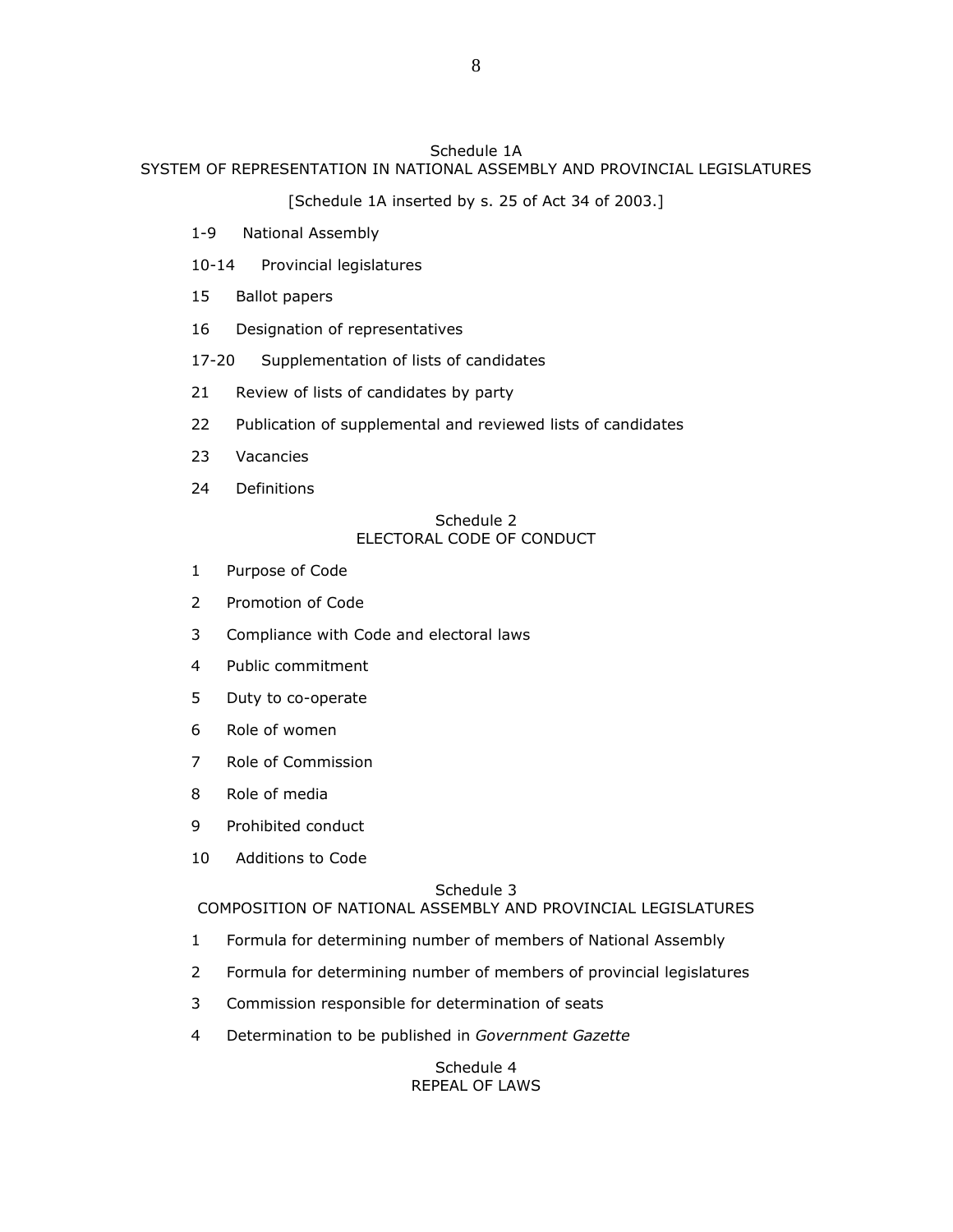## Schedule 1A
## SYSTEM OF REPRESENTATION IN NATIONAL ASSEMBLY AND PROVINCIAL LEGISLATURES

[Schedule 1A inserted by s. 25 of Act 34 of 2003.]

1-9 National Assembly

10-14 Provincial legislatures

15 Ballot papers

16 Designation of representatives

17-20 Supplementation of lists of candidates

21 Review of lists of candidates by party

22 Publication of supplemental and reviewed lists of candidates

23 Vacancies

24 Definitions

## Schedule 2
## ELECTORAL CODE OF CONDUCT

1 Purpose of Code

2 Promotion of Code

3 Compliance with Code and electoral laws

4 Public commitment

5 Duty to co-operate

6 Role of women

7 Role of Commission

8 Role of media

9 Prohibited conduct

10 Additions to Code

## Schedule 3
## COMPOSITION OF NATIONAL ASSEMBLY AND PROVINCIAL LEGISLATURES

1 Formula for determining number of members of National Assembly

2 Formula for determining number of members of provincial legislatures

3 Commission responsible for determination of seats

4 Determination to be published in *Government Gazette*

## Schedule 4
## REPEAL OF LAWS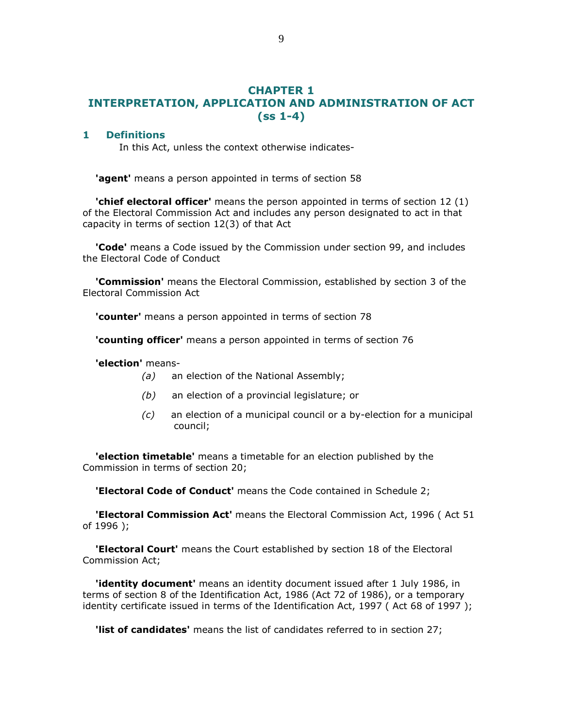# CHAPTER 1
# INTERPRETATION, APPLICATION AND ADMINISTRATION OF ACT (ss 1-4)

## 1 Definitions

In this Act, unless the context otherwise indicates-

**'agent'** means a person appointed in terms of section 58

**'chief electoral officer'** means the person appointed in terms of section 12 (1) of the Electoral Commission Act and includes any person designated to act in that capacity in terms of section 12(3) of that Act

**'Code'** means a Code issued by the Commission under section 99, and includes the Electoral Code of Conduct

**'Commission'** means the Electoral Commission, established by section 3 of the Electoral Commission Act

**'counter'** means a person appointed in terms of section 78

**'counting officer'** means a person appointed in terms of section 76

**'election'** means-

*(a)* an election of the National Assembly;

*(b)* an election of a provincial legislature; or

*(c)* an election of a municipal council or a by-election for a municipal council;

**'election timetable'** means a timetable for an election published by the Commission in terms of section 20;

**'Electoral Code of Conduct'** means the Code contained in Schedule 2;

**'Electoral Commission Act'** means the Electoral Commission Act, 1996 ( Act 51 of 1996 );

**'Electoral Court'** means the Court established by section 18 of the Electoral Commission Act;

**'identity document'** means an identity document issued after 1 July 1986, in terms of section 8 of the Identification Act, 1986 (Act 72 of 1986), or a temporary identity certificate issued in terms of the Identification Act, 1997 ( Act 68 of 1997 );

**'list of candidates'** means the list of candidates referred to in section 27;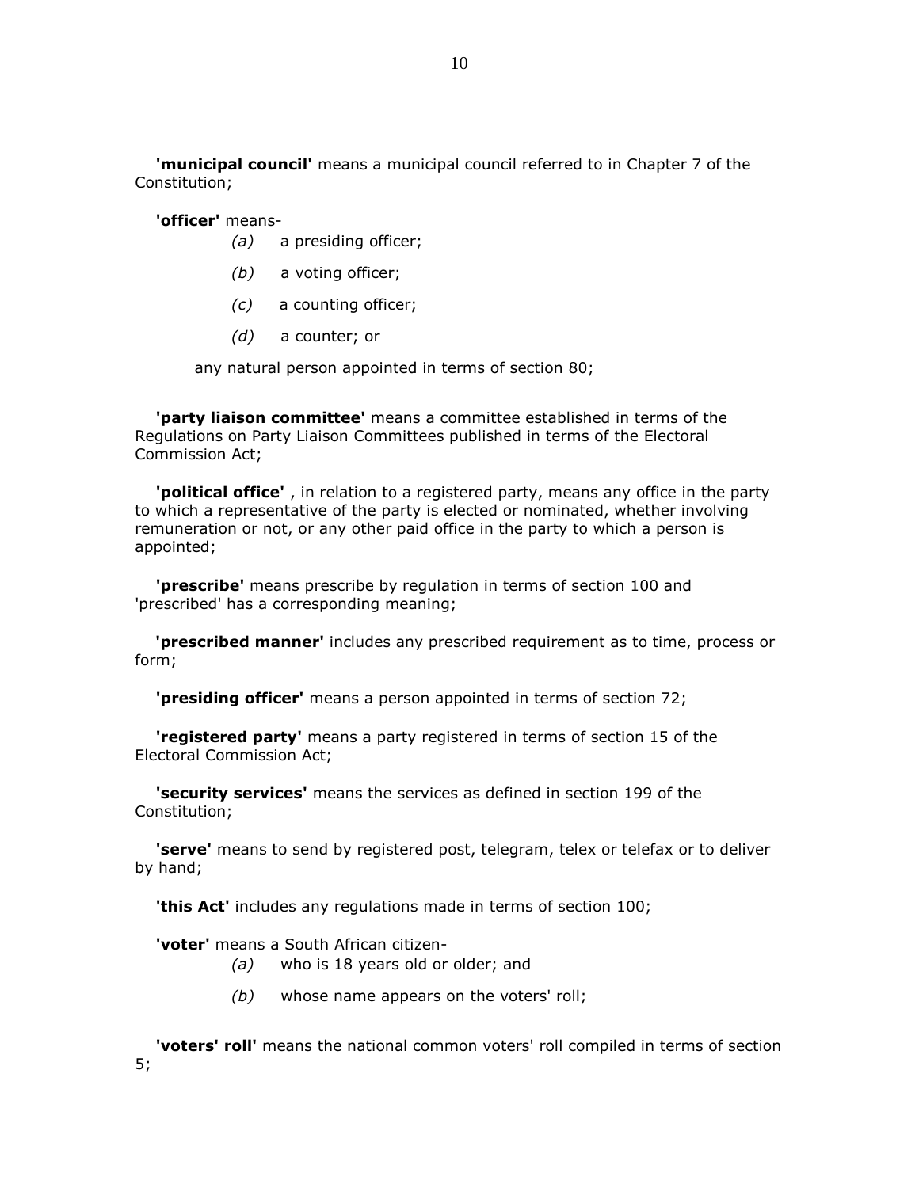**'municipal council'** means a municipal council referred to in Chapter 7 of the Constitution;

**'officer'** means-

*(a)* a presiding officer;

*(b)* a voting officer;

*(c)* a counting officer;

*(d)* a counter; or

any natural person appointed in terms of section 80;

**'party liaison committee'** means a committee established in terms of the Regulations on Party Liaison Committees published in terms of the Electoral Commission Act;

**'political office'** , in relation to a registered party, means any office in the party to which a representative of the party is elected or nominated, whether involving remuneration or not, or any other paid office in the party to which a person is appointed;

**'prescribe'** means prescribe by regulation in terms of section 100 and 'prescribed' has a corresponding meaning;

**'prescribed manner'** includes any prescribed requirement as to time, process or form;

**'presiding officer'** means a person appointed in terms of section 72;

**'registered party'** means a party registered in terms of section 15 of the Electoral Commission Act;

**'security services'** means the services as defined in section 199 of the Constitution;

**'serve'** means to send by registered post, telegram, telex or telefax or to deliver by hand;

**'this Act'** includes any regulations made in terms of section 100;

**'voter'** means a South African citizen-

*(a)* who is 18 years old or older; and

*(b)* whose name appears on the voters' roll;

**'voters' roll'** means the national common voters' roll compiled in terms of section 5;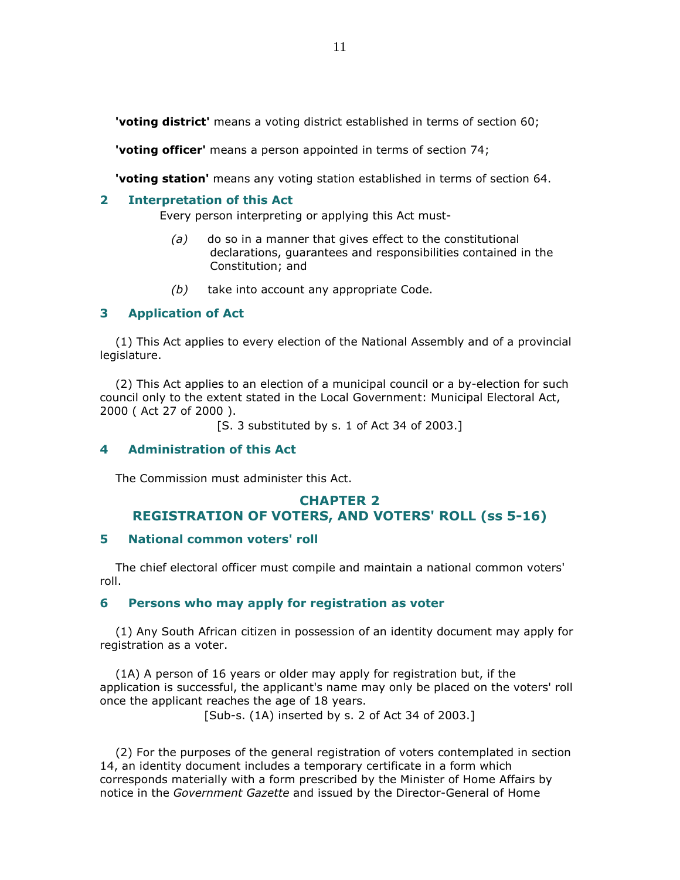**'voting district'** means a voting district established in terms of section 60;

**'voting officer'** means a person appointed in terms of section 74;

**'voting station'** means any voting station established in terms of section 64.

### 2 Interpretation of this Act

Every person interpreting or applying this Act must-

*(a)* do so in a manner that gives effect to the constitutional declarations, guarantees and responsibilities contained in the Constitution; and

*(b)* take into account any appropriate Code.

### 3 Application of Act

(1) This Act applies to every election of the National Assembly and of a provincial legislature.

(2) This Act applies to an election of a municipal council or a by-election for such council only to the extent stated in the Local Government: Municipal Electoral Act, 2000 ( Act 27 of 2000 ).

[S. 3 substituted by s. 1 of Act 34 of 2003.]

### 4 Administration of this Act

The Commission must administer this Act.

## CHAPTER 2
## REGISTRATION OF VOTERS, AND VOTERS' ROLL (ss 5-16)

### 5 National common voters' roll

The chief electoral officer must compile and maintain a national common voters' roll.

### 6 Persons who may apply for registration as voter

(1) Any South African citizen in possession of an identity document may apply for registration as a voter.

(1A) A person of 16 years or older may apply for registration but, if the application is successful, the applicant's name may only be placed on the voters' roll once the applicant reaches the age of 18 years.

[Sub-s. (1A) inserted by s. 2 of Act 34 of 2003.]

(2) For the purposes of the general registration of voters contemplated in section 14, an identity document includes a temporary certificate in a form which corresponds materially with a form prescribed by the Minister of Home Affairs by notice in the *Government Gazette* and issued by the Director-General of Home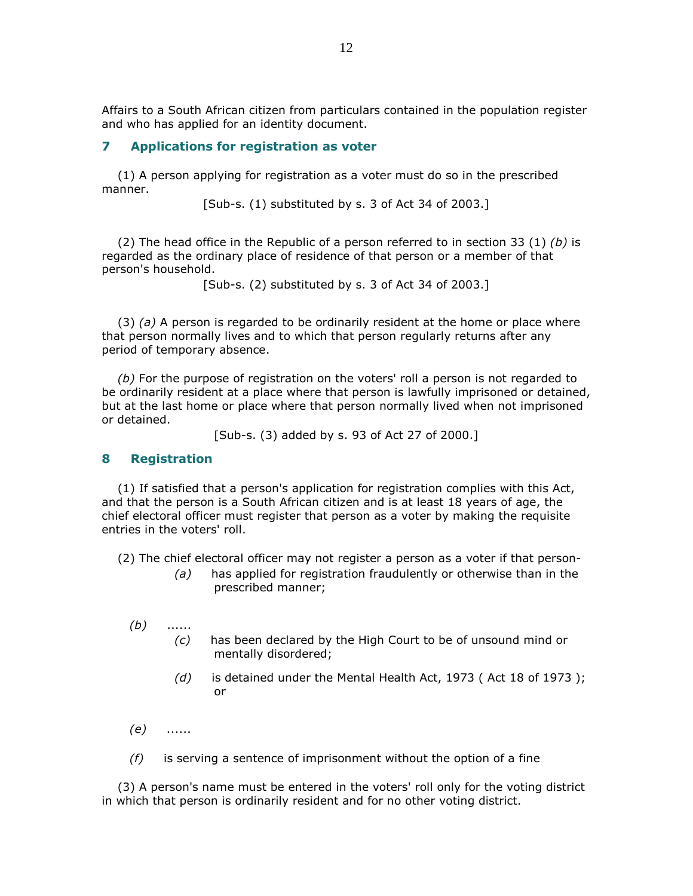Affairs to a South African citizen from particulars contained in the population register and who has applied for an identity document.

## 7 Applications for registration as voter

(1) A person applying for registration as a voter must do so in the prescribed manner.

[Sub-s. (1) substituted by s. 3 of Act 34 of 2003.]

(2) The head office in the Republic of a person referred to in section 33 (1) *(b)* is regarded as the ordinary place of residence of that person or a member of that person's household.

[Sub-s. (2) substituted by s. 3 of Act 34 of 2003.]

(3) *(a)* A person is regarded to be ordinarily resident at the home or place where that person normally lives and to which that person regularly returns after any period of temporary absence.

*(b)* For the purpose of registration on the voters' roll a person is not regarded to be ordinarily resident at a place where that person is lawfully imprisoned or detained, but at the last home or place where that person normally lived when not imprisoned or detained.

[Sub-s. (3) added by s. 93 of Act 27 of 2000.]

## 8 Registration

(1) If satisfied that a person's application for registration complies with this Act, and that the person is a South African citizen and is at least 18 years of age, the chief electoral officer must register that person as a voter by making the requisite entries in the voters' roll.

(2) The chief electoral officer may not register a person as a voter if that person-

*(a)* has applied for registration fraudulently or otherwise than in the prescribed manner;

*(b)* ......

*(c)* has been declared by the High Court to be of unsound mind or mentally disordered;

*(d)* is detained under the Mental Health Act, 1973 ( Act 18 of 1973 ); or

*(e)* ......

*(f)* is serving a sentence of imprisonment without the option of a fine

(3) A person's name must be entered in the voters' roll only for the voting district in which that person is ordinarily resident and for no other voting district.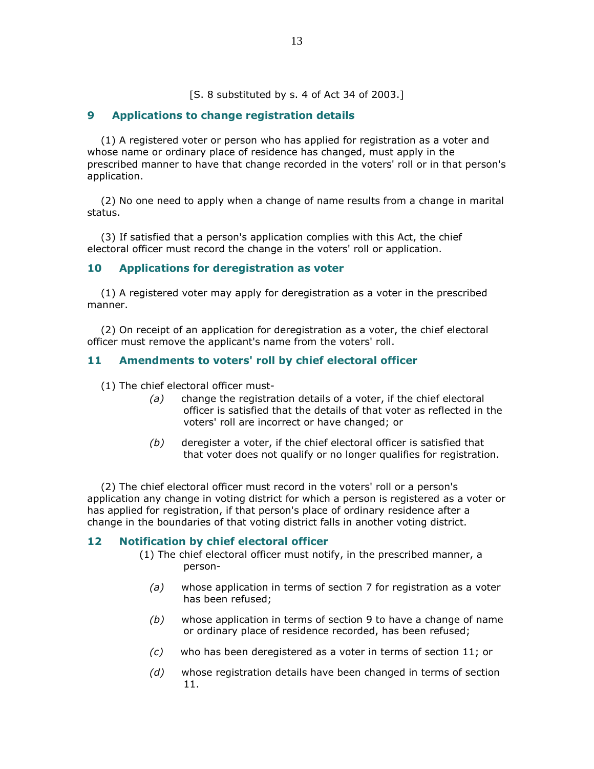[S. 8 substituted by s. 4 of Act 34 of 2003.]

## 9 Applications to change registration details

(1) A registered voter or person who has applied for registration as a voter and whose name or ordinary place of residence has changed, must apply in the prescribed manner to have that change recorded in the voters' roll or in that person's application.

(2) No one need to apply when a change of name results from a change in marital status.

(3) If satisfied that a person's application complies with this Act, the chief electoral officer must record the change in the voters' roll or application.

## 10 Applications for deregistration as voter

(1) A registered voter may apply for deregistration as a voter in the prescribed manner.

(2) On receipt of an application for deregistration as a voter, the chief electoral officer must remove the applicant's name from the voters' roll.

## 11 Amendments to voters' roll by chief electoral officer

(1) The chief electoral officer must-

*(a)* change the registration details of a voter, if the chief electoral officer is satisfied that the details of that voter as reflected in the voters' roll are incorrect or have changed; or

*(b)* deregister a voter, if the chief electoral officer is satisfied that that voter does not qualify or no longer qualifies for registration.

(2) The chief electoral officer must record in the voters' roll or a person's application any change in voting district for which a person is registered as a voter or has applied for registration, if that person's place of ordinary residence after a change in the boundaries of that voting district falls in another voting district.

## 12 Notification by chief electoral officer

(1) The chief electoral officer must notify, in the prescribed manner, a person-

*(a)* whose application in terms of section 7 for registration as a voter has been refused;

*(b)* whose application in terms of section 9 to have a change of name or ordinary place of residence recorded, has been refused;

*(c)* who has been deregistered as a voter in terms of section 11; or

*(d)* whose registration details have been changed in terms of section 11.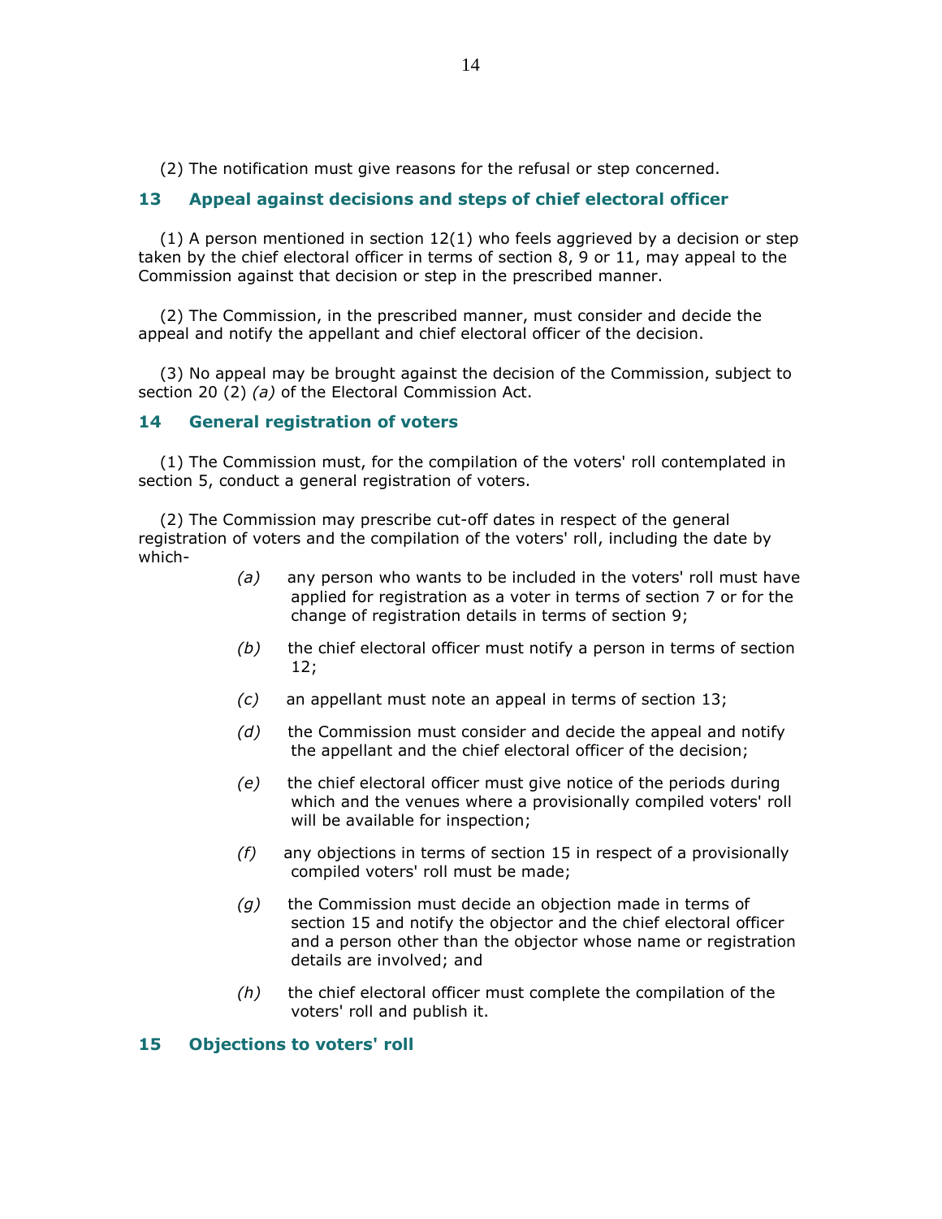(2) The notification must give reasons for the refusal or step concerned.

## 13 Appeal against decisions and steps of chief electoral officer

(1) A person mentioned in section 12(1) who feels aggrieved by a decision or step taken by the chief electoral officer in terms of section 8, 9 or 11, may appeal to the Commission against that decision or step in the prescribed manner.

(2) The Commission, in the prescribed manner, must consider and decide the appeal and notify the appellant and chief electoral officer of the decision.

(3) No appeal may be brought against the decision of the Commission, subject to section 20 (2) *(a)* of the Electoral Commission Act.

## 14 General registration of voters

(1) The Commission must, for the compilation of the voters' roll contemplated in section 5, conduct a general registration of voters.

(2) The Commission may prescribe cut-off dates in respect of the general registration of voters and the compilation of the voters' roll, including the date by which-

*(a)* any person who wants to be included in the voters' roll must have applied for registration as a voter in terms of section 7 or for the change of registration details in terms of section 9;

*(b)* the chief electoral officer must notify a person in terms of section 12;

*(c)* an appellant must note an appeal in terms of section 13;

*(d)* the Commission must consider and decide the appeal and notify the appellant and the chief electoral officer of the decision;

*(e)* the chief electoral officer must give notice of the periods during which and the venues where a provisionally compiled voters' roll will be available for inspection;

*(f)* any objections in terms of section 15 in respect of a provisionally compiled voters' roll must be made;

*(g)* the Commission must decide an objection made in terms of section 15 and notify the objector and the chief electoral officer and a person other than the objector whose name or registration details are involved; and

*(h)* the chief electoral officer must complete the compilation of the voters' roll and publish it.

## 15 Objections to voters' roll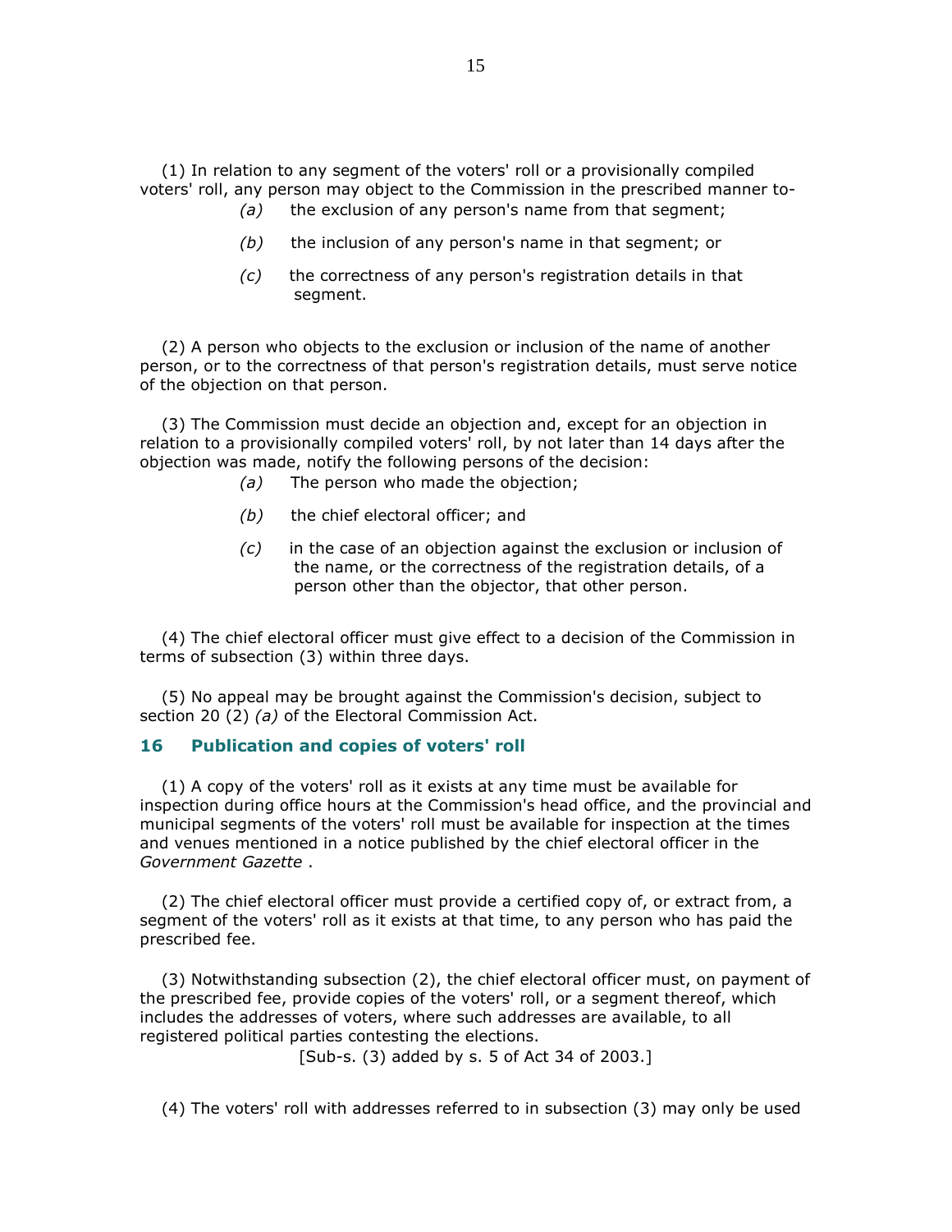(1) In relation to any segment of the voters' roll or a provisionally compiled voters' roll, any person may object to the Commission in the prescribed manner to-

*(a)* the exclusion of any person's name from that segment;

*(b)* the inclusion of any person's name in that segment; or

*(c)* the correctness of any person's registration details in that segment.

(2) A person who objects to the exclusion or inclusion of the name of another person, or to the correctness of that person's registration details, must serve notice of the objection on that person.

(3) The Commission must decide an objection and, except for an objection in relation to a provisionally compiled voters' roll, by not later than 14 days after the objection was made, notify the following persons of the decision:

*(a)* The person who made the objection;

*(b)* the chief electoral officer; and

*(c)* in the case of an objection against the exclusion or inclusion of the name, or the correctness of the registration details, of a person other than the objector, that other person.

(4) The chief electoral officer must give effect to a decision of the Commission in terms of subsection (3) within three days.

(5) No appeal may be brought against the Commission's decision, subject to section 20 (2) *(a)* of the Electoral Commission Act.

## 16 Publication and copies of voters' roll

(1) A copy of the voters' roll as it exists at any time must be available for inspection during office hours at the Commission's head office, and the provincial and municipal segments of the voters' roll must be available for inspection at the times and venues mentioned in a notice published by the chief electoral officer in the *Government Gazette* .

(2) The chief electoral officer must provide a certified copy of, or extract from, a segment of the voters' roll as it exists at that time, to any person who has paid the prescribed fee.

(3) Notwithstanding subsection (2), the chief electoral officer must, on payment of the prescribed fee, provide copies of the voters' roll, or a segment thereof, which includes the addresses of voters, where such addresses are available, to all registered political parties contesting the elections.

[Sub-s. (3) added by s. 5 of Act 34 of 2003.]

(4) The voters' roll with addresses referred to in subsection (3) may only be used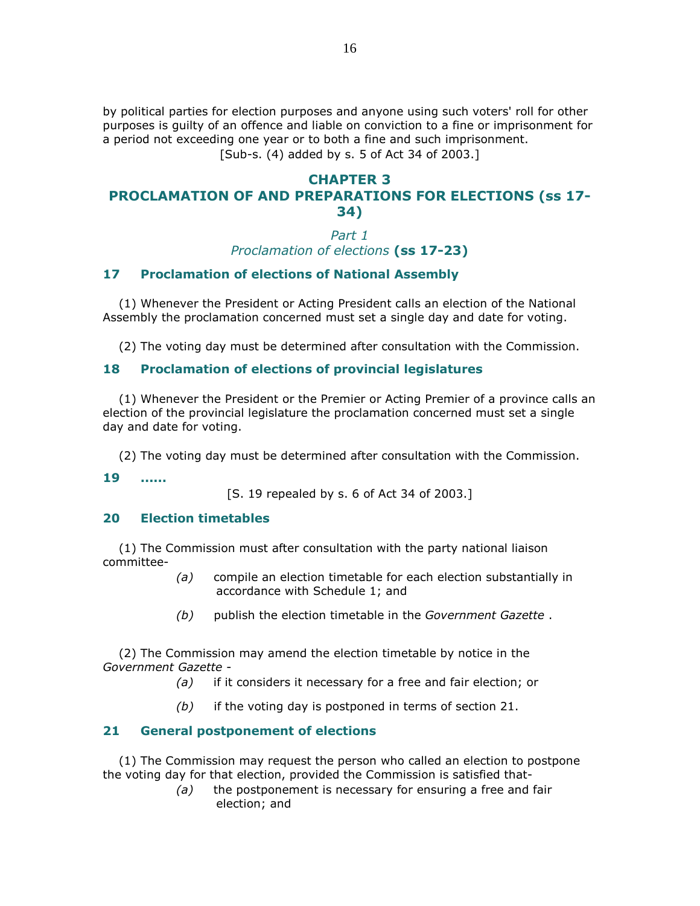by political parties for election purposes and anyone using such voters' roll for other purposes is guilty of an offence and liable on conviction to a fine or imprisonment for a period not exceeding one year or to both a fine and such imprisonment.

[Sub-s. (4) added by s. 5 of Act 34 of 2003.]

## CHAPTER 3
## PROCLAMATION OF AND PREPARATIONS FOR ELECTIONS (ss 17-34)

### *Part 1*
### *Proclamation of elections* (ss 17-23)

#### 17 Proclamation of elections of National Assembly

(1) Whenever the President or Acting President calls an election of the National Assembly the proclamation concerned must set a single day and date for voting.

(2) The voting day must be determined after consultation with the Commission.

#### 18 Proclamation of elections of provincial legislatures

(1) Whenever the President or the Premier or Acting Premier of a province calls an election of the provincial legislature the proclamation concerned must set a single day and date for voting.

(2) The voting day must be determined after consultation with the Commission.

#### 19 ......

[S. 19 repealed by s. 6 of Act 34 of 2003.]

#### 20 Election timetables

(1) The Commission must after consultation with the party national liaison committee-

*(a)* compile an election timetable for each election substantially in accordance with Schedule 1; and

*(b)* publish the election timetable in the *Government Gazette* .

(2) The Commission may amend the election timetable by notice in the *Government Gazette* -

*(a)* if it considers it necessary for a free and fair election; or

*(b)* if the voting day is postponed in terms of section 21.

#### 21 General postponement of elections

(1) The Commission may request the person who called an election to postpone the voting day for that election, provided the Commission is satisfied that-

*(a)* the postponement is necessary for ensuring a free and fair election; and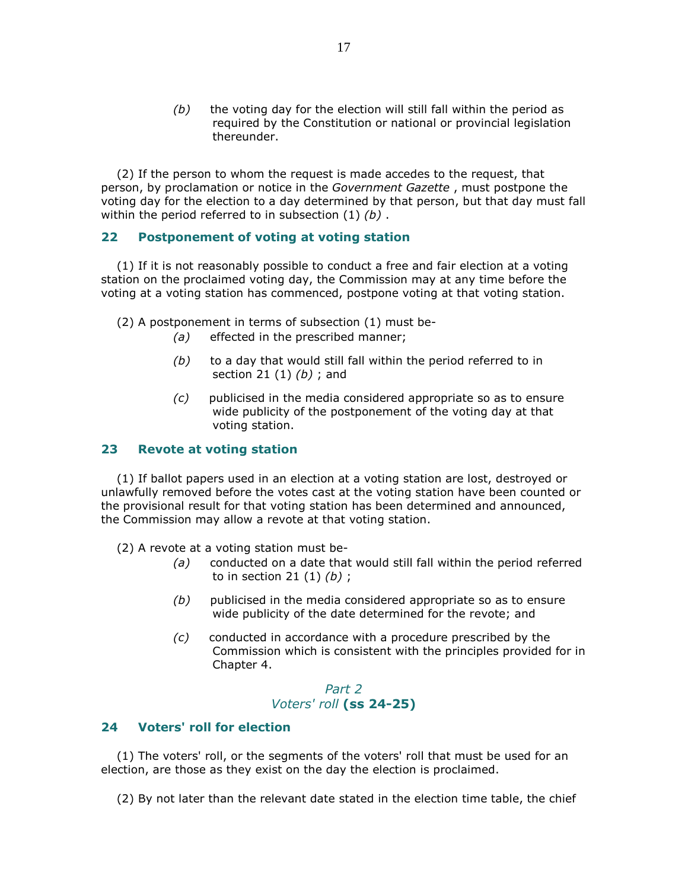(*b*) the voting day for the election will still fall within the period as required by the Constitution or national or provincial legislation thereunder.

(2) If the person to whom the request is made accedes to the request, that person, by proclamation or notice in the *Government Gazette* , must postpone the voting day for the election to a day determined by that person, but that day must fall within the period referred to in subsection (1) *(b)* .

## 22 Postponement of voting at voting station

(1) If it is not reasonably possible to conduct a free and fair election at a voting station on the proclaimed voting day, the Commission may at any time before the voting at a voting station has commenced, postpone voting at that voting station.

(2) A postponement in terms of subsection (1) must be-

(*a*) effected in the prescribed manner;

(*b*) to a day that would still fall within the period referred to in section 21 (1) *(b)* ; and

(*c*) publicised in the media considered appropriate so as to ensure wide publicity of the postponement of the voting day at that voting station.

## 23 Revote at voting station

(1) If ballot papers used in an election at a voting station are lost, destroyed or unlawfully removed before the votes cast at the voting station have been counted or the provisional result for that voting station has been determined and announced, the Commission may allow a revote at that voting station.

(2) A revote at a voting station must be-

(*a*) conducted on a date that would still fall within the period referred to in section 21 (1) *(b)* ;

(*b*) publicised in the media considered appropriate so as to ensure wide publicity of the date determined for the revote; and

(*c*) conducted in accordance with a procedure prescribed by the Commission which is consistent with the principles provided for in Chapter 4.

### *Part 2*
### *Voters' roll* **(ss 24-25)**

## 24 Voters' roll for election

(1) The voters' roll, or the segments of the voters' roll that must be used for an election, are those as they exist on the day the election is proclaimed.

(2) By not later than the relevant date stated in the election time table, the chief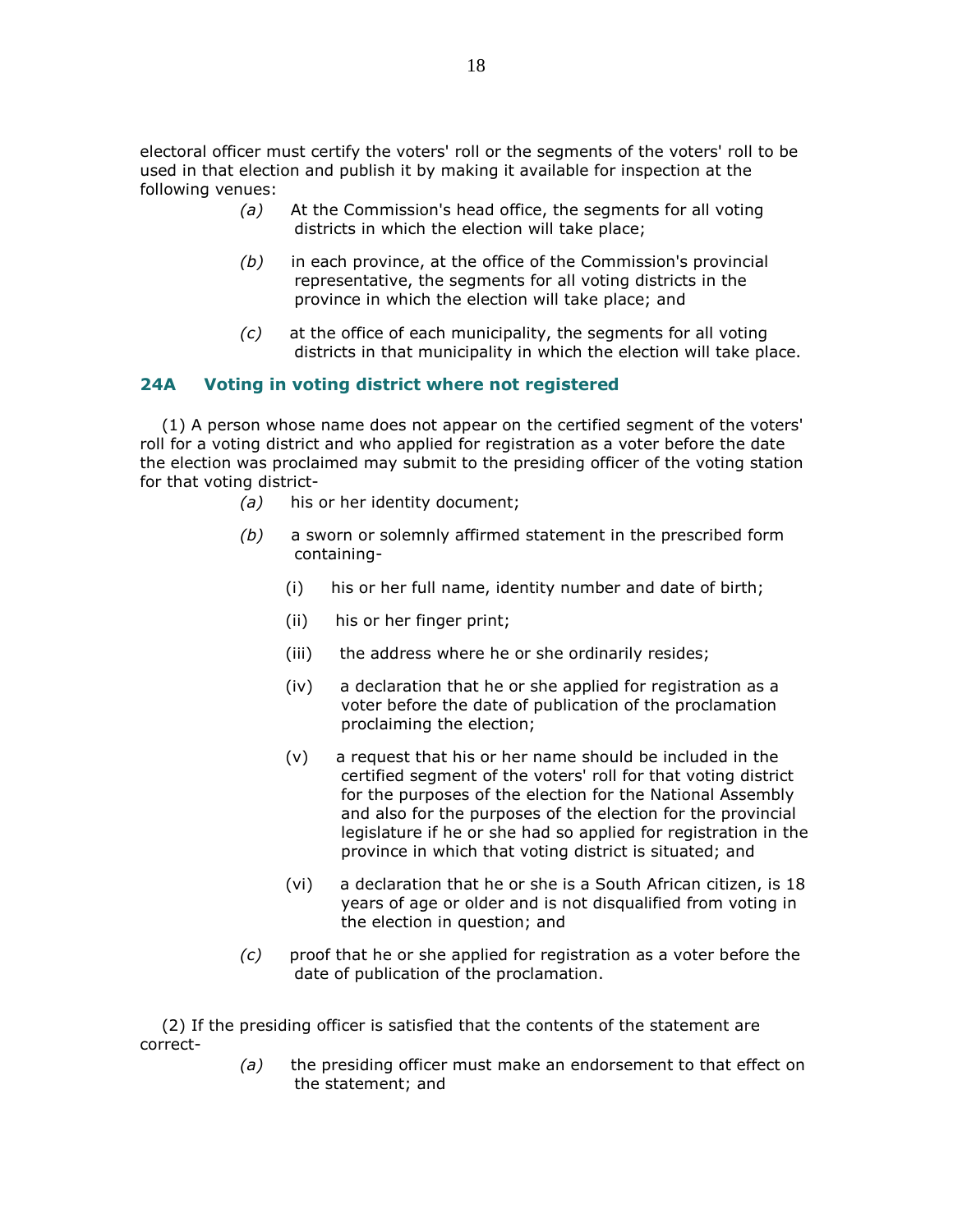electoral officer must certify the voters' roll or the segments of the voters' roll to be used in that election and publish it by making it available for inspection at the following venues:

*(a)* At the Commission's head office, the segments for all voting districts in which the election will take place;

*(b)* in each province, at the office of the Commission's provincial representative, the segments for all voting districts in the province in which the election will take place; and

*(c)* at the office of each municipality, the segments for all voting districts in that municipality in which the election will take place.

### 24A Voting in voting district where not registered

(1) A person whose name does not appear on the certified segment of the voters' roll for a voting district and who applied for registration as a voter before the date the election was proclaimed may submit to the presiding officer of the voting station for that voting district-

*(a)* his or her identity document;

*(b)* a sworn or solemnly affirmed statement in the prescribed form containing-

(i) his or her full name, identity number and date of birth;

(ii) his or her finger print;

(iii) the address where he or she ordinarily resides;

(iv) a declaration that he or she applied for registration as a voter before the date of publication of the proclamation proclaiming the election;

(v) a request that his or her name should be included in the certified segment of the voters' roll for that voting district for the purposes of the election for the National Assembly and also for the purposes of the election for the provincial legislature if he or she had so applied for registration in the province in which that voting district is situated; and

(vi) a declaration that he or she is a South African citizen, is 18 years of age or older and is not disqualified from voting in the election in question; and

*(c)* proof that he or she applied for registration as a voter before the date of publication of the proclamation.

(2) If the presiding officer is satisfied that the contents of the statement are correct-

*(a)* the presiding officer must make an endorsement to that effect on the statement; and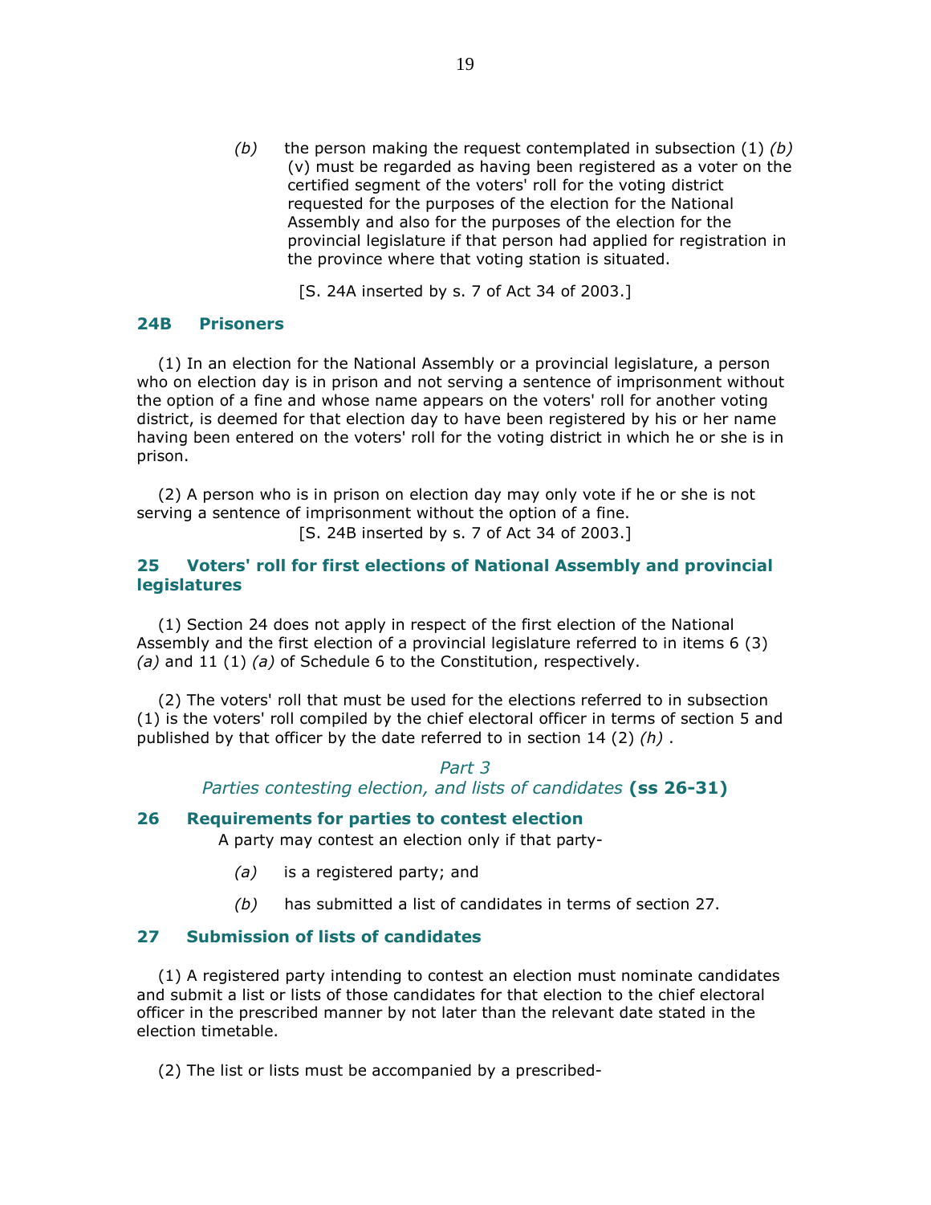*(b)* the person making the request contemplated in subsection (1) *(b)* (v) must be regarded as having been registered as a voter on the certified segment of the voters' roll for the voting district requested for the purposes of the election for the National Assembly and also for the purposes of the election for the provincial legislature if that person had applied for registration in the province where that voting station is situated.

[S. 24A inserted by s. 7 of Act 34 of 2003.]

### 24B Prisoners

(1) In an election for the National Assembly or a provincial legislature, a person who on election day is in prison and not serving a sentence of imprisonment without the option of a fine and whose name appears on the voters' roll for another voting district, is deemed for that election day to have been registered by his or her name having been entered on the voters' roll for the voting district in which he or she is in prison.

(2) A person who is in prison on election day may only vote if he or she is not serving a sentence of imprisonment without the option of a fine.

[S. 24B inserted by s. 7 of Act 34 of 2003.]

### 25 Voters' roll for first elections of National Assembly and provincial legislatures

(1) Section 24 does not apply in respect of the first election of the National Assembly and the first election of a provincial legislature referred to in items 6 (3) *(a)* and 11 (1) *(a)* of Schedule 6 to the Constitution, respectively.

(2) The voters' roll that must be used for the elections referred to in subsection (1) is the voters' roll compiled by the chief electoral officer in terms of section 5 and published by that officer by the date referred to in section 14 (2) *(h)* .

## *Part 3*
## *Parties contesting election, and lists of candidates* **(ss 26-31)**

### 26 Requirements for parties to contest election

A party may contest an election only if that party-

*(a)* is a registered party; and

*(b)* has submitted a list of candidates in terms of section 27.

### 27 Submission of lists of candidates

(1) A registered party intending to contest an election must nominate candidates and submit a list or lists of those candidates for that election to the chief electoral officer in the prescribed manner by not later than the relevant date stated in the election timetable.

(2) The list or lists must be accompanied by a prescribed-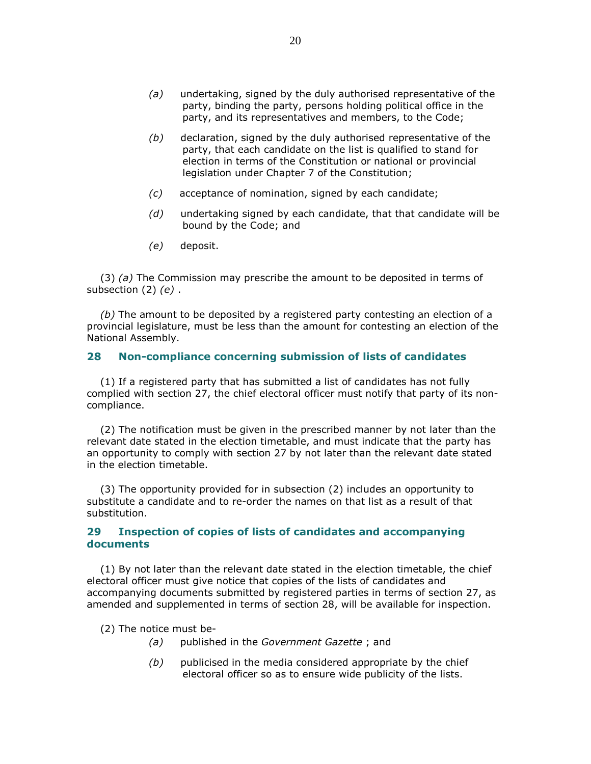*(a)* undertaking, signed by the duly authorised representative of the party, binding the party, persons holding political office in the party, and its representatives and members, to the Code;

*(b)* declaration, signed by the duly authorised representative of the party, that each candidate on the list is qualified to stand for election in terms of the Constitution or national or provincial legislation under Chapter 7 of the Constitution;

*(c)* acceptance of nomination, signed by each candidate;

*(d)* undertaking signed by each candidate, that that candidate will be bound by the Code; and

*(e)* deposit.

(3) *(a)* The Commission may prescribe the amount to be deposited in terms of subsection (2) *(e)* .

*(b)* The amount to be deposited by a registered party contesting an election of a provincial legislature, must be less than the amount for contesting an election of the National Assembly.

## 28 Non-compliance concerning submission of lists of candidates

(1) If a registered party that has submitted a list of candidates has not fully complied with section 27, the chief electoral officer must notify that party of its non-compliance.

(2) The notification must be given in the prescribed manner by not later than the relevant date stated in the election timetable, and must indicate that the party has an opportunity to comply with section 27 by not later than the relevant date stated in the election timetable.

(3) The opportunity provided for in subsection (2) includes an opportunity to substitute a candidate and to re-order the names on that list as a result of that substitution.

## 29 Inspection of copies of lists of candidates and accompanying documents

(1) By not later than the relevant date stated in the election timetable, the chief electoral officer must give notice that copies of the lists of candidates and accompanying documents submitted by registered parties in terms of section 27, as amended and supplemented in terms of section 28, will be available for inspection.

(2) The notice must be-

*(a)* published in the *Government Gazette* ; and

*(b)* publicised in the media considered appropriate by the chief electoral officer so as to ensure wide publicity of the lists.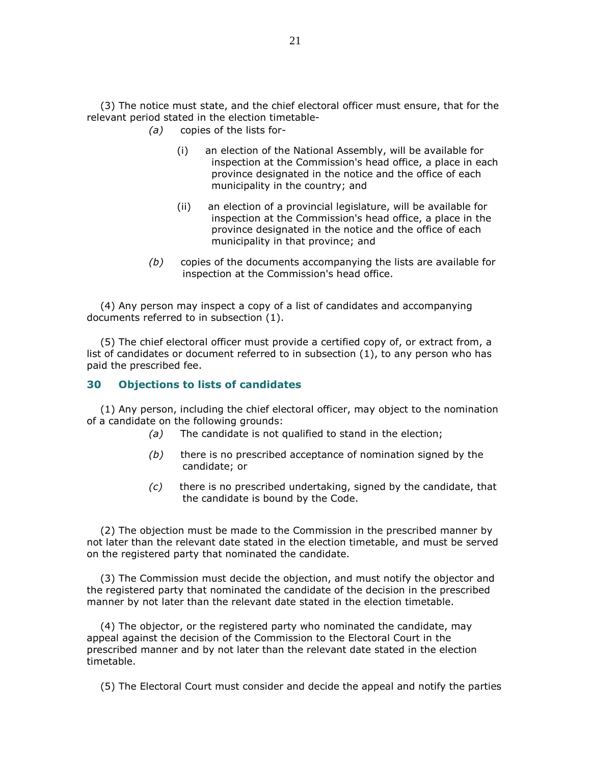(3) The notice must state, and the chief electoral officer must ensure, that for the relevant period stated in the election timetable-

*(a)* copies of the lists for-

(i) an election of the National Assembly, will be available for inspection at the Commission's head office, a place in each province designated in the notice and the office of each municipality in the country; and

(ii) an election of a provincial legislature, will be available for inspection at the Commission's head office, a place in the province designated in the notice and the office of each municipality in that province; and

*(b)* copies of the documents accompanying the lists are available for inspection at the Commission's head office.

(4) Any person may inspect a copy of a list of candidates and accompanying documents referred to in subsection (1).

(5) The chief electoral officer must provide a certified copy of, or extract from, a list of candidates or document referred to in subsection (1), to any person who has paid the prescribed fee.

## 30 Objections to lists of candidates

(1) Any person, including the chief electoral officer, may object to the nomination of a candidate on the following grounds:

*(a)* The candidate is not qualified to stand in the election;

*(b)* there is no prescribed acceptance of nomination signed by the candidate; or

*(c)* there is no prescribed undertaking, signed by the candidate, that the candidate is bound by the Code.

(2) The objection must be made to the Commission in the prescribed manner by not later than the relevant date stated in the election timetable, and must be served on the registered party that nominated the candidate.

(3) The Commission must decide the objection, and must notify the objector and the registered party that nominated the candidate of the decision in the prescribed manner by not later than the relevant date stated in the election timetable.

(4) The objector, or the registered party who nominated the candidate, may appeal against the decision of the Commission to the Electoral Court in the prescribed manner and by not later than the relevant date stated in the election timetable.

(5) The Electoral Court must consider and decide the appeal and notify the parties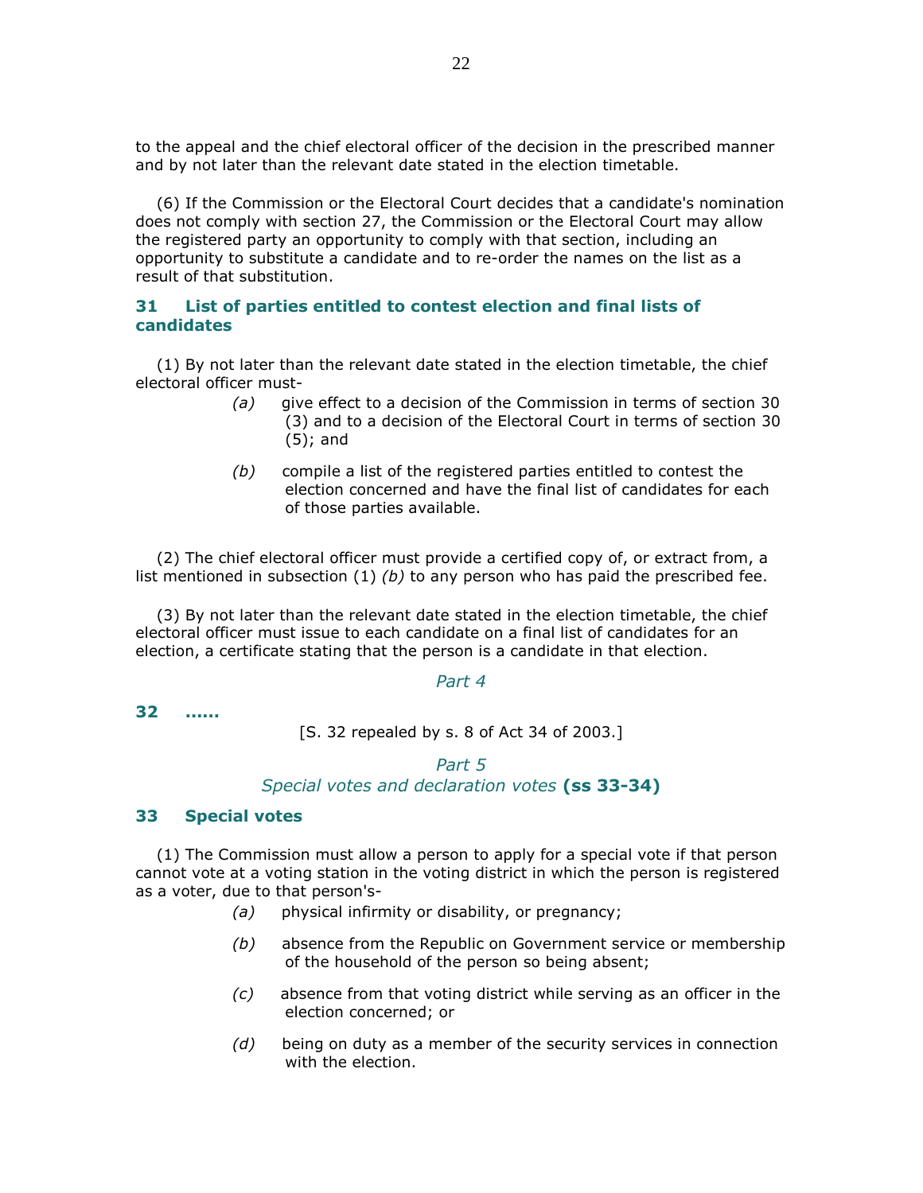to the appeal and the chief electoral officer of the decision in the prescribed manner and by not later than the relevant date stated in the election timetable.

(6) If the Commission or the Electoral Court decides that a candidate's nomination does not comply with section 27, the Commission or the Electoral Court may allow the registered party an opportunity to comply with that section, including an opportunity to substitute a candidate and to re-order the names on the list as a result of that substitution.

### 31 List of parties entitled to contest election and final lists of candidates

(1) By not later than the relevant date stated in the election timetable, the chief electoral officer must-

*(a)* give effect to a decision of the Commission in terms of section 30 (3) and to a decision of the Electoral Court in terms of section 30 (5); and

*(b)* compile a list of the registered parties entitled to contest the election concerned and have the final list of candidates for each of those parties available.

(2) The chief electoral officer must provide a certified copy of, or extract from, a list mentioned in subsection (1) *(b)* to any person who has paid the prescribed fee.

(3) By not later than the relevant date stated in the election timetable, the chief electoral officer must issue to each candidate on a final list of candidates for an election, a certificate stating that the person is a candidate in that election.

*Part 4*

### 32 ......

[S. 32 repealed by s. 8 of Act 34 of 2003.]

*Part 5*
*Special votes and declaration votes* **(ss 33-34)**

### 33 Special votes

(1) The Commission must allow a person to apply for a special vote if that person cannot vote at a voting station in the voting district in which the person is registered as a voter, due to that person's-

*(a)* physical infirmity or disability, or pregnancy;

*(b)* absence from the Republic on Government service or membership of the household of the person so being absent;

*(c)* absence from that voting district while serving as an officer in the election concerned; or

*(d)* being on duty as a member of the security services in connection with the election.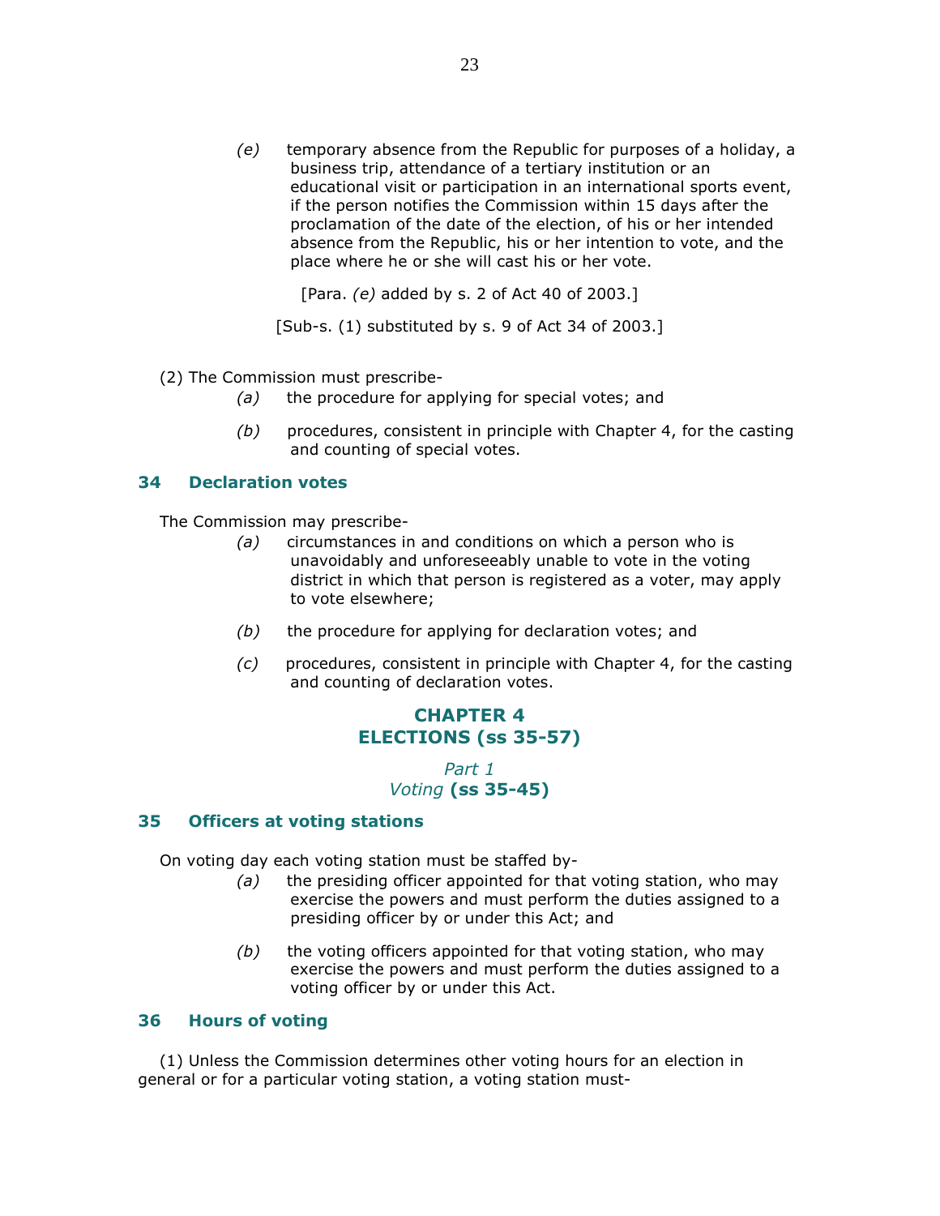*(e)* temporary absence from the Republic for purposes of a holiday, a business trip, attendance of a tertiary institution or an educational visit or participation in an international sports event, if the person notifies the Commission within 15 days after the proclamation of the date of the election, of his or her intended absence from the Republic, his or her intention to vote, and the place where he or she will cast his or her vote.

[Para. *(e)* added by s. 2 of Act 40 of 2003.]

[Sub-s. (1) substituted by s. 9 of Act 34 of 2003.]

(2) The Commission must prescribe-

*(a)* the procedure for applying for special votes; and

*(b)* procedures, consistent in principle with Chapter 4, for the casting and counting of special votes.

### 34 Declaration votes

The Commission may prescribe-

*(a)* circumstances in and conditions on which a person who is unavoidably and unforeseeably unable to vote in the voting district in which that person is registered as a voter, may apply to vote elsewhere;

*(b)* the procedure for applying for declaration votes; and

*(c)* procedures, consistent in principle with Chapter 4, for the casting and counting of declaration votes.

## CHAPTER 4
## ELECTIONS (ss 35-57)

### *Part 1*
### *Voting* (ss 35-45)

### 35 Officers at voting stations

On voting day each voting station must be staffed by-

*(a)* the presiding officer appointed for that voting station, who may exercise the powers and must perform the duties assigned to a presiding officer by or under this Act; and

*(b)* the voting officers appointed for that voting station, who may exercise the powers and must perform the duties assigned to a voting officer by or under this Act.

### 36 Hours of voting

(1) Unless the Commission determines other voting hours for an election in general or for a particular voting station, a voting station must-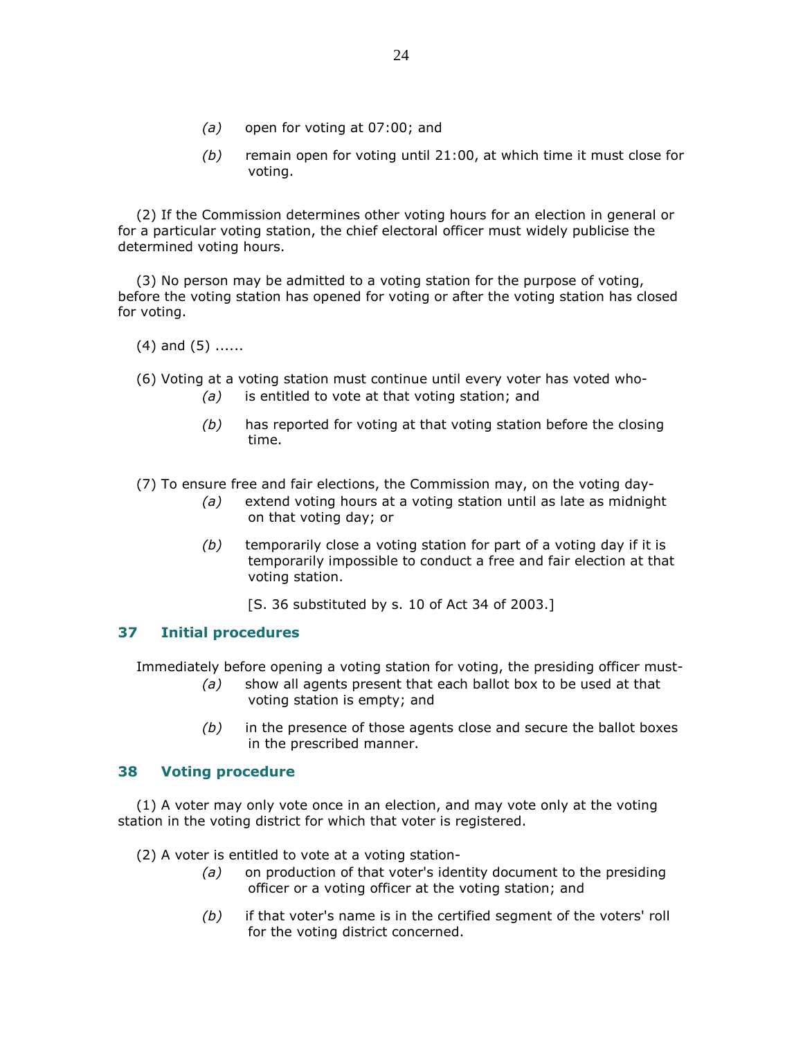(a) open for voting at 07:00; and

(b) remain open for voting until 21:00, at which time it must close for voting.

(2) If the Commission determines other voting hours for an election in general or for a particular voting station, the chief electoral officer must widely publicise the determined voting hours.

(3) No person may be admitted to a voting station for the purpose of voting, before the voting station has opened for voting or after the voting station has closed for voting.

(4) and (5) ......

(6) Voting at a voting station must continue until every voter has voted who-

(a) is entitled to vote at that voting station; and

(b) has reported for voting at that voting station before the closing time.

(7) To ensure free and fair elections, the Commission may, on the voting day-

(a) extend voting hours at a voting station until as late as midnight on that voting day; or

(b) temporarily close a voting station for part of a voting day if it is temporarily impossible to conduct a free and fair election at that voting station.

[S. 36 substituted by s. 10 of Act 34 of 2003.]

## 37 Initial procedures

Immediately before opening a voting station for voting, the presiding officer must-

(a) show all agents present that each ballot box to be used at that voting station is empty; and

(b) in the presence of those agents close and secure the ballot boxes in the prescribed manner.

## 38 Voting procedure

(1) A voter may only vote once in an election, and may vote only at the voting station in the voting district for which that voter is registered.

(2) A voter is entitled to vote at a voting station-

(a) on production of that voter's identity document to the presiding officer or a voting officer at the voting station; and

(b) if that voter's name is in the certified segment of the voters' roll for the voting district concerned.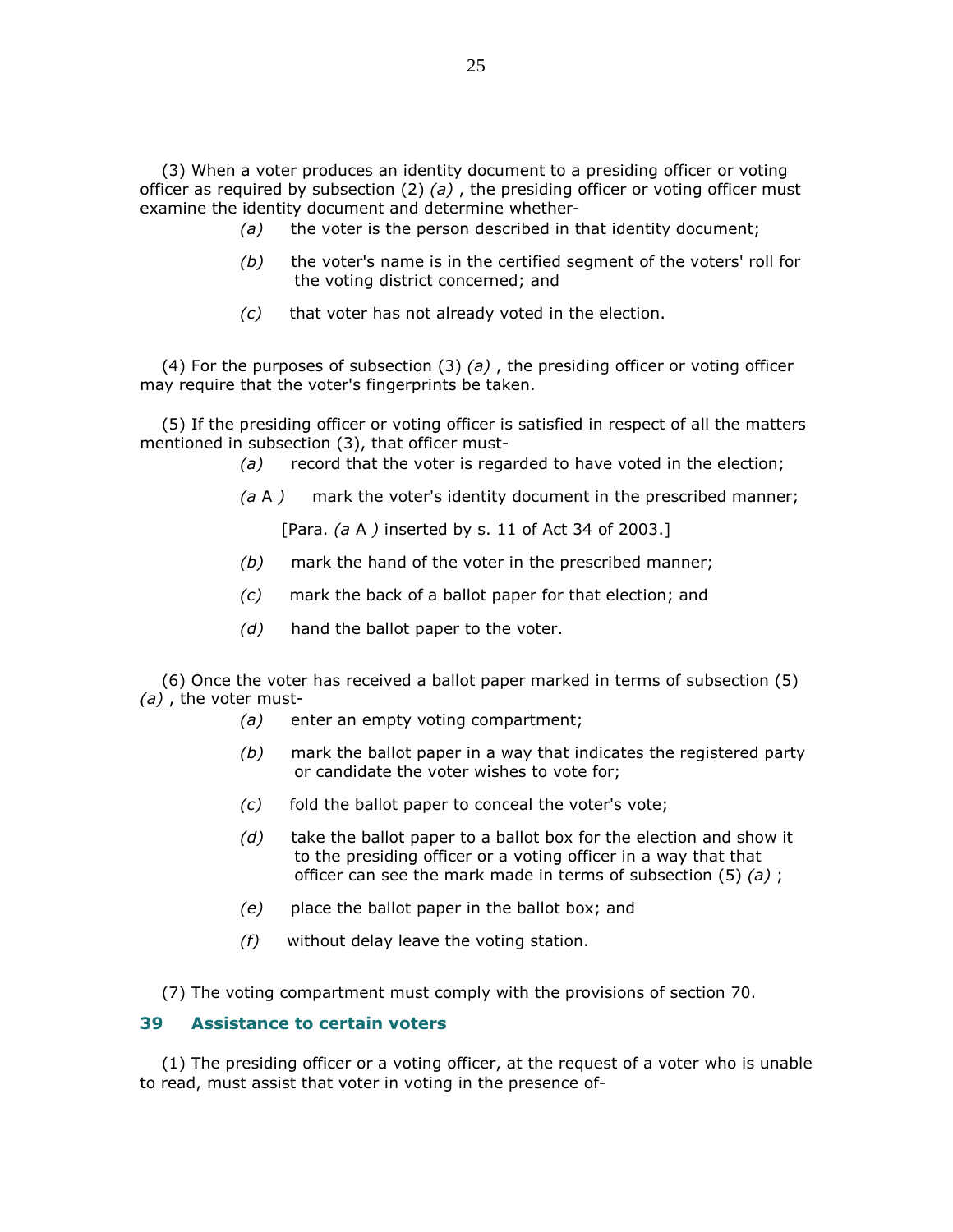(3) When a voter produces an identity document to a presiding officer or voting officer as required by subsection (2) *(a)* , the presiding officer or voting officer must examine the identity document and determine whether-

*(a)* the voter is the person described in that identity document;

*(b)* the voter's name is in the certified segment of the voters' roll for the voting district concerned; and

*(c)* that voter has not already voted in the election.

(4) For the purposes of subsection (3) *(a)* , the presiding officer or voting officer may require that the voter's fingerprints be taken.

(5) If the presiding officer or voting officer is satisfied in respect of all the matters mentioned in subsection (3), that officer must-

*(a)* record that the voter is regarded to have voted in the election;

*(a* A *)* mark the voter's identity document in the prescribed manner;

[Para. *(a* A *)* inserted by s. 11 of Act 34 of 2003.]

*(b)* mark the hand of the voter in the prescribed manner;

*(c)* mark the back of a ballot paper for that election; and

*(d)* hand the ballot paper to the voter.

(6) Once the voter has received a ballot paper marked in terms of subsection (5) *(a)* , the voter must-

*(a)* enter an empty voting compartment;

*(b)* mark the ballot paper in a way that indicates the registered party or candidate the voter wishes to vote for;

*(c)* fold the ballot paper to conceal the voter's vote;

*(d)* take the ballot paper to a ballot box for the election and show it to the presiding officer or a voting officer in a way that that officer can see the mark made in terms of subsection (5) *(a)* ;

*(e)* place the ballot paper in the ballot box; and

*(f)* without delay leave the voting station.

(7) The voting compartment must comply with the provisions of section 70.

## 39 Assistance to certain voters

(1) The presiding officer or a voting officer, at the request of a voter who is unable to read, must assist that voter in voting in the presence of-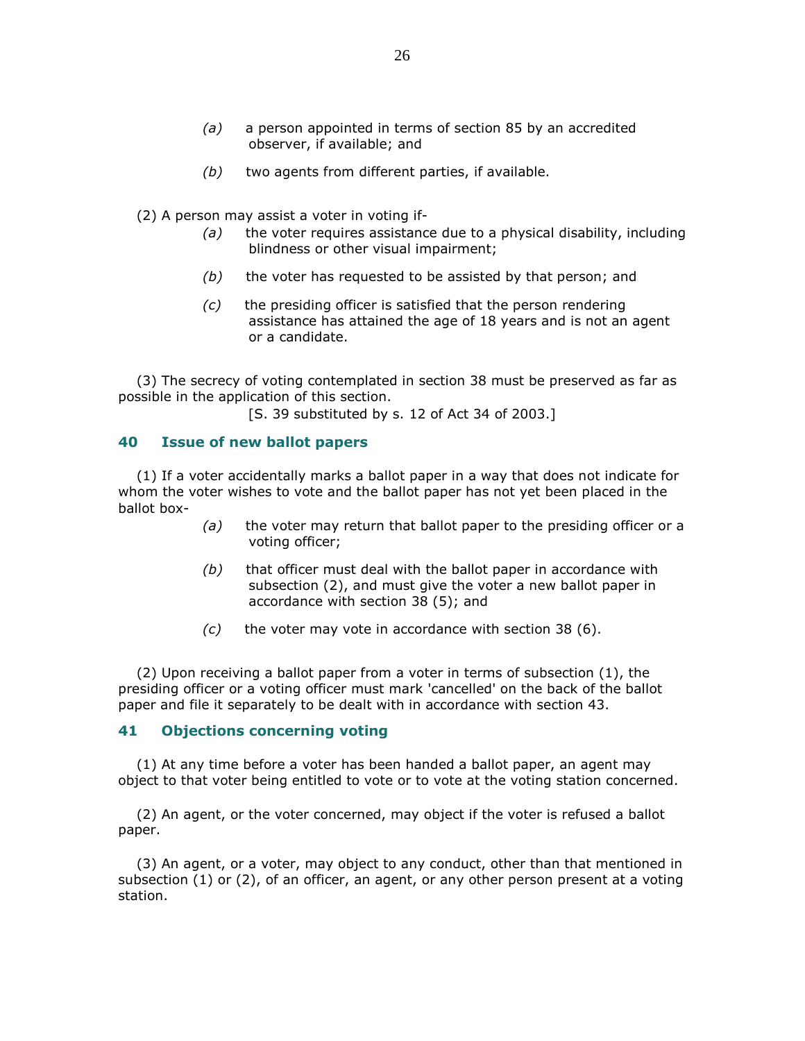*(a)* a person appointed in terms of section 85 by an accredited observer, if available; and

*(b)* two agents from different parties, if available.

(2) A person may assist a voter in voting if-

*(a)* the voter requires assistance due to a physical disability, including blindness or other visual impairment;

*(b)* the voter has requested to be assisted by that person; and

*(c)* the presiding officer is satisfied that the person rendering assistance has attained the age of 18 years and is not an agent or a candidate.

(3) The secrecy of voting contemplated in section 38 must be preserved as far as possible in the application of this section.

[S. 39 substituted by s. 12 of Act 34 of 2003.]

## 40 Issue of new ballot papers

(1) If a voter accidentally marks a ballot paper in a way that does not indicate for whom the voter wishes to vote and the ballot paper has not yet been placed in the ballot box-

*(a)* the voter may return that ballot paper to the presiding officer or a voting officer;

*(b)* that officer must deal with the ballot paper in accordance with subsection (2), and must give the voter a new ballot paper in accordance with section 38 (5); and

*(c)* the voter may vote in accordance with section 38 (6).

(2) Upon receiving a ballot paper from a voter in terms of subsection (1), the presiding officer or a voting officer must mark 'cancelled' on the back of the ballot paper and file it separately to be dealt with in accordance with section 43.

## 41 Objections concerning voting

(1) At any time before a voter has been handed a ballot paper, an agent may object to that voter being entitled to vote or to vote at the voting station concerned.

(2) An agent, or the voter concerned, may object if the voter is refused a ballot paper.

(3) An agent, or a voter, may object to any conduct, other than that mentioned in subsection (1) or (2), of an officer, an agent, or any other person present at a voting station.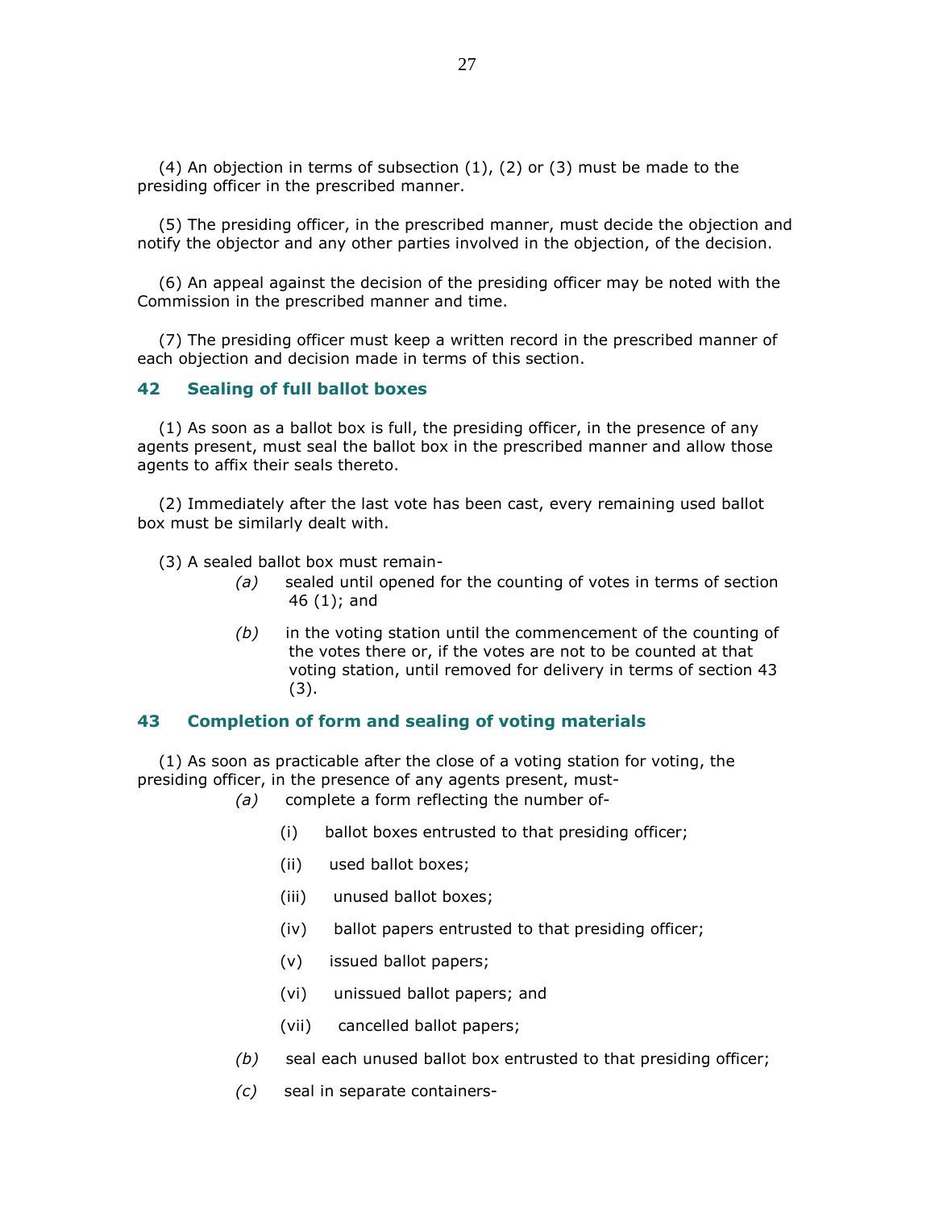(4) An objection in terms of subsection (1), (2) or (3) must be made to the presiding officer in the prescribed manner.

(5) The presiding officer, in the prescribed manner, must decide the objection and notify the objector and any other parties involved in the objection, of the decision.

(6) An appeal against the decision of the presiding officer may be noted with the Commission in the prescribed manner and time.

(7) The presiding officer must keep a written record in the prescribed manner of each objection and decision made in terms of this section.

## 42 Sealing of full ballot boxes

(1) As soon as a ballot box is full, the presiding officer, in the presence of any agents present, must seal the ballot box in the prescribed manner and allow those agents to affix their seals thereto.

(2) Immediately after the last vote has been cast, every remaining used ballot box must be similarly dealt with.

(3) A sealed ballot box must remain-

*(a)* sealed until opened for the counting of votes in terms of section 46 (1); and

*(b)* in the voting station until the commencement of the counting of the votes there or, if the votes are not to be counted at that voting station, until removed for delivery in terms of section 43 (3).

## 43 Completion of form and sealing of voting materials

(1) As soon as practicable after the close of a voting station for voting, the presiding officer, in the presence of any agents present, must-

*(a)* complete a form reflecting the number of-

(i) ballot boxes entrusted to that presiding officer;

(ii) used ballot boxes;

(iii) unused ballot boxes;

(iv) ballot papers entrusted to that presiding officer;

(v) issued ballot papers;

(vi) unissued ballot papers; and

(vii) cancelled ballot papers;

*(b)* seal each unused ballot box entrusted to that presiding officer;

*(c)* seal in separate containers-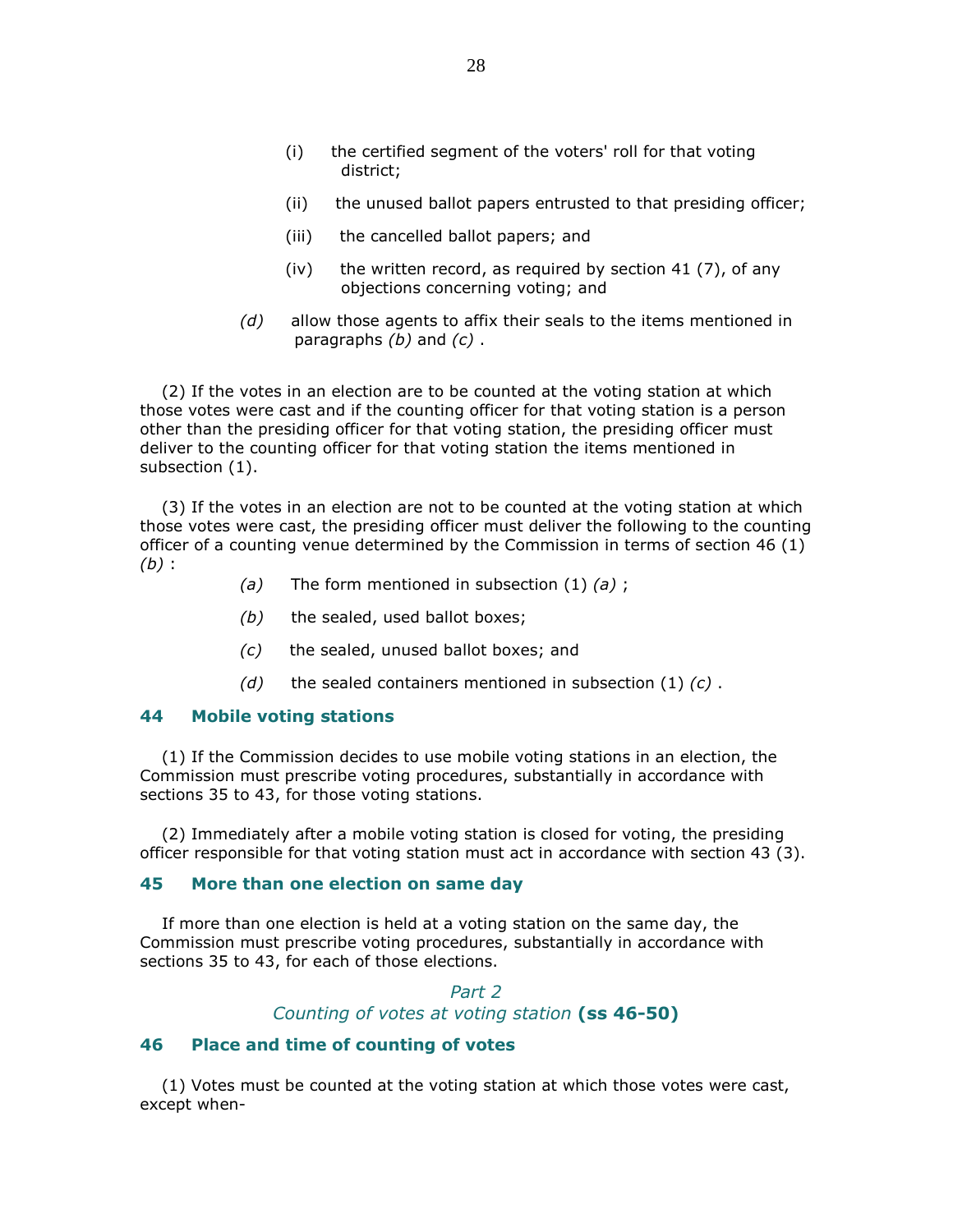(i) the certified segment of the voters' roll for that voting district;

(ii) the unused ballot papers entrusted to that presiding officer;

(iii) the cancelled ballot papers; and

(iv) the written record, as required by section 41 (7), of any objections concerning voting; and

*(d)* allow those agents to affix their seals to the items mentioned in paragraphs *(b)* and *(c)* .

(2) If the votes in an election are to be counted at the voting station at which those votes were cast and if the counting officer for that voting station is a person other than the presiding officer for that voting station, the presiding officer must deliver to the counting officer for that voting station the items mentioned in subsection (1).

(3) If the votes in an election are not to be counted at the voting station at which those votes were cast, the presiding officer must deliver the following to the counting officer of a counting venue determined by the Commission in terms of section 46 (1) *(b)* :

*(a)* The form mentioned in subsection (1) *(a)* ;

*(b)* the sealed, used ballot boxes;

*(c)* the sealed, unused ballot boxes; and

*(d)* the sealed containers mentioned in subsection (1) *(c)* .

### 44 Mobile voting stations

(1) If the Commission decides to use mobile voting stations in an election, the Commission must prescribe voting procedures, substantially in accordance with sections 35 to 43, for those voting stations.

(2) Immediately after a mobile voting station is closed for voting, the presiding officer responsible for that voting station must act in accordance with section 43 (3).

### 45 More than one election on same day

If more than one election is held at a voting station on the same day, the Commission must prescribe voting procedures, substantially in accordance with sections 35 to 43, for each of those elections.

## *Part 2*
## *Counting of votes at voting station* **(ss 46-50)**

### 46 Place and time of counting of votes

(1) Votes must be counted at the voting station at which those votes were cast, except when-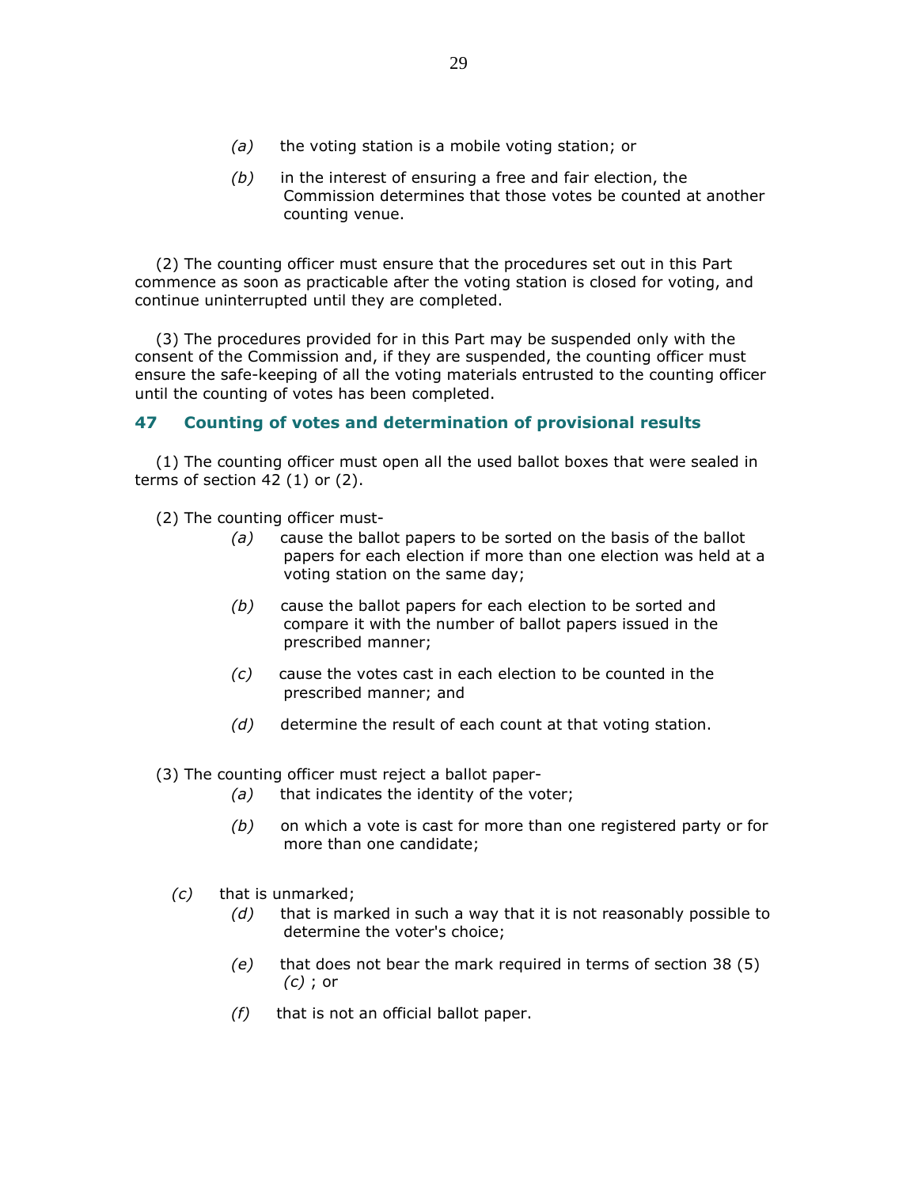(a) the voting station is a mobile voting station; or

(b) in the interest of ensuring a free and fair election, the Commission determines that those votes be counted at another counting venue.

(2) The counting officer must ensure that the procedures set out in this Part commence as soon as practicable after the voting station is closed for voting, and continue uninterrupted until they are completed.

(3) The procedures provided for in this Part may be suspended only with the consent of the Commission and, if they are suspended, the counting officer must ensure the safe-keeping of all the voting materials entrusted to the counting officer until the counting of votes has been completed.

## 47 Counting of votes and determination of provisional results

(1) The counting officer must open all the used ballot boxes that were sealed in terms of section 42 (1) or (2).

(2) The counting officer must-

*(a)* cause the ballot papers to be sorted on the basis of the ballot papers for each election if more than one election was held at a voting station on the same day;

*(b)* cause the ballot papers for each election to be sorted and compare it with the number of ballot papers issued in the prescribed manner;

*(c)* cause the votes cast in each election to be counted in the prescribed manner; and

*(d)* determine the result of each count at that voting station.

(3) The counting officer must reject a ballot paper-

*(a)* that indicates the identity of the voter;

*(b)* on which a vote is cast for more than one registered party or for more than one candidate;

*(c)* that is unmarked;

*(d)* that is marked in such a way that it is not reasonably possible to determine the voter's choice;

*(e)* that does not bear the mark required in terms of section 38 (5) *(c)* ; or

*(f)* that is not an official ballot paper.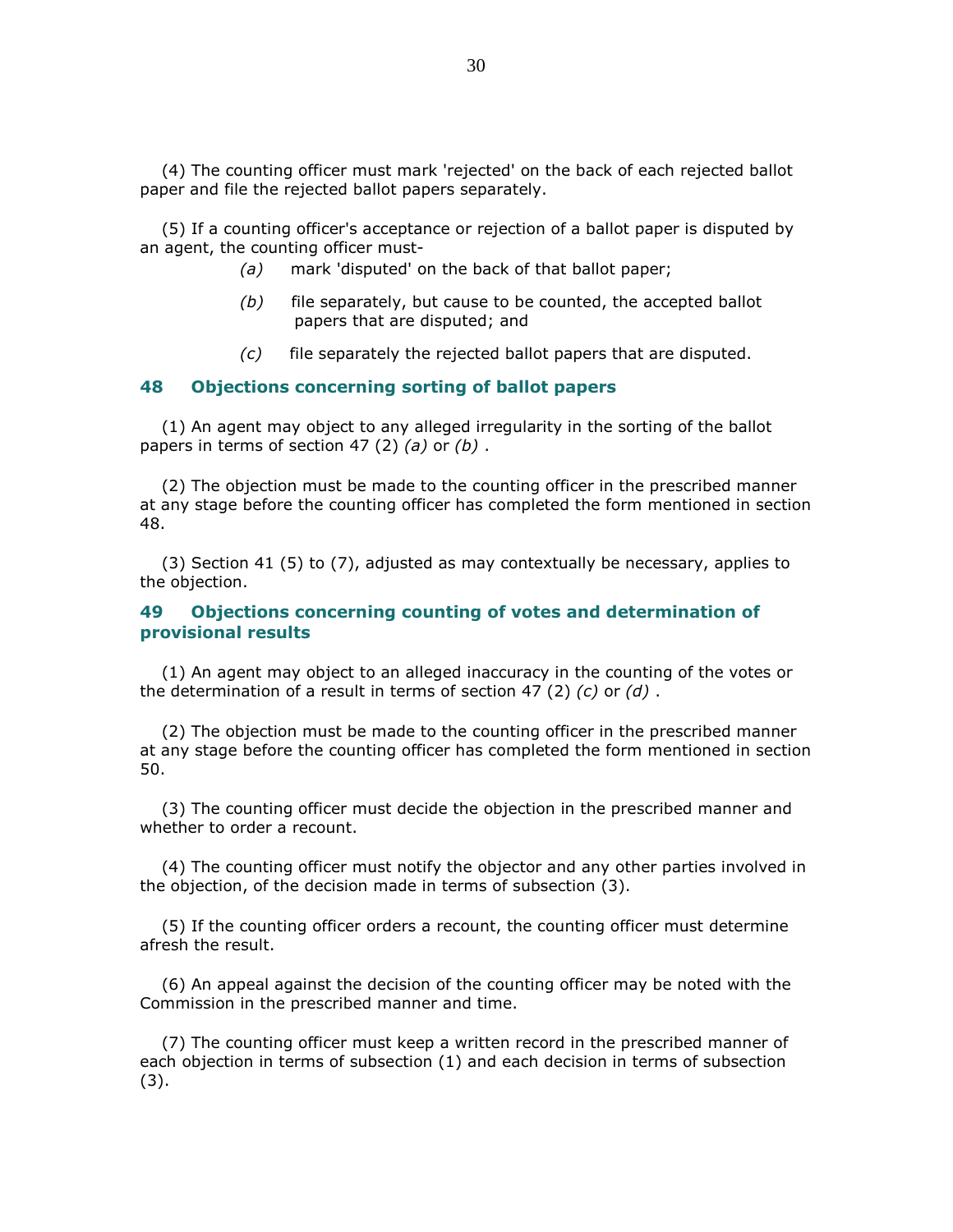(4) The counting officer must mark 'rejected' on the back of each rejected ballot paper and file the rejected ballot papers separately.

(5) If a counting officer's acceptance or rejection of a ballot paper is disputed by an agent, the counting officer must-

*(a)* mark 'disputed' on the back of that ballot paper;

*(b)* file separately, but cause to be counted, the accepted ballot papers that are disputed; and

*(c)* file separately the rejected ballot papers that are disputed.

### 48 Objections concerning sorting of ballot papers

(1) An agent may object to any alleged irregularity in the sorting of the ballot papers in terms of section 47 (2) *(a)* or *(b)* .

(2) The objection must be made to the counting officer in the prescribed manner at any stage before the counting officer has completed the form mentioned in section 48.

(3) Section 41 (5) to (7), adjusted as may contextually be necessary, applies to the objection.

### 49 Objections concerning counting of votes and determination of provisional results

(1) An agent may object to an alleged inaccuracy in the counting of the votes or the determination of a result in terms of section 47 (2) *(c)* or *(d)* .

(2) The objection must be made to the counting officer in the prescribed manner at any stage before the counting officer has completed the form mentioned in section 50.

(3) The counting officer must decide the objection in the prescribed manner and whether to order a recount.

(4) The counting officer must notify the objector and any other parties involved in the objection, of the decision made in terms of subsection (3).

(5) If the counting officer orders a recount, the counting officer must determine afresh the result.

(6) An appeal against the decision of the counting officer may be noted with the Commission in the prescribed manner and time.

(7) The counting officer must keep a written record in the prescribed manner of each objection in terms of subsection (1) and each decision in terms of subsection (3).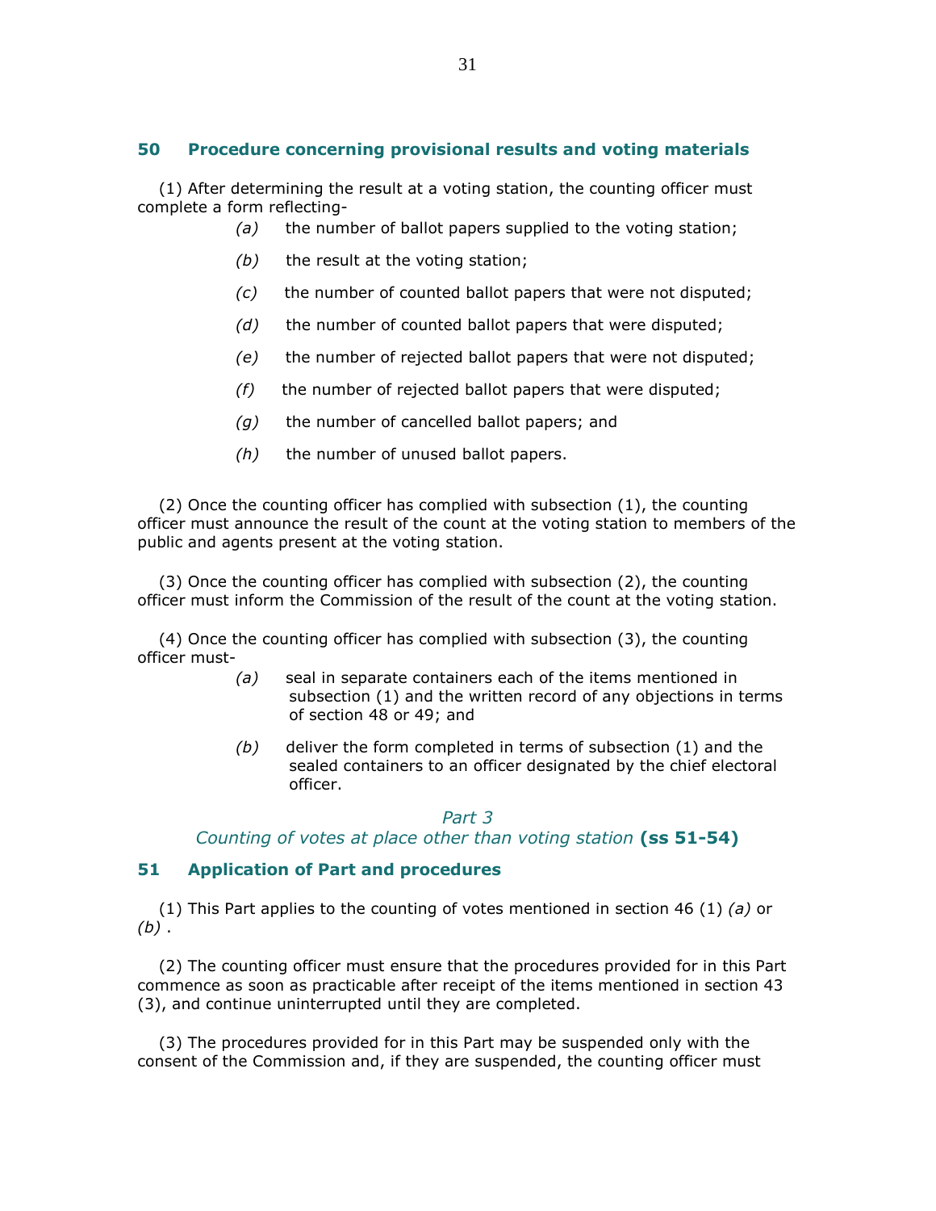### 50 Procedure concerning provisional results and voting materials

(1) After determining the result at a voting station, the counting officer must complete a form reflecting-

*(a)* the number of ballot papers supplied to the voting station;

*(b)* the result at the voting station;

*(c)* the number of counted ballot papers that were not disputed;

*(d)* the number of counted ballot papers that were disputed;

*(e)* the number of rejected ballot papers that were not disputed;

*(f)* the number of rejected ballot papers that were disputed;

*(g)* the number of cancelled ballot papers; and

*(h)* the number of unused ballot papers.

(2) Once the counting officer has complied with subsection (1), the counting officer must announce the result of the count at the voting station to members of the public and agents present at the voting station.

(3) Once the counting officer has complied with subsection (2), the counting officer must inform the Commission of the result of the count at the voting station.

(4) Once the counting officer has complied with subsection (3), the counting officer must-

*(a)* seal in separate containers each of the items mentioned in subsection (1) and the written record of any objections in terms of section 48 or 49; and

*(b)* deliver the form completed in terms of subsection (1) and the sealed containers to an officer designated by the chief electoral officer.

## *Part 3*
## *Counting of votes at place other than voting station* **(ss 51-54)**

### 51 Application of Part and procedures

(1) This Part applies to the counting of votes mentioned in section 46 (1) *(a)* or *(b)* .

(2) The counting officer must ensure that the procedures provided for in this Part commence as soon as practicable after receipt of the items mentioned in section 43 (3), and continue uninterrupted until they are completed.

(3) The procedures provided for in this Part may be suspended only with the consent of the Commission and, if they are suspended, the counting officer must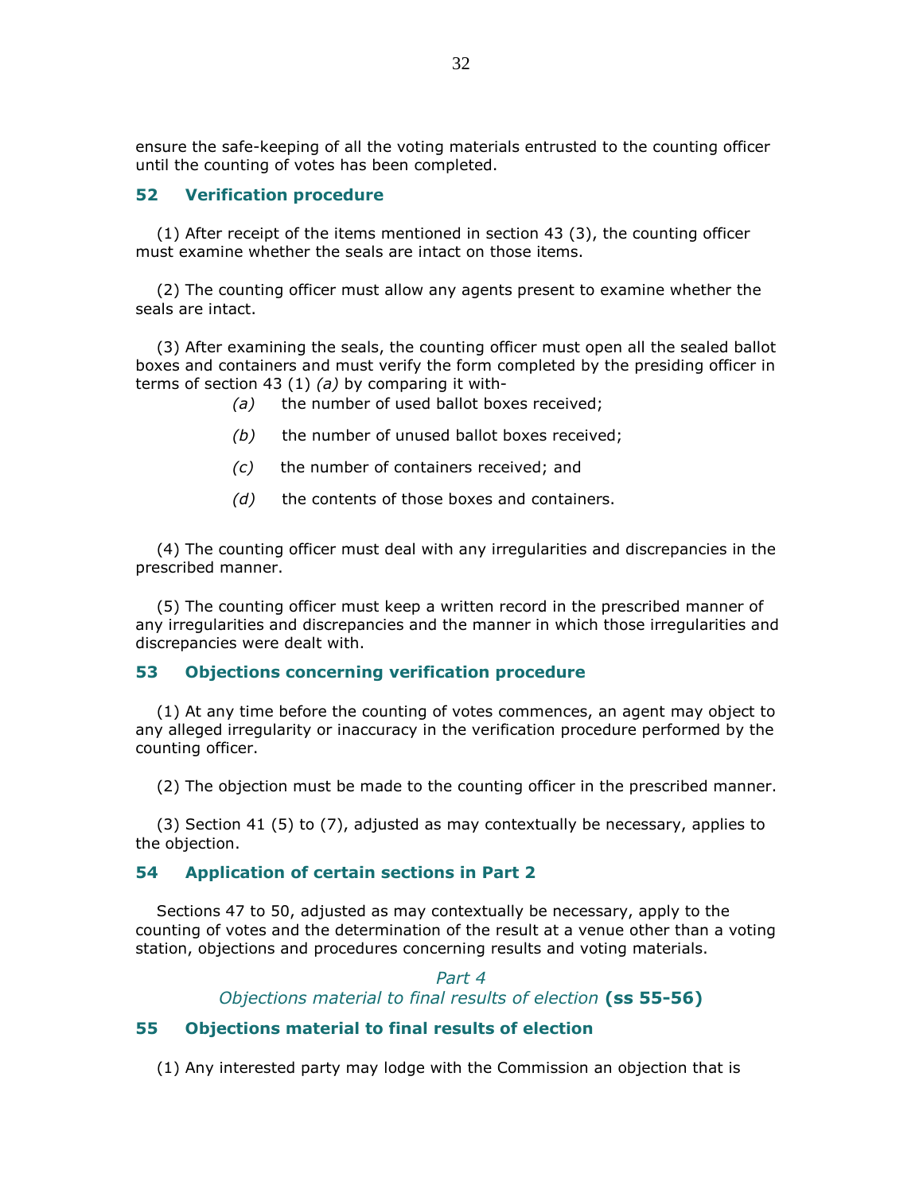ensure the safe-keeping of all the voting materials entrusted to the counting officer until the counting of votes has been completed.

### 52 Verification procedure

(1) After receipt of the items mentioned in section 43 (3), the counting officer must examine whether the seals are intact on those items.

(2) The counting officer must allow any agents present to examine whether the seals are intact.

(3) After examining the seals, the counting officer must open all the sealed ballot boxes and containers and must verify the form completed by the presiding officer in terms of section 43 (1) *(a)* by comparing it with-

*(a)* the number of used ballot boxes received;

*(b)* the number of unused ballot boxes received;

*(c)* the number of containers received; and

*(d)* the contents of those boxes and containers.

(4) The counting officer must deal with any irregularities and discrepancies in the prescribed manner.

(5) The counting officer must keep a written record in the prescribed manner of any irregularities and discrepancies and the manner in which those irregularities and discrepancies were dealt with.

### 53 Objections concerning verification procedure

(1) At any time before the counting of votes commences, an agent may object to any alleged irregularity or inaccuracy in the verification procedure performed by the counting officer.

(2) The objection must be made to the counting officer in the prescribed manner.

(3) Section 41 (5) to (7), adjusted as may contextually be necessary, applies to the objection.

### 54 Application of certain sections in Part 2

Sections 47 to 50, adjusted as may contextually be necessary, apply to the counting of votes and the determination of the result at a venue other than a voting station, objections and procedures concerning results and voting materials.

## *Part 4*
## *Objections material to final results of election* **(ss 55-56)**

### 55 Objections material to final results of election

(1) Any interested party may lodge with the Commission an objection that is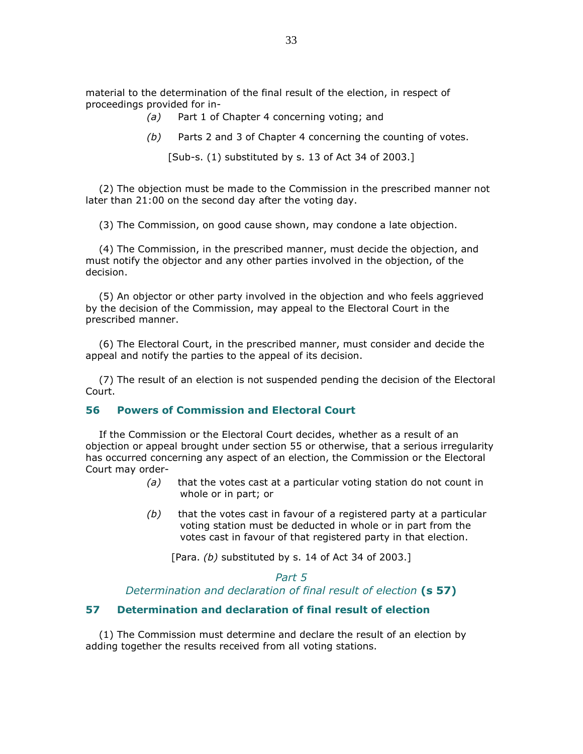material to the determination of the final result of the election, in respect of proceedings provided for in-

*(a)* Part 1 of Chapter 4 concerning voting; and

*(b)* Parts 2 and 3 of Chapter 4 concerning the counting of votes.

[Sub-s. (1) substituted by s. 13 of Act 34 of 2003.]

(2) The objection must be made to the Commission in the prescribed manner not later than 21:00 on the second day after the voting day.

(3) The Commission, on good cause shown, may condone a late objection.

(4) The Commission, in the prescribed manner, must decide the objection, and must notify the objector and any other parties involved in the objection, of the decision.

(5) An objector or other party involved in the objection and who feels aggrieved by the decision of the Commission, may appeal to the Electoral Court in the prescribed manner.

(6) The Electoral Court, in the prescribed manner, must consider and decide the appeal and notify the parties to the appeal of its decision.

(7) The result of an election is not suspended pending the decision of the Electoral Court.

### 56 Powers of Commission and Electoral Court

If the Commission or the Electoral Court decides, whether as a result of an objection or appeal brought under section 55 or otherwise, that a serious irregularity has occurred concerning any aspect of an election, the Commission or the Electoral Court may order-

*(a)* that the votes cast at a particular voting station do not count in whole or in part; or

*(b)* that the votes cast in favour of a registered party at a particular voting station must be deducted in whole or in part from the votes cast in favour of that registered party in that election.

[Para. *(b)* substituted by s. 14 of Act 34 of 2003.]

## *Part 5*
## *Determination and declaration of final result of election* **(s 57)**

### 57 Determination and declaration of final result of election

(1) The Commission must determine and declare the result of an election by adding together the results received from all voting stations.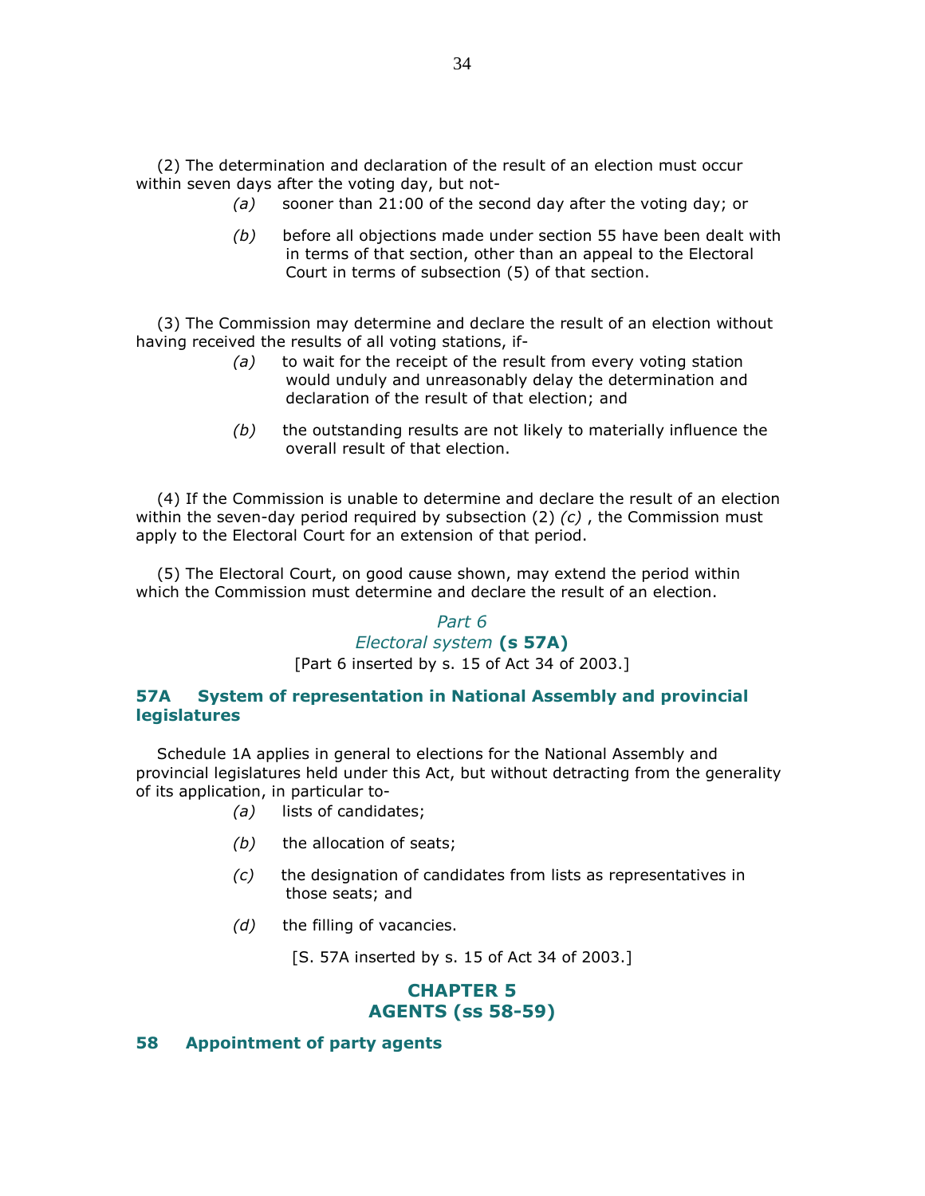(2) The determination and declaration of the result of an election must occur within seven days after the voting day, but not-

*(a)* sooner than 21:00 of the second day after the voting day; or

*(b)* before all objections made under section 55 have been dealt with in terms of that section, other than an appeal to the Electoral Court in terms of subsection (5) of that section.

(3) The Commission may determine and declare the result of an election without having received the results of all voting stations, if-

*(a)* to wait for the receipt of the result from every voting station would unduly and unreasonably delay the determination and declaration of the result of that election; and

*(b)* the outstanding results are not likely to materially influence the overall result of that election.

(4) If the Commission is unable to determine and declare the result of an election within the seven-day period required by subsection (2) *(c)* , the Commission must apply to the Electoral Court for an extension of that period.

(5) The Electoral Court, on good cause shown, may extend the period within which the Commission must determine and declare the result of an election.

## *Part 6*
## *Electoral system* **(s 57A)**

[Part 6 inserted by s. 15 of Act 34 of 2003.]

### 57A System of representation in National Assembly and provincial legislatures

Schedule 1A applies in general to elections for the National Assembly and provincial legislatures held under this Act, but without detracting from the generality of its application, in particular to-

*(a)* lists of candidates;

*(b)* the allocation of seats;

*(c)* the designation of candidates from lists as representatives in those seats; and

*(d)* the filling of vacancies.

[S. 57A inserted by s. 15 of Act 34 of 2003.]

## CHAPTER 5
## AGENTS (ss 58-59)

### 58 Appointment of party agents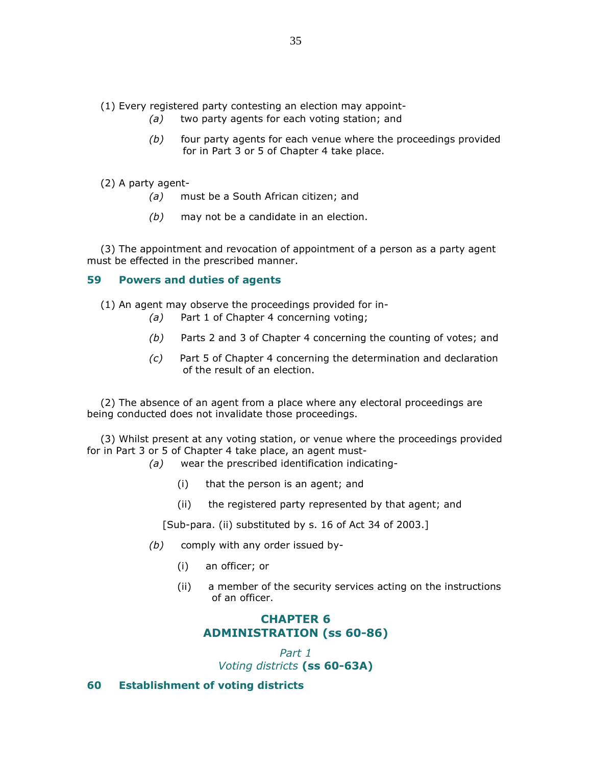(1) Every registered party contesting an election may appoint-

*(a)* two party agents for each voting station; and

*(b)* four party agents for each venue where the proceedings provided for in Part 3 or 5 of Chapter 4 take place.

(2) A party agent-

*(a)* must be a South African citizen; and

*(b)* may not be a candidate in an election.

(3) The appointment and revocation of appointment of a person as a party agent must be effected in the prescribed manner.

## 59 Powers and duties of agents

(1) An agent may observe the proceedings provided for in-

*(a)* Part 1 of Chapter 4 concerning voting;

*(b)* Parts 2 and 3 of Chapter 4 concerning the counting of votes; and

*(c)* Part 5 of Chapter 4 concerning the determination and declaration of the result of an election.

(2) The absence of an agent from a place where any electoral proceedings are being conducted does not invalidate those proceedings.

(3) Whilst present at any voting station, or venue where the proceedings provided for in Part 3 or 5 of Chapter 4 take place, an agent must-

*(a)* wear the prescribed identification indicating-

(i) that the person is an agent; and

(ii) the registered party represented by that agent; and

[Sub-para. (ii) substituted by s. 16 of Act 34 of 2003.]

*(b)* comply with any order issued by-

(i) an officer; or

(ii) a member of the security services acting on the instructions of an officer.

# CHAPTER 6
# ADMINISTRATION (ss 60-86)

### *Part 1*
### *Voting districts* (ss 60-63A)

## 60 Establishment of voting districts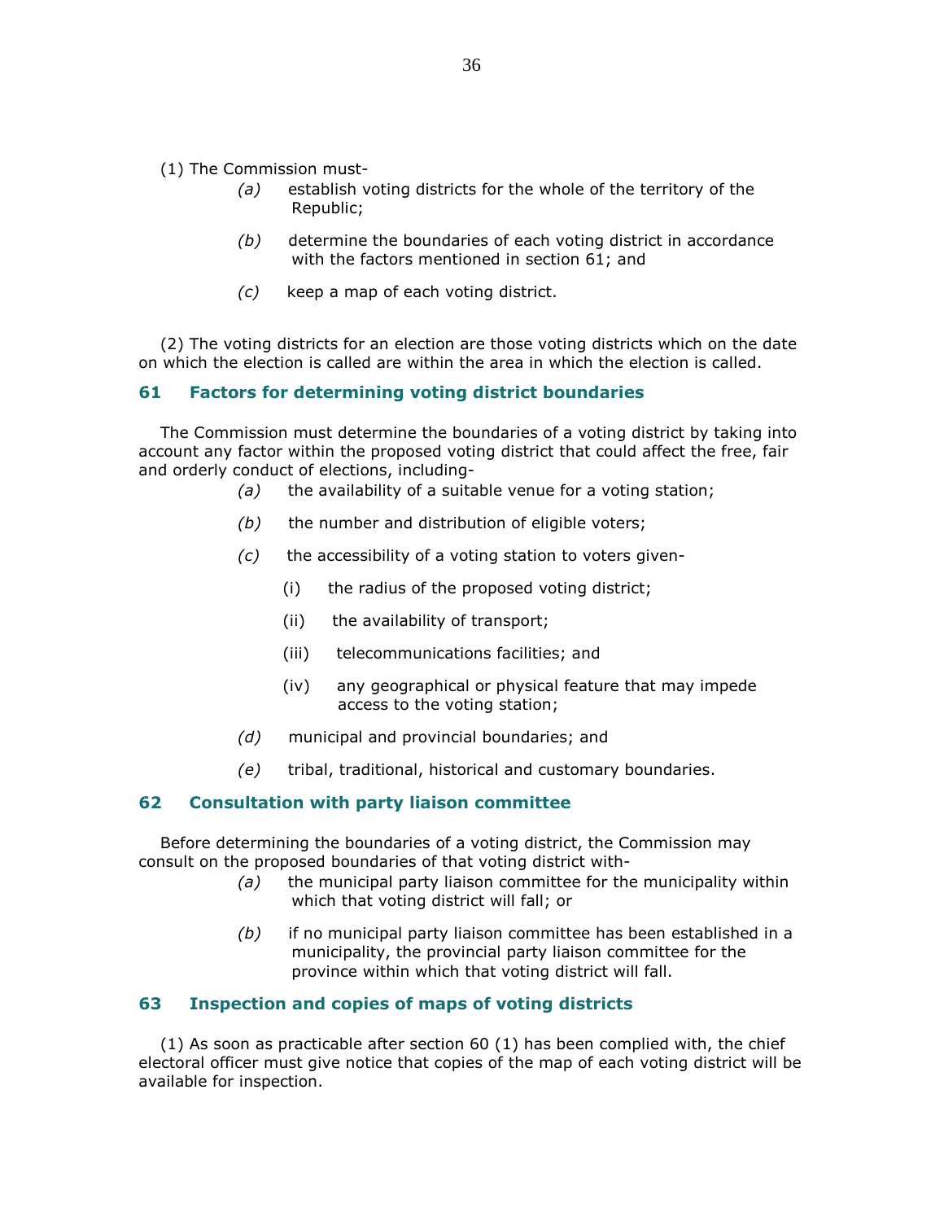(1) The Commission must-

*(a)* establish voting districts for the whole of the territory of the Republic;

*(b)* determine the boundaries of each voting district in accordance with the factors mentioned in section 61; and

*(c)* keep a map of each voting district.

(2) The voting districts for an election are those voting districts which on the date on which the election is called are within the area in which the election is called.

## 61 Factors for determining voting district boundaries

The Commission must determine the boundaries of a voting district by taking into account any factor within the proposed voting district that could affect the free, fair and orderly conduct of elections, including-

*(a)* the availability of a suitable venue for a voting station;

*(b)* the number and distribution of eligible voters;

*(c)* the accessibility of a voting station to voters given-

(i) the radius of the proposed voting district;

(ii) the availability of transport;

(iii) telecommunications facilities; and

(iv) any geographical or physical feature that may impede access to the voting station;

*(d)* municipal and provincial boundaries; and

*(e)* tribal, traditional, historical and customary boundaries.

## 62 Consultation with party liaison committee

Before determining the boundaries of a voting district, the Commission may consult on the proposed boundaries of that voting district with-

*(a)* the municipal party liaison committee for the municipality within which that voting district will fall; or

*(b)* if no municipal party liaison committee has been established in a municipality, the provincial party liaison committee for the province within which that voting district will fall.

## 63 Inspection and copies of maps of voting districts

(1) As soon as practicable after section 60 (1) has been complied with, the chief electoral officer must give notice that copies of the map of each voting district will be available for inspection.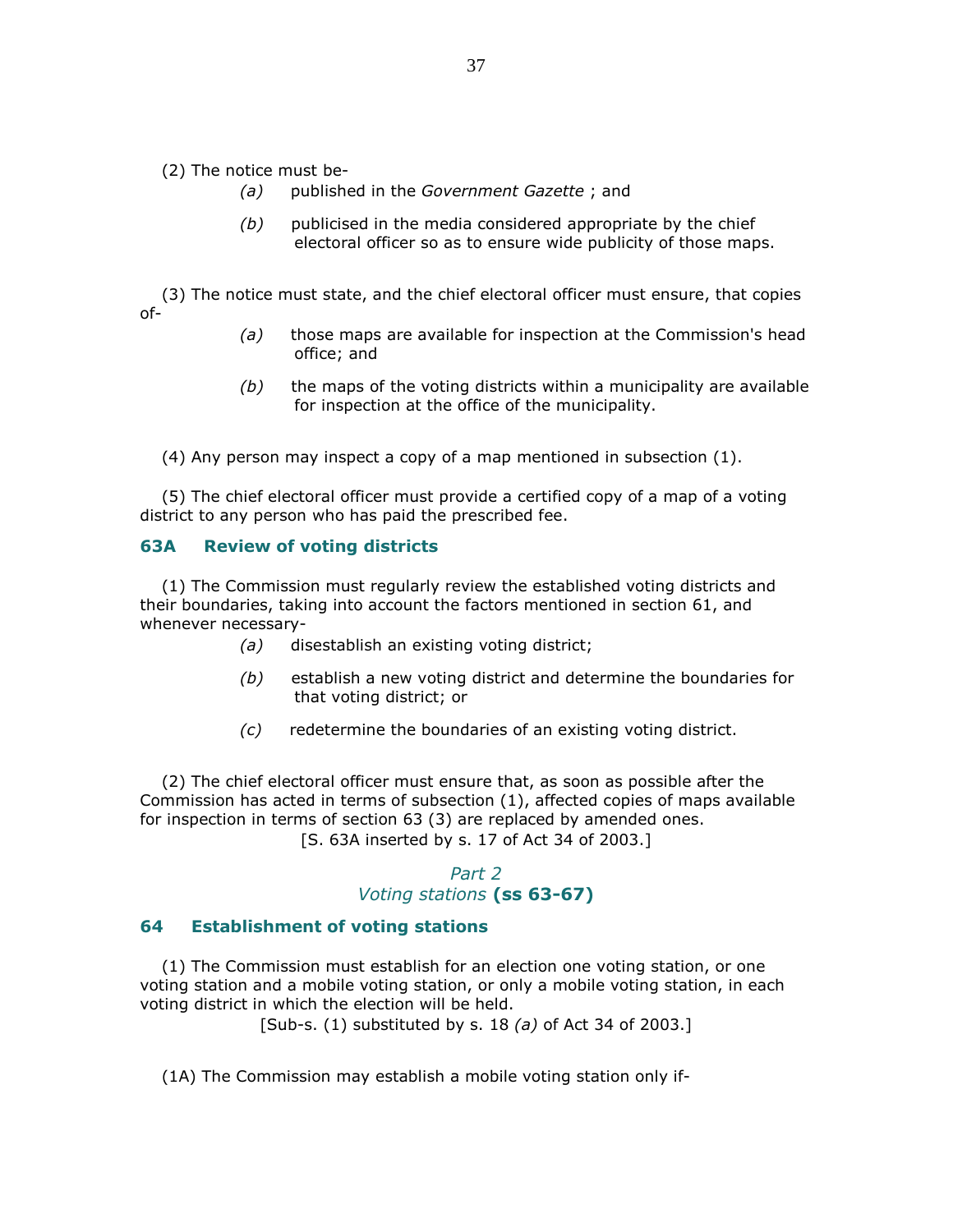(2) The notice must be-

*(a)* published in the *Government Gazette* ; and

*(b)* publicised in the media considered appropriate by the chief electoral officer so as to ensure wide publicity of those maps.

(3) The notice must state, and the chief electoral officer must ensure, that copies of-

*(a)* those maps are available for inspection at the Commission's head office; and

*(b)* the maps of the voting districts within a municipality are available for inspection at the office of the municipality.

(4) Any person may inspect a copy of a map mentioned in subsection (1).

(5) The chief electoral officer must provide a certified copy of a map of a voting district to any person who has paid the prescribed fee.

### 63A Review of voting districts

(1) The Commission must regularly review the established voting districts and their boundaries, taking into account the factors mentioned in section 61, and whenever necessary-

*(a)* disestablish an existing voting district;

*(b)* establish a new voting district and determine the boundaries for that voting district; or

*(c)* redetermine the boundaries of an existing voting district.

(2) The chief electoral officer must ensure that, as soon as possible after the Commission has acted in terms of subsection (1), affected copies of maps available for inspection in terms of section 63 (3) are replaced by amended ones.

[S. 63A inserted by s. 17 of Act 34 of 2003.]

## *Part 2*
## *Voting stations* **(ss 63-67)**

### 64 Establishment of voting stations

(1) The Commission must establish for an election one voting station, or one voting station and a mobile voting station, or only a mobile voting station, in each voting district in which the election will be held.

[Sub-s. (1) substituted by s. 18 *(a)* of Act 34 of 2003.]

(1A) The Commission may establish a mobile voting station only if-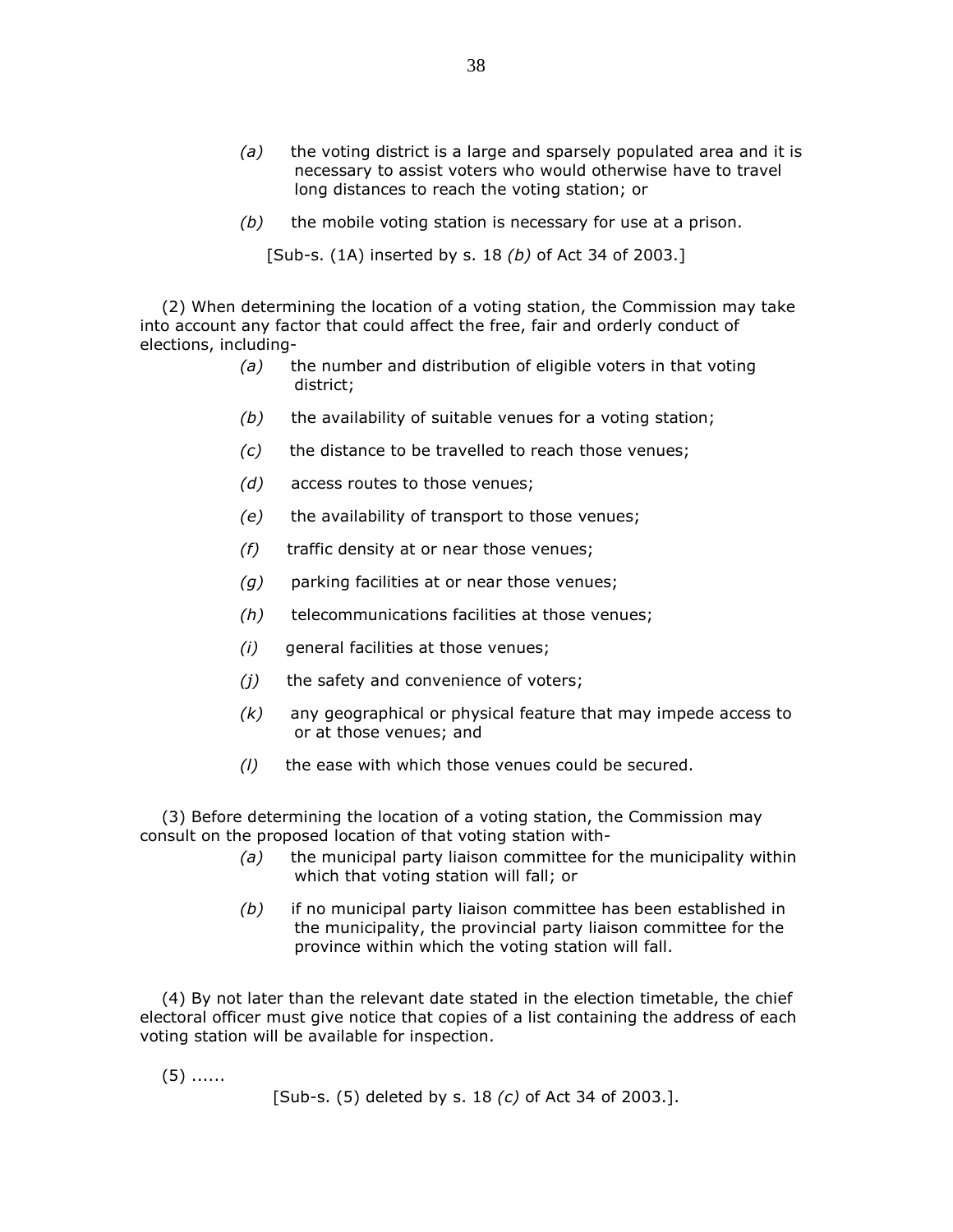*(a)* the voting district is a large and sparsely populated area and it is necessary to assist voters who would otherwise have to travel long distances to reach the voting station; or

*(b)* the mobile voting station is necessary for use at a prison.

[Sub-s. (1A) inserted by s. 18 *(b)* of Act 34 of 2003.]

(2) When determining the location of a voting station, the Commission may take into account any factor that could affect the free, fair and orderly conduct of elections, including-

*(a)* the number and distribution of eligible voters in that voting district;

*(b)* the availability of suitable venues for a voting station;

*(c)* the distance to be travelled to reach those venues;

*(d)* access routes to those venues;

*(e)* the availability of transport to those venues;

*(f)* traffic density at or near those venues;

*(g)* parking facilities at or near those venues;

*(h)* telecommunications facilities at those venues;

*(i)* general facilities at those venues;

*(j)* the safety and convenience of voters;

*(k)* any geographical or physical feature that may impede access to or at those venues; and

*(l)* the ease with which those venues could be secured.

(3) Before determining the location of a voting station, the Commission may consult on the proposed location of that voting station with-

*(a)* the municipal party liaison committee for the municipality within which that voting station will fall; or

*(b)* if no municipal party liaison committee has been established in the municipality, the provincial party liaison committee for the province within which the voting station will fall.

(4) By not later than the relevant date stated in the election timetable, the chief electoral officer must give notice that copies of a list containing the address of each voting station will be available for inspection.

(5) ......

[Sub-s. (5) deleted by s. 18 *(c)* of Act 34 of 2003.].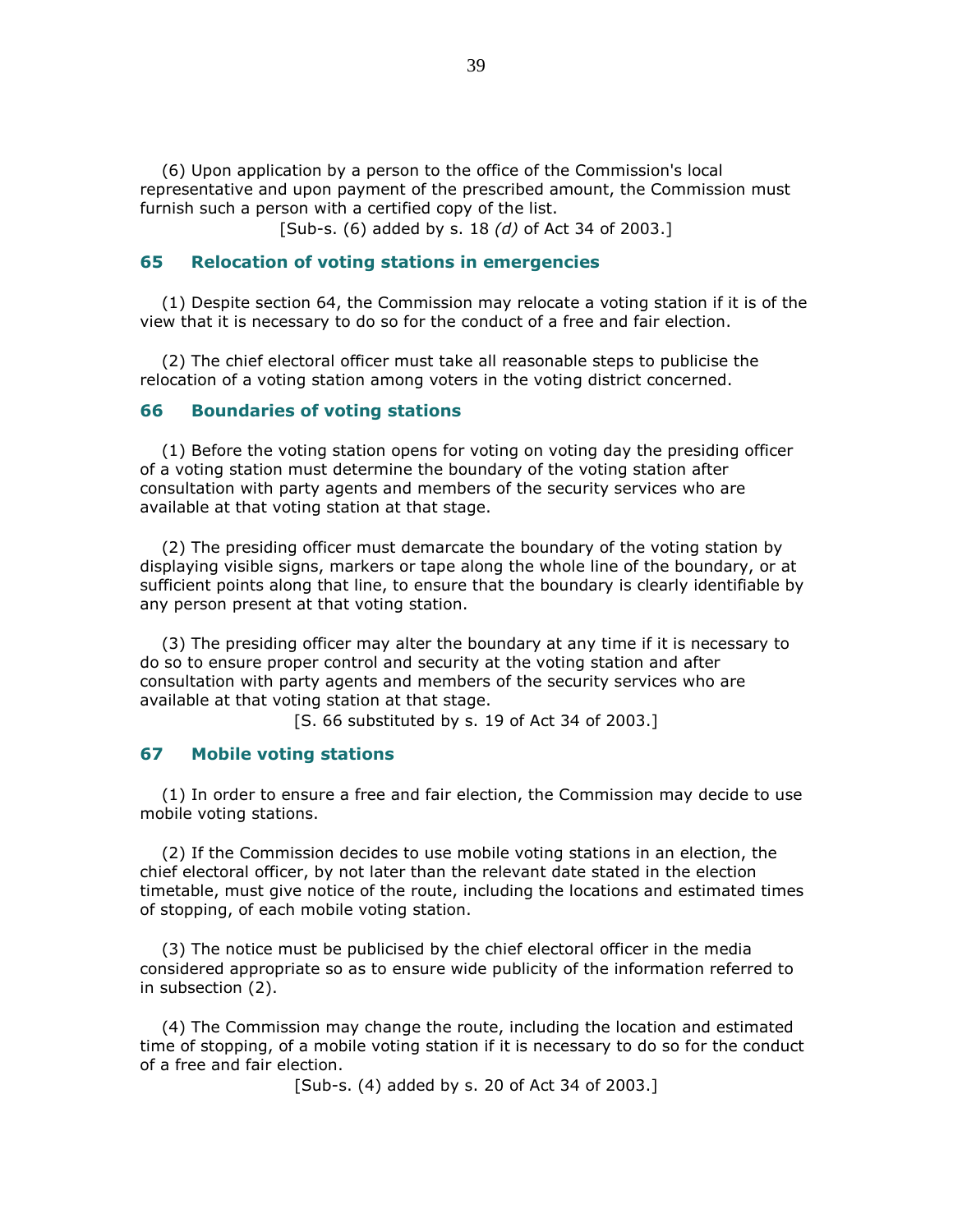(6) Upon application by a person to the office of the Commission's local representative and upon payment of the prescribed amount, the Commission must furnish such a person with a certified copy of the list.

[Sub-s. (6) added by s. 18 *(d)* of Act 34 of 2003.]

## 65 Relocation of voting stations in emergencies

(1) Despite section 64, the Commission may relocate a voting station if it is of the view that it is necessary to do so for the conduct of a free and fair election.

(2) The chief electoral officer must take all reasonable steps to publicise the relocation of a voting station among voters in the voting district concerned.

## 66 Boundaries of voting stations

(1) Before the voting station opens for voting on voting day the presiding officer of a voting station must determine the boundary of the voting station after consultation with party agents and members of the security services who are available at that voting station at that stage.

(2) The presiding officer must demarcate the boundary of the voting station by displaying visible signs, markers or tape along the whole line of the boundary, or at sufficient points along that line, to ensure that the boundary is clearly identifiable by any person present at that voting station.

(3) The presiding officer may alter the boundary at any time if it is necessary to do so to ensure proper control and security at the voting station and after consultation with party agents and members of the security services who are available at that voting station at that stage.

[S. 66 substituted by s. 19 of Act 34 of 2003.]

## 67 Mobile voting stations

(1) In order to ensure a free and fair election, the Commission may decide to use mobile voting stations.

(2) If the Commission decides to use mobile voting stations in an election, the chief electoral officer, by not later than the relevant date stated in the election timetable, must give notice of the route, including the locations and estimated times of stopping, of each mobile voting station.

(3) The notice must be publicised by the chief electoral officer in the media considered appropriate so as to ensure wide publicity of the information referred to in subsection (2).

(4) The Commission may change the route, including the location and estimated time of stopping, of a mobile voting station if it is necessary to do so for the conduct of a free and fair election.

[Sub-s. (4) added by s. 20 of Act 34 of 2003.]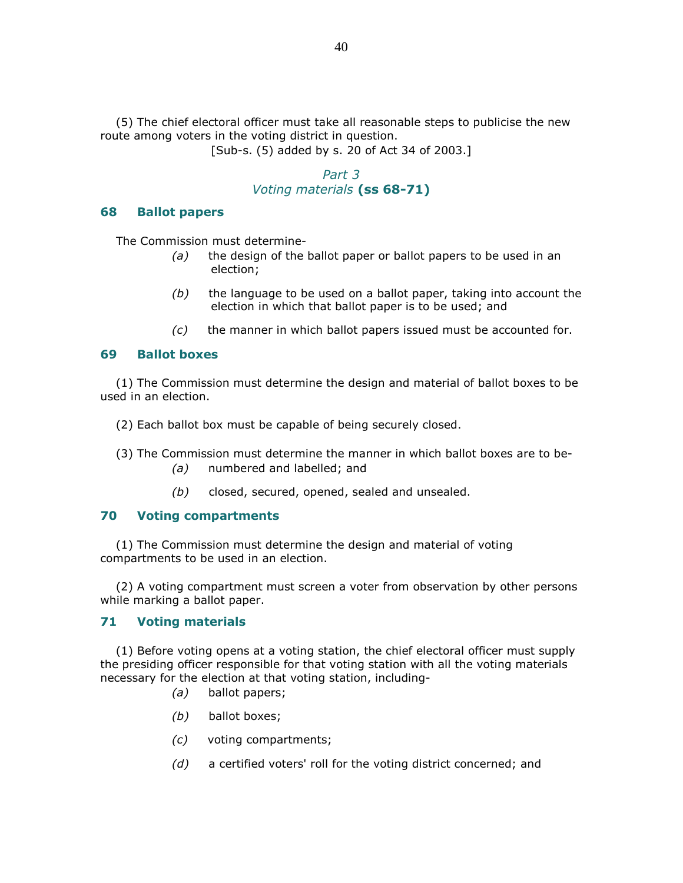(5) The chief electoral officer must take all reasonable steps to publicise the new route among voters in the voting district in question.

[Sub-s. (5) added by s. 20 of Act 34 of 2003.]

## *Part 3*
## *Voting materials* **(ss 68-71)**

### 68 Ballot papers

The Commission must determine-

*(a)* the design of the ballot paper or ballot papers to be used in an election;

*(b)* the language to be used on a ballot paper, taking into account the election in which that ballot paper is to be used; and

*(c)* the manner in which ballot papers issued must be accounted for.

### 69 Ballot boxes

(1) The Commission must determine the design and material of ballot boxes to be used in an election.

(2) Each ballot box must be capable of being securely closed.

(3) The Commission must determine the manner in which ballot boxes are to be-

*(a)* numbered and labelled; and

*(b)* closed, secured, opened, sealed and unsealed.

### 70 Voting compartments

(1) The Commission must determine the design and material of voting compartments to be used in an election.

(2) A voting compartment must screen a voter from observation by other persons while marking a ballot paper.

### 71 Voting materials

(1) Before voting opens at a voting station, the chief electoral officer must supply the presiding officer responsible for that voting station with all the voting materials necessary for the election at that voting station, including-

*(a)* ballot papers;

*(b)* ballot boxes;

*(c)* voting compartments;

*(d)* a certified voters' roll for the voting district concerned; and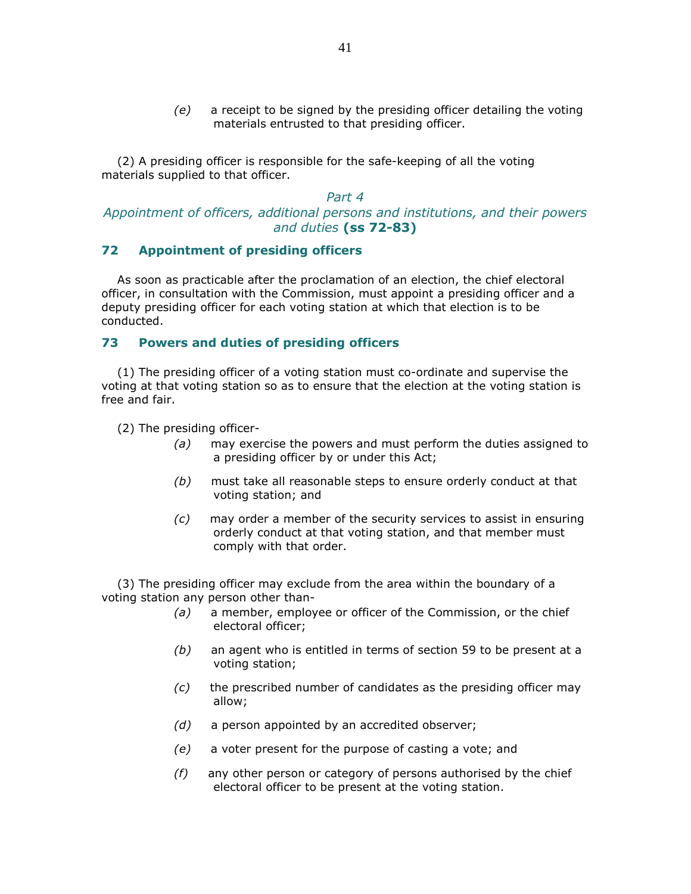*(e)* a receipt to be signed by the presiding officer detailing the voting materials entrusted to that presiding officer.

(2) A presiding officer is responsible for the safe-keeping of all the voting materials supplied to that officer.

## *Part 4*
## *Appointment of officers, additional persons and institutions, and their powers and duties* **(ss 72-83)**

### 72 Appointment of presiding officers

As soon as practicable after the proclamation of an election, the chief electoral officer, in consultation with the Commission, must appoint a presiding officer and a deputy presiding officer for each voting station at which that election is to be conducted.

### 73 Powers and duties of presiding officers

(1) The presiding officer of a voting station must co-ordinate and supervise the voting at that voting station so as to ensure that the election at the voting station is free and fair.

(2) The presiding officer-

*(a)* may exercise the powers and must perform the duties assigned to a presiding officer by or under this Act;

*(b)* must take all reasonable steps to ensure orderly conduct at that voting station; and

*(c)* may order a member of the security services to assist in ensuring orderly conduct at that voting station, and that member must comply with that order.

(3) The presiding officer may exclude from the area within the boundary of a voting station any person other than-

*(a)* a member, employee or officer of the Commission, or the chief electoral officer;

*(b)* an agent who is entitled in terms of section 59 to be present at a voting station;

*(c)* the prescribed number of candidates as the presiding officer may allow;

*(d)* a person appointed by an accredited observer;

*(e)* a voter present for the purpose of casting a vote; and

*(f)* any other person or category of persons authorised by the chief electoral officer to be present at the voting station.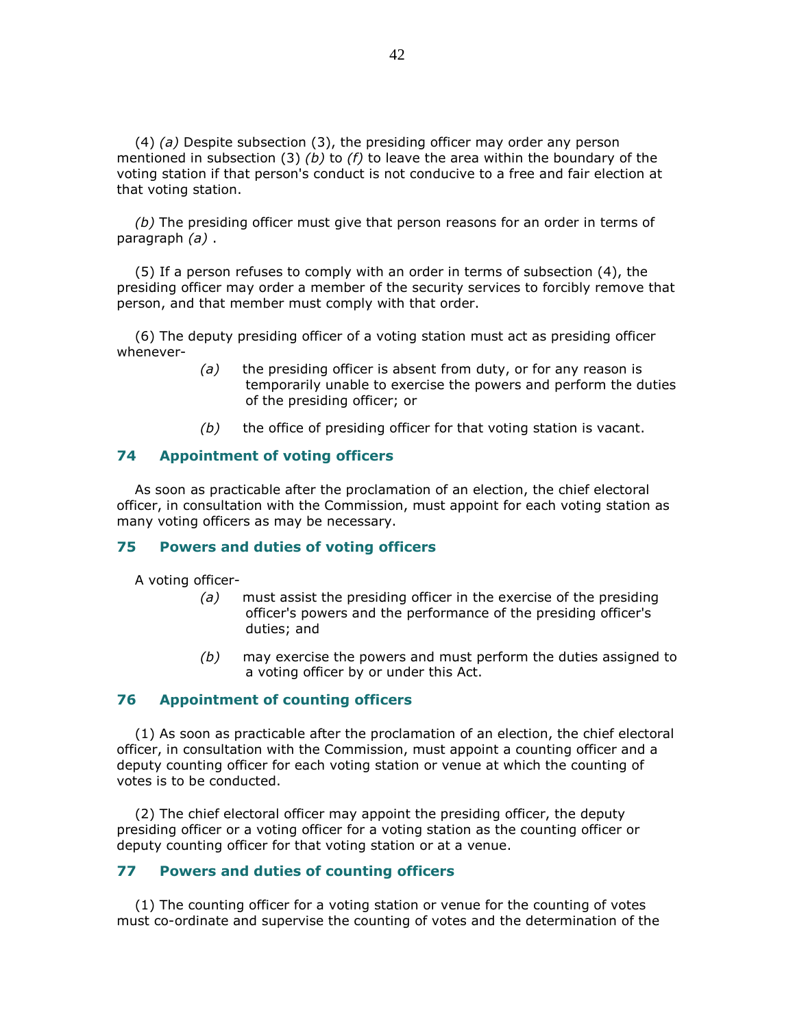(4) *(a)* Despite subsection (3), the presiding officer may order any person mentioned in subsection (3) *(b)* to *(f)* to leave the area within the boundary of the voting station if that person's conduct is not conducive to a free and fair election at that voting station.

*(b)* The presiding officer must give that person reasons for an order in terms of paragraph *(a)* .

(5) If a person refuses to comply with an order in terms of subsection (4), the presiding officer may order a member of the security services to forcibly remove that person, and that member must comply with that order.

(6) The deputy presiding officer of a voting station must act as presiding officer whenever-

*(a)* the presiding officer is absent from duty, or for any reason is temporarily unable to exercise the powers and perform the duties of the presiding officer; or

*(b)* the office of presiding officer for that voting station is vacant.

## 74 Appointment of voting officers

As soon as practicable after the proclamation of an election, the chief electoral officer, in consultation with the Commission, must appoint for each voting station as many voting officers as may be necessary.

## 75 Powers and duties of voting officers

A voting officer-

*(a)* must assist the presiding officer in the exercise of the presiding officer's powers and the performance of the presiding officer's duties; and

*(b)* may exercise the powers and must perform the duties assigned to a voting officer by or under this Act.

## 76 Appointment of counting officers

(1) As soon as practicable after the proclamation of an election, the chief electoral officer, in consultation with the Commission, must appoint a counting officer and a deputy counting officer for each voting station or venue at which the counting of votes is to be conducted.

(2) The chief electoral officer may appoint the presiding officer, the deputy presiding officer or a voting officer for a voting station as the counting officer or deputy counting officer for that voting station or at a venue.

## 77 Powers and duties of counting officers

(1) The counting officer for a voting station or venue for the counting of votes must co-ordinate and supervise the counting of votes and the determination of the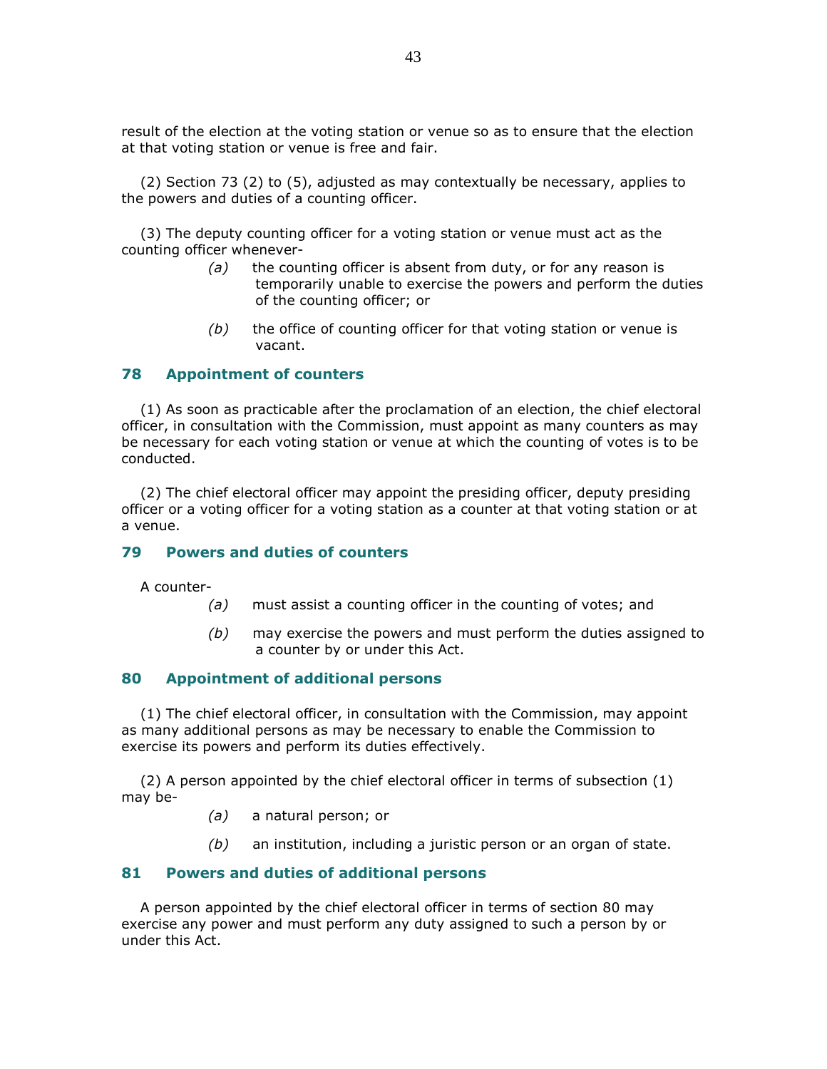result of the election at the voting station or venue so as to ensure that the election at that voting station or venue is free and fair.

(2) Section 73 (2) to (5), adjusted as may contextually be necessary, applies to the powers and duties of a counting officer.

(3) The deputy counting officer for a voting station or venue must act as the counting officer whenever-

*(a)* the counting officer is absent from duty, or for any reason is temporarily unable to exercise the powers and perform the duties of the counting officer; or

*(b)* the office of counting officer for that voting station or venue is vacant.

## 78 Appointment of counters

(1) As soon as practicable after the proclamation of an election, the chief electoral officer, in consultation with the Commission, must appoint as many counters as may be necessary for each voting station or venue at which the counting of votes is to be conducted.

(2) The chief electoral officer may appoint the presiding officer, deputy presiding officer or a voting officer for a voting station as a counter at that voting station or at a venue.

## 79 Powers and duties of counters

A counter-

*(a)* must assist a counting officer in the counting of votes; and

*(b)* may exercise the powers and must perform the duties assigned to a counter by or under this Act.

## 80 Appointment of additional persons

(1) The chief electoral officer, in consultation with the Commission, may appoint as many additional persons as may be necessary to enable the Commission to exercise its powers and perform its duties effectively.

(2) A person appointed by the chief electoral officer in terms of subsection (1) may be-

*(a)* a natural person; or

*(b)* an institution, including a juristic person or an organ of state.

## 81 Powers and duties of additional persons

A person appointed by the chief electoral officer in terms of section 80 may exercise any power and must perform any duty assigned to such a person by or under this Act.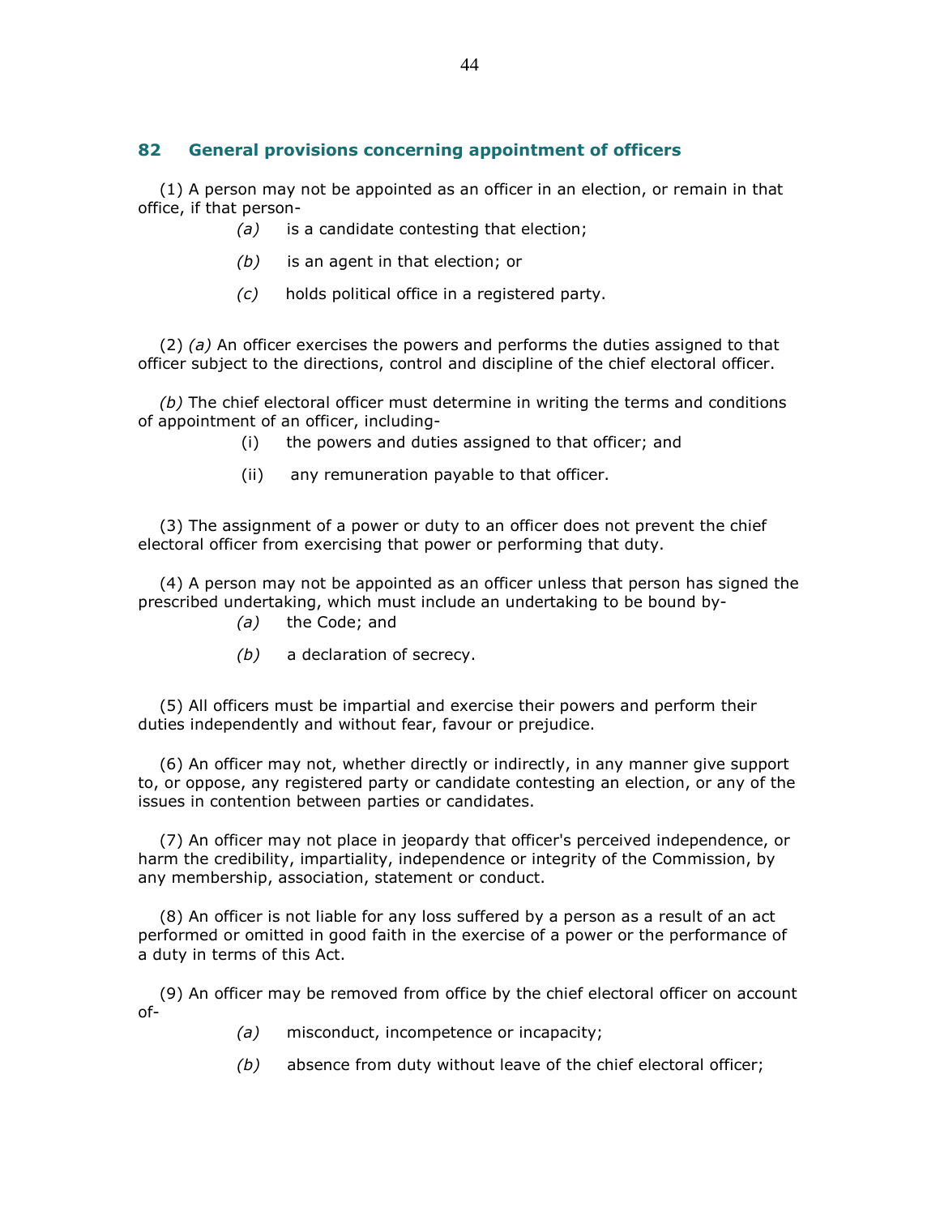## 82 General provisions concerning appointment of officers

(1) A person may not be appointed as an officer in an election, or remain in that office, if that person-

*(a)* is a candidate contesting that election;

*(b)* is an agent in that election; or

*(c)* holds political office in a registered party.

(2) *(a)* An officer exercises the powers and performs the duties assigned to that officer subject to the directions, control and discipline of the chief electoral officer.

*(b)* The chief electoral officer must determine in writing the terms and conditions of appointment of an officer, including-

(i) the powers and duties assigned to that officer; and

(ii) any remuneration payable to that officer.

(3) The assignment of a power or duty to an officer does not prevent the chief electoral officer from exercising that power or performing that duty.

(4) A person may not be appointed as an officer unless that person has signed the prescribed undertaking, which must include an undertaking to be bound by-

*(a)* the Code; and

*(b)* a declaration of secrecy.

(5) All officers must be impartial and exercise their powers and perform their duties independently and without fear, favour or prejudice.

(6) An officer may not, whether directly or indirectly, in any manner give support to, or oppose, any registered party or candidate contesting an election, or any of the issues in contention between parties or candidates.

(7) An officer may not place in jeopardy that officer's perceived independence, or harm the credibility, impartiality, independence or integrity of the Commission, by any membership, association, statement or conduct.

(8) An officer is not liable for any loss suffered by a person as a result of an act performed or omitted in good faith in the exercise of a power or the performance of a duty in terms of this Act.

(9) An officer may be removed from office by the chief electoral officer on account of-

*(a)* misconduct, incompetence or incapacity;

*(b)* absence from duty without leave of the chief electoral officer;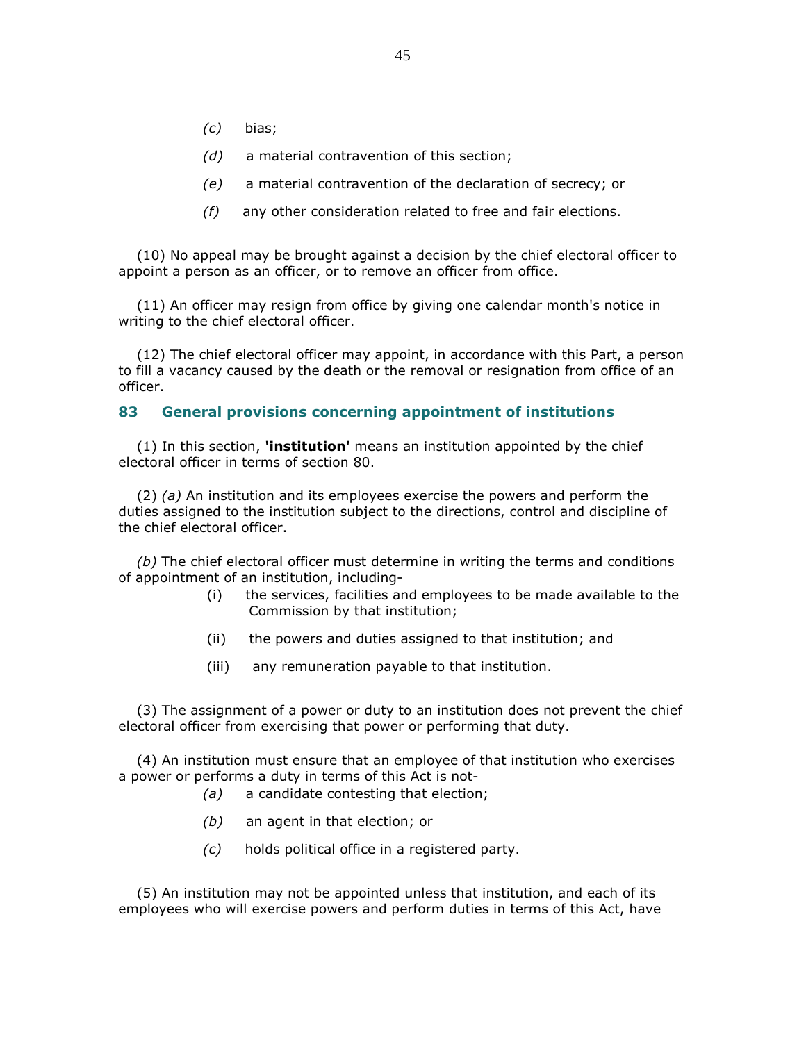*(c)* bias;

*(d)* a material contravention of this section;

*(e)* a material contravention of the declaration of secrecy; or

*(f)* any other consideration related to free and fair elections.

(10) No appeal may be brought against a decision by the chief electoral officer to appoint a person as an officer, or to remove an officer from office.

(11) An officer may resign from office by giving one calendar month's notice in writing to the chief electoral officer.

(12) The chief electoral officer may appoint, in accordance with this Part, a person to fill a vacancy caused by the death or the removal or resignation from office of an officer.

### 83 General provisions concerning appointment of institutions

(1) In this section, **'institution'** means an institution appointed by the chief electoral officer in terms of section 80.

(2) *(a)* An institution and its employees exercise the powers and perform the duties assigned to the institution subject to the directions, control and discipline of the chief electoral officer.

*(b)* The chief electoral officer must determine in writing the terms and conditions of appointment of an institution, including-

(i) the services, facilities and employees to be made available to the Commission by that institution;

(ii) the powers and duties assigned to that institution; and

(iii) any remuneration payable to that institution.

(3) The assignment of a power or duty to an institution does not prevent the chief electoral officer from exercising that power or performing that duty.

(4) An institution must ensure that an employee of that institution who exercises a power or performs a duty in terms of this Act is not-

*(a)* a candidate contesting that election;

*(b)* an agent in that election; or

*(c)* holds political office in a registered party.

(5) An institution may not be appointed unless that institution, and each of its employees who will exercise powers and perform duties in terms of this Act, have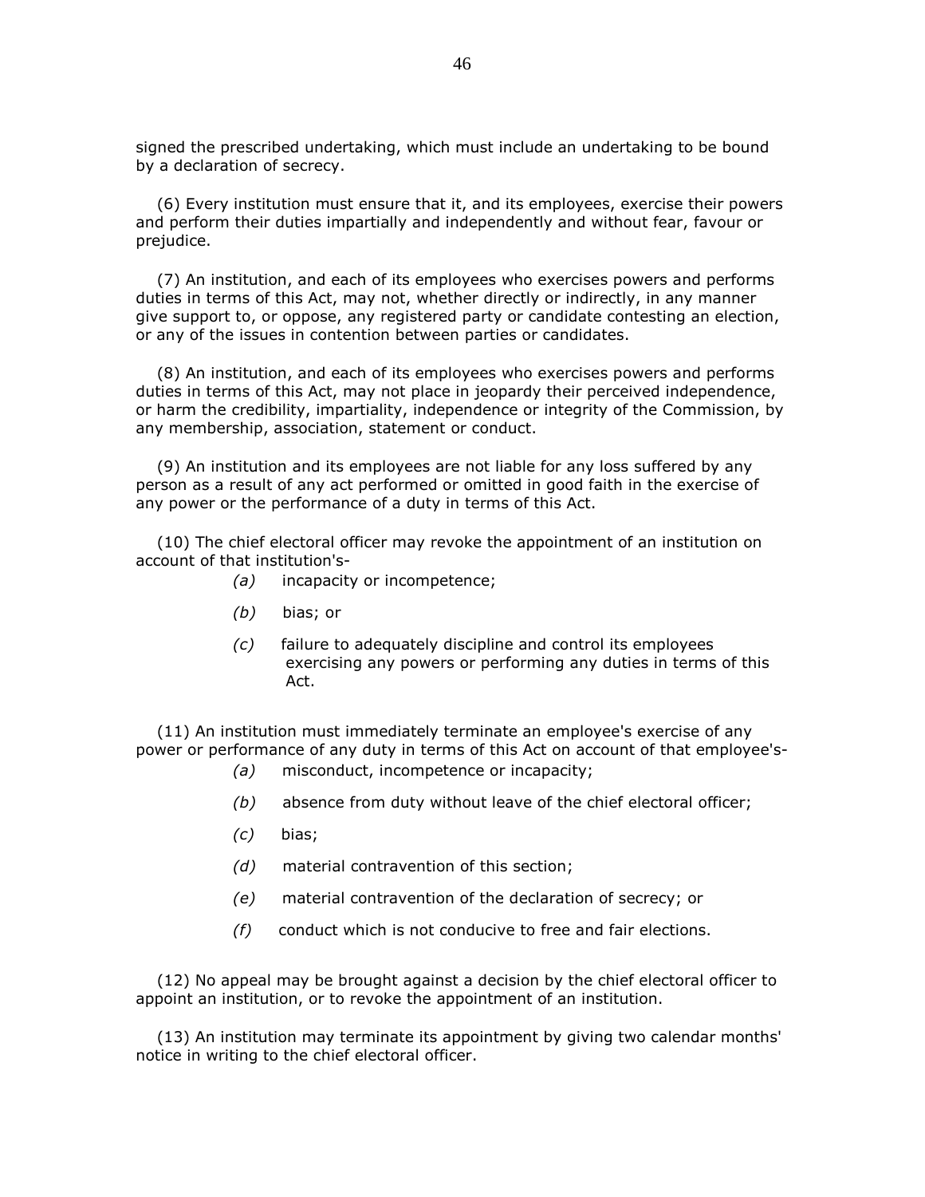signed the prescribed undertaking, which must include an undertaking to be bound by a declaration of secrecy.

(6) Every institution must ensure that it, and its employees, exercise their powers and perform their duties impartially and independently and without fear, favour or prejudice.

(7) An institution, and each of its employees who exercises powers and performs duties in terms of this Act, may not, whether directly or indirectly, in any manner give support to, or oppose, any registered party or candidate contesting an election, or any of the issues in contention between parties or candidates.

(8) An institution, and each of its employees who exercises powers and performs duties in terms of this Act, may not place in jeopardy their perceived independence, or harm the credibility, impartiality, independence or integrity of the Commission, by any membership, association, statement or conduct.

(9) An institution and its employees are not liable for any loss suffered by any person as a result of any act performed or omitted in good faith in the exercise of any power or the performance of a duty in terms of this Act.

(10) The chief electoral officer may revoke the appointment of an institution on account of that institution's-

*(a)* incapacity or incompetence;

*(b)* bias; or

*(c)* failure to adequately discipline and control its employees exercising any powers or performing any duties in terms of this Act.

(11) An institution must immediately terminate an employee's exercise of any power or performance of any duty in terms of this Act on account of that employee's-

*(a)* misconduct, incompetence or incapacity;

*(b)* absence from duty without leave of the chief electoral officer;

*(c)* bias;

*(d)* material contravention of this section;

*(e)* material contravention of the declaration of secrecy; or

*(f)* conduct which is not conducive to free and fair elections.

(12) No appeal may be brought against a decision by the chief electoral officer to appoint an institution, or to revoke the appointment of an institution.

(13) An institution may terminate its appointment by giving two calendar months' notice in writing to the chief electoral officer.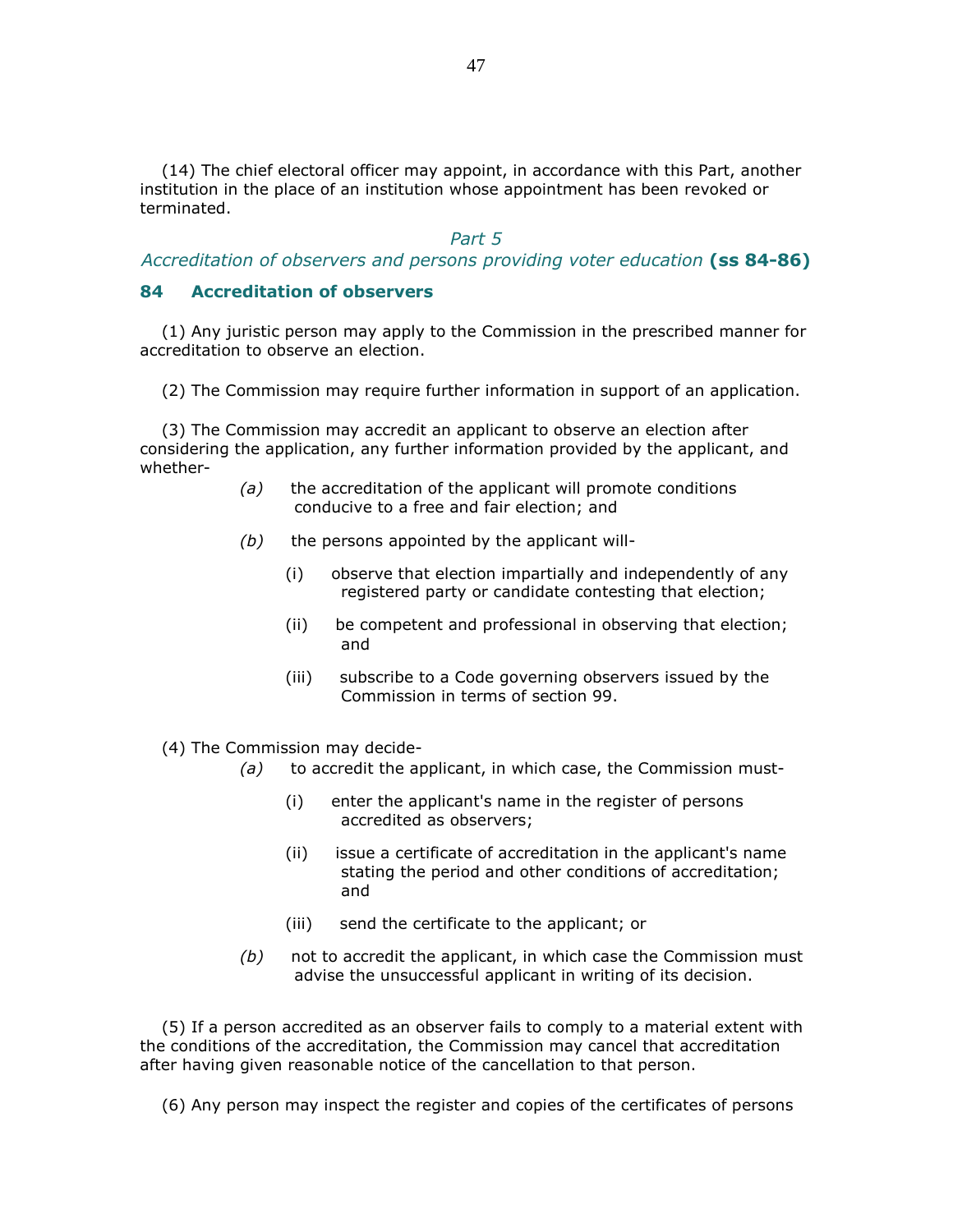(14) The chief electoral officer may appoint, in accordance with this Part, another institution in the place of an institution whose appointment has been revoked or terminated.

## *Part 5*
## *Accreditation of observers and persons providing voter education* **(ss 84-86)**

### 84 Accreditation of observers

(1) Any juristic person may apply to the Commission in the prescribed manner for accreditation to observe an election.

(2) The Commission may require further information in support of an application.

(3) The Commission may accredit an applicant to observe an election after considering the application, any further information provided by the applicant, and whether-

*(a)* the accreditation of the applicant will promote conditions conducive to a free and fair election; and

*(b)* the persons appointed by the applicant will-

(i) observe that election impartially and independently of any registered party or candidate contesting that election;

(ii) be competent and professional in observing that election; and

(iii) subscribe to a Code governing observers issued by the Commission in terms of section 99.

(4) The Commission may decide-

*(a)* to accredit the applicant, in which case, the Commission must-

(i) enter the applicant's name in the register of persons accredited as observers;

(ii) issue a certificate of accreditation in the applicant's name stating the period and other conditions of accreditation; and

(iii) send the certificate to the applicant; or

*(b)* not to accredit the applicant, in which case the Commission must advise the unsuccessful applicant in writing of its decision.

(5) If a person accredited as an observer fails to comply to a material extent with the conditions of the accreditation, the Commission may cancel that accreditation after having given reasonable notice of the cancellation to that person.

(6) Any person may inspect the register and copies of the certificates of persons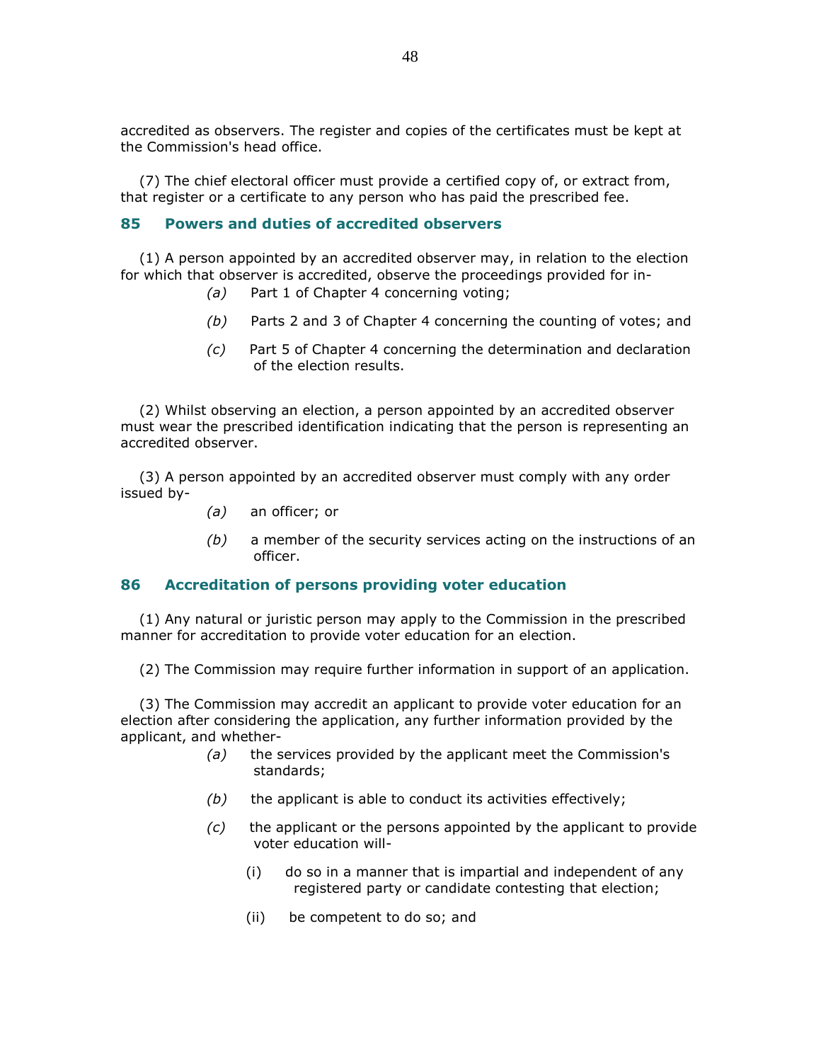accredited as observers. The register and copies of the certificates must be kept at the Commission's head office.

(7) The chief electoral officer must provide a certified copy of, or extract from, that register or a certificate to any person who has paid the prescribed fee.

## 85 Powers and duties of accredited observers

(1) A person appointed by an accredited observer may, in relation to the election for which that observer is accredited, observe the proceedings provided for in-

- *(a)* Part 1 of Chapter 4 concerning voting;
- *(b)* Parts 2 and 3 of Chapter 4 concerning the counting of votes; and
- *(c)* Part 5 of Chapter 4 concerning the determination and declaration of the election results.

(2) Whilst observing an election, a person appointed by an accredited observer must wear the prescribed identification indicating that the person is representing an accredited observer.

(3) A person appointed by an accredited observer must comply with any order issued by-

- *(a)* an officer; or
- *(b)* a member of the security services acting on the instructions of an officer.

## 86 Accreditation of persons providing voter education

(1) Any natural or juristic person may apply to the Commission in the prescribed manner for accreditation to provide voter education for an election.

(2) The Commission may require further information in support of an application.

(3) The Commission may accredit an applicant to provide voter education for an election after considering the application, any further information provided by the applicant, and whether-

- *(a)* the services provided by the applicant meet the Commission's standards;
- *(b)* the applicant is able to conduct its activities effectively;
- *(c)* the applicant or the persons appointed by the applicant to provide voter education will-
    - (i) do so in a manner that is impartial and independent of any registered party or candidate contesting that election;
    - (ii) be competent to do so; and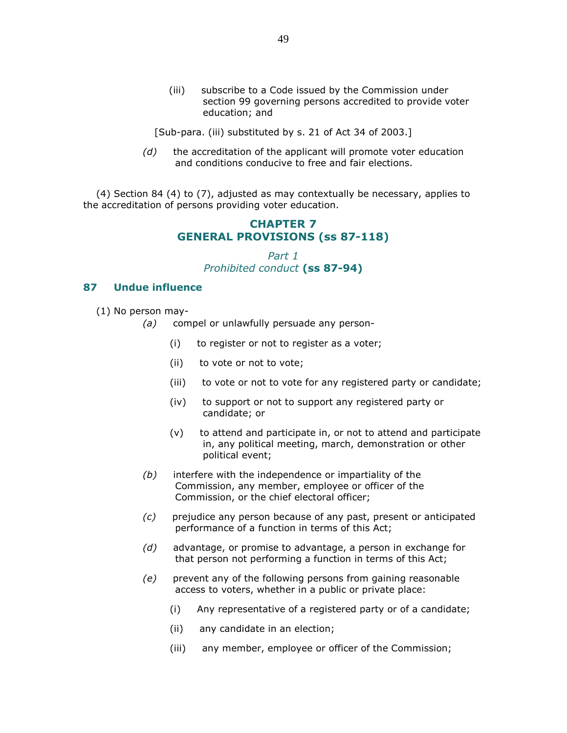(iii) subscribe to a Code issued by the Commission under section 99 governing persons accredited to provide voter education; and

[Sub-para. (iii) substituted by s. 21 of Act 34 of 2003.]

*(d)* the accreditation of the applicant will promote voter education and conditions conducive to free and fair elections.

(4) Section 84 (4) to (7), adjusted as may contextually be necessary, applies to the accreditation of persons providing voter education.

## CHAPTER 7
## GENERAL PROVISIONS (ss 87-118)

### *Part 1*
### *Prohibited conduct* **(ss 87-94)**

### 87 Undue influence

(1) No person may-

*(a)* compel or unlawfully persuade any person-

(i) to register or not to register as a voter;

(ii) to vote or not to vote;

(iii) to vote or not to vote for any registered party or candidate;

(iv) to support or not to support any registered party or candidate; or

(v) to attend and participate in, or not to attend and participate in, any political meeting, march, demonstration or other political event;

*(b)* interfere with the independence or impartiality of the Commission, any member, employee or officer of the Commission, or the chief electoral officer;

*(c)* prejudice any person because of any past, present or anticipated performance of a function in terms of this Act;

*(d)* advantage, or promise to advantage, a person in exchange for that person not performing a function in terms of this Act;

*(e)* prevent any of the following persons from gaining reasonable access to voters, whether in a public or private place:

(i) Any representative of a registered party or of a candidate;

(ii) any candidate in an election;

(iii) any member, employee or officer of the Commission;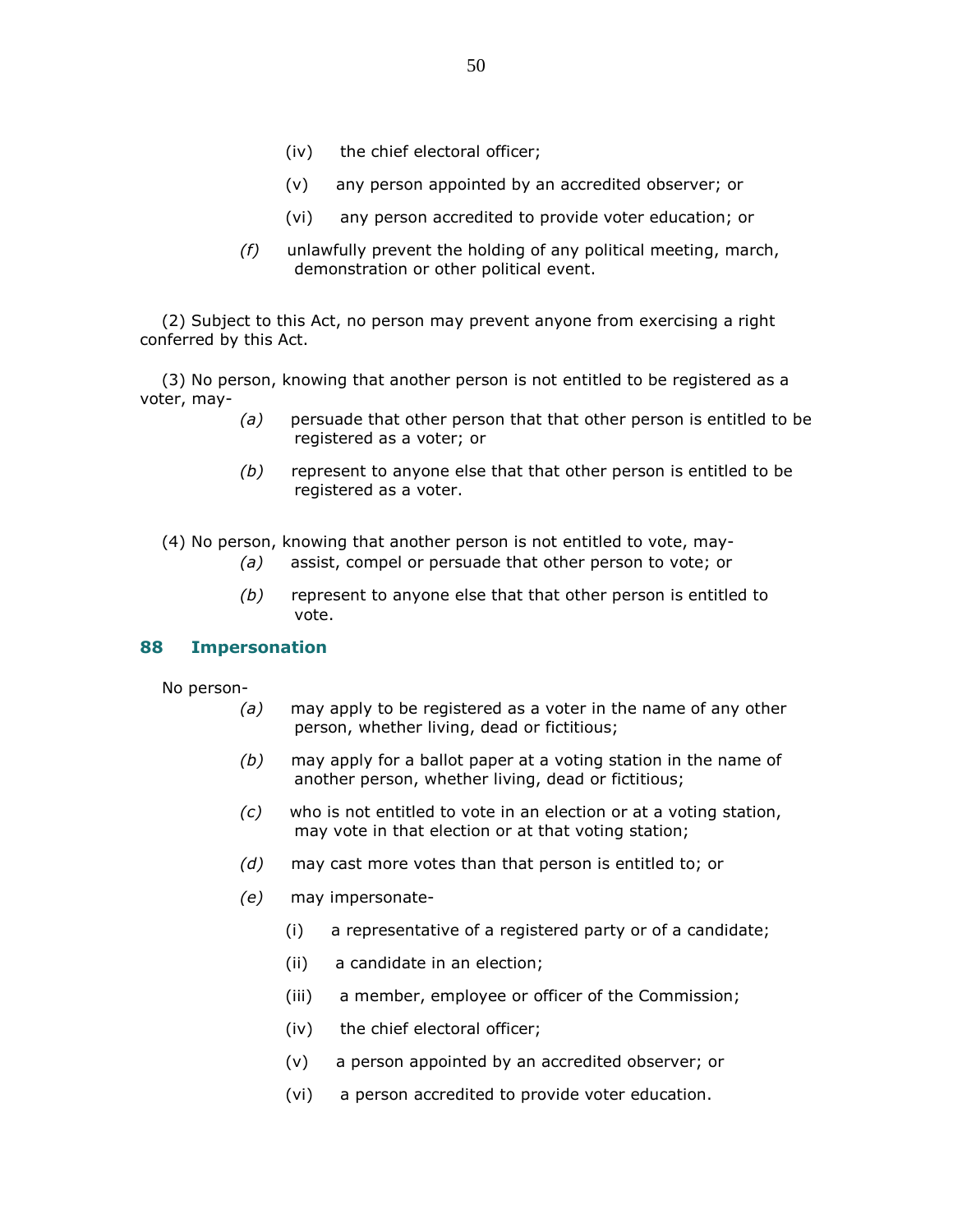(iv) the chief electoral officer;

(v) any person appointed by an accredited observer; or

(vi) any person accredited to provide voter education; or

*(f)* unlawfully prevent the holding of any political meeting, march, demonstration or other political event.

(2) Subject to this Act, no person may prevent anyone from exercising a right conferred by this Act.

(3) No person, knowing that another person is not entitled to be registered as a voter, may-

*(a)* persuade that other person that that other person is entitled to be registered as a voter; or

*(b)* represent to anyone else that that other person is entitled to be registered as a voter.

(4) No person, knowing that another person is not entitled to vote, may-

*(a)* assist, compel or persuade that other person to vote; or

*(b)* represent to anyone else that that other person is entitled to vote.

## 88 Impersonation

No person-

*(a)* may apply to be registered as a voter in the name of any other person, whether living, dead or fictitious;

*(b)* may apply for a ballot paper at a voting station in the name of another person, whether living, dead or fictitious;

*(c)* who is not entitled to vote in an election or at a voting station, may vote in that election or at that voting station;

*(d)* may cast more votes than that person is entitled to; or

*(e)* may impersonate-

(i) a representative of a registered party or of a candidate;

(ii) a candidate in an election;

(iii) a member, employee or officer of the Commission;

(iv) the chief electoral officer;

(v) a person appointed by an accredited observer; or

(vi) a person accredited to provide voter education.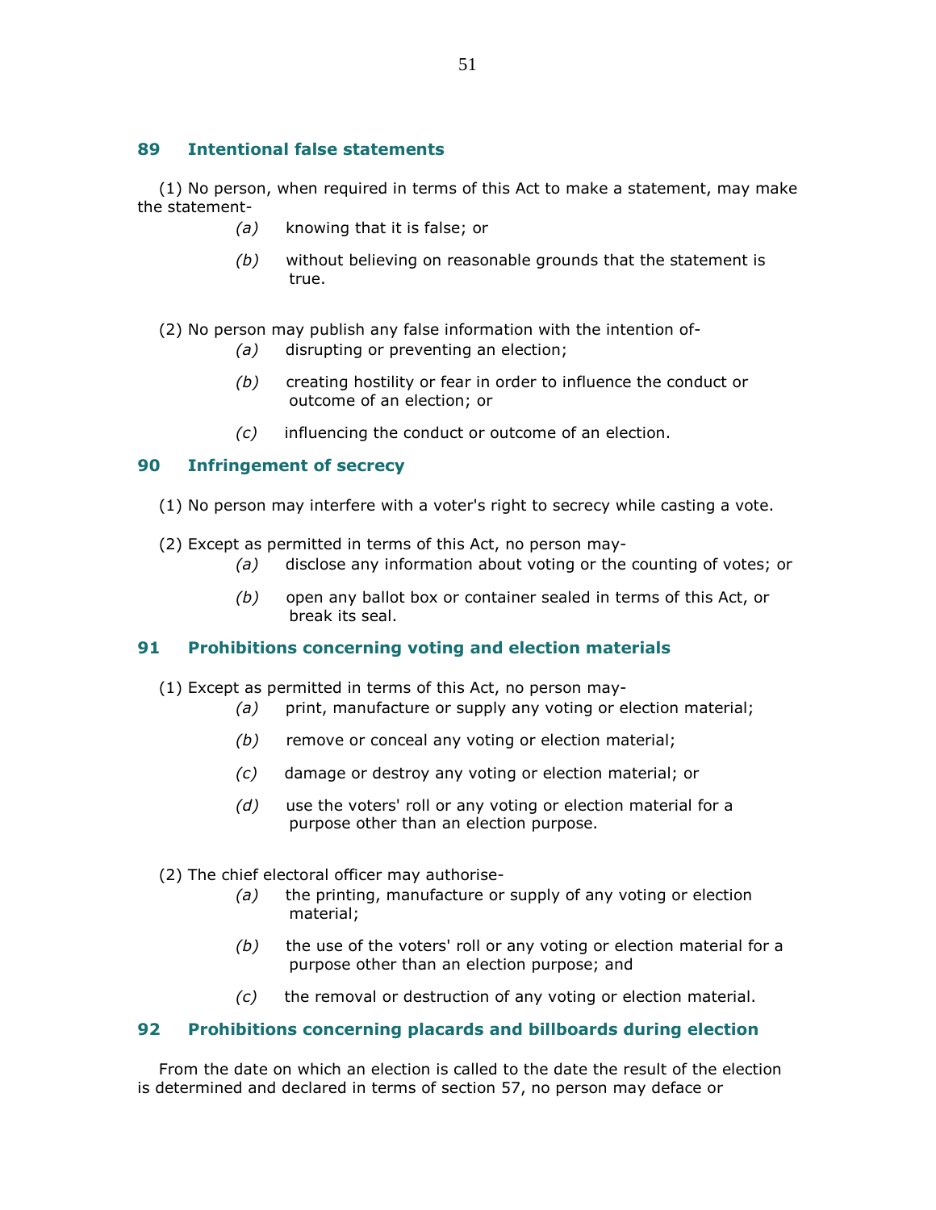### 89 Intentional false statements

(1) No person, when required in terms of this Act to make a statement, may make the statement-

*(a)* knowing that it is false; or

*(b)* without believing on reasonable grounds that the statement is true.

(2) No person may publish any false information with the intention of-

*(a)* disrupting or preventing an election;

*(b)* creating hostility or fear in order to influence the conduct or outcome of an election; or

*(c)* influencing the conduct or outcome of an election.

### 90 Infringement of secrecy

(1) No person may interfere with a voter's right to secrecy while casting a vote.

(2) Except as permitted in terms of this Act, no person may-

*(a)* disclose any information about voting or the counting of votes; or

*(b)* open any ballot box or container sealed in terms of this Act, or break its seal.

### 91 Prohibitions concerning voting and election materials

(1) Except as permitted in terms of this Act, no person may-

*(a)* print, manufacture or supply any voting or election material;

*(b)* remove or conceal any voting or election material;

*(c)* damage or destroy any voting or election material; or

*(d)* use the voters' roll or any voting or election material for a purpose other than an election purpose.

(2) The chief electoral officer may authorise-

*(a)* the printing, manufacture or supply of any voting or election material;

*(b)* the use of the voters' roll or any voting or election material for a purpose other than an election purpose; and

*(c)* the removal or destruction of any voting or election material.

### 92 Prohibitions concerning placards and billboards during election

From the date on which an election is called to the date the result of the election is determined and declared in terms of section 57, no person may deface or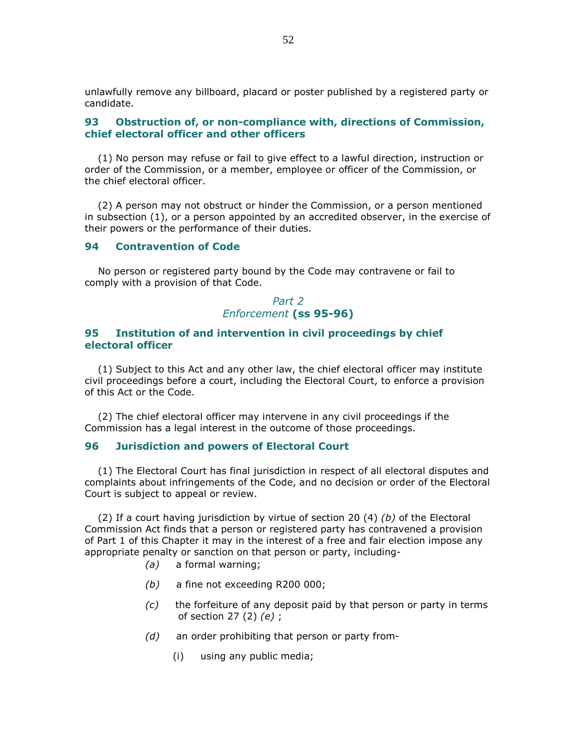unlawfully remove any billboard, placard or poster published by a registered party or candidate.

### 93 Obstruction of, or non-compliance with, directions of Commission, chief electoral officer and other officers

(1) No person may refuse or fail to give effect to a lawful direction, instruction or order of the Commission, or a member, employee or officer of the Commission, or the chief electoral officer.

(2) A person may not obstruct or hinder the Commission, or a person mentioned in subsection (1), or a person appointed by an accredited observer, in the exercise of their powers or the performance of their duties.

### 94 Contravention of Code

No person or registered party bound by the Code may contravene or fail to comply with a provision of that Code.

## *Part 2*
## *Enforcement* (ss 95-96)

### 95 Institution of and intervention in civil proceedings by chief electoral officer

(1) Subject to this Act and any other law, the chief electoral officer may institute civil proceedings before a court, including the Electoral Court, to enforce a provision of this Act or the Code.

(2) The chief electoral officer may intervene in any civil proceedings if the Commission has a legal interest in the outcome of those proceedings.

### 96 Jurisdiction and powers of Electoral Court

(1) The Electoral Court has final jurisdiction in respect of all electoral disputes and complaints about infringements of the Code, and no decision or order of the Electoral Court is subject to appeal or review.

(2) If a court having jurisdiction by virtue of section 20 (4) *(b)* of the Electoral Commission Act finds that a person or registered party has contravened a provision of Part 1 of this Chapter it may in the interest of a free and fair election impose any appropriate penalty or sanction on that person or party, including-

*(a)* a formal warning;

*(b)* a fine not exceeding R200 000;

*(c)* the forfeiture of any deposit paid by that person or party in terms of section 27 (2) *(e)* ;

*(d)* an order prohibiting that person or party from-

(i) using any public media;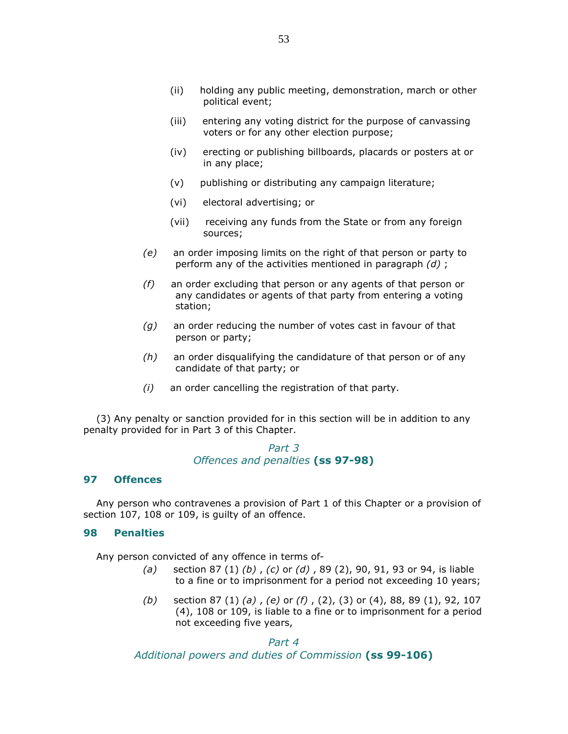(ii) holding any public meeting, demonstration, march or other political event;

(iii) entering any voting district for the purpose of canvassing voters or for any other election purpose;

(iv) erecting or publishing billboards, placards or posters at or in any place;

(v) publishing or distributing any campaign literature;

(vi) electoral advertising; or

(vii) receiving any funds from the State or from any foreign sources;

*(e)* an order imposing limits on the right of that person or party to perform any of the activities mentioned in paragraph *(d)* ;

*(f)* an order excluding that person or any agents of that person or any candidates or agents of that party from entering a voting station;

*(g)* an order reducing the number of votes cast in favour of that person or party;

*(h)* an order disqualifying the candidature of that person or of any candidate of that party; or

*(i)* an order cancelling the registration of that party.

(3) Any penalty or sanction provided for in this section will be in addition to any penalty provided for in Part 3 of this Chapter.

### *Part 3*
### *Offences and penalties* **(ss 97-98)**

### 97 Offences

Any person who contravenes a provision of Part 1 of this Chapter or a provision of section 107, 108 or 109, is guilty of an offence.

### 98 Penalties

Any person convicted of any offence in terms of-

*(a)* section 87 (1) *(b)* , *(c)* or *(d)* , 89 (2), 90, 91, 93 or 94, is liable to a fine or to imprisonment for a period not exceeding 10 years;

*(b)* section 87 (1) *(a)* , *(e)* or *(f)* , (2), (3) or (4), 88, 89 (1), 92, 107 (4), 108 or 109, is liable to a fine or to imprisonment for a period not exceeding five years,

### *Part 4*
### *Additional powers and duties of Commission* **(ss 99-106)**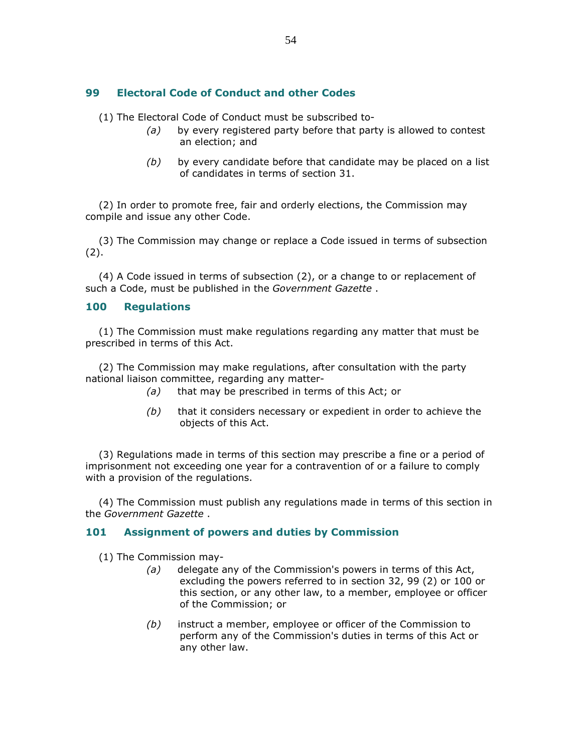## 99 Electoral Code of Conduct and other Codes

(1) The Electoral Code of Conduct must be subscribed to-

*(a)* by every registered party before that party is allowed to contest an election; and

*(b)* by every candidate before that candidate may be placed on a list of candidates in terms of section 31.

(2) In order to promote free, fair and orderly elections, the Commission may compile and issue any other Code.

(3) The Commission may change or replace a Code issued in terms of subsection (2).

(4) A Code issued in terms of subsection (2), or a change to or replacement of such a Code, must be published in the *Government Gazette* .

## 100 Regulations

(1) The Commission must make regulations regarding any matter that must be prescribed in terms of this Act.

(2) The Commission may make regulations, after consultation with the party national liaison committee, regarding any matter-

*(a)* that may be prescribed in terms of this Act; or

*(b)* that it considers necessary or expedient in order to achieve the objects of this Act.

(3) Regulations made in terms of this section may prescribe a fine or a period of imprisonment not exceeding one year for a contravention of or a failure to comply with a provision of the regulations.

(4) The Commission must publish any regulations made in terms of this section in the *Government Gazette* .

## 101 Assignment of powers and duties by Commission

(1) The Commission may-

*(a)* delegate any of the Commission's powers in terms of this Act, excluding the powers referred to in section 32, 99 (2) or 100 or this section, or any other law, to a member, employee or officer of the Commission; or

*(b)* instruct a member, employee or officer of the Commission to perform any of the Commission's duties in terms of this Act or any other law.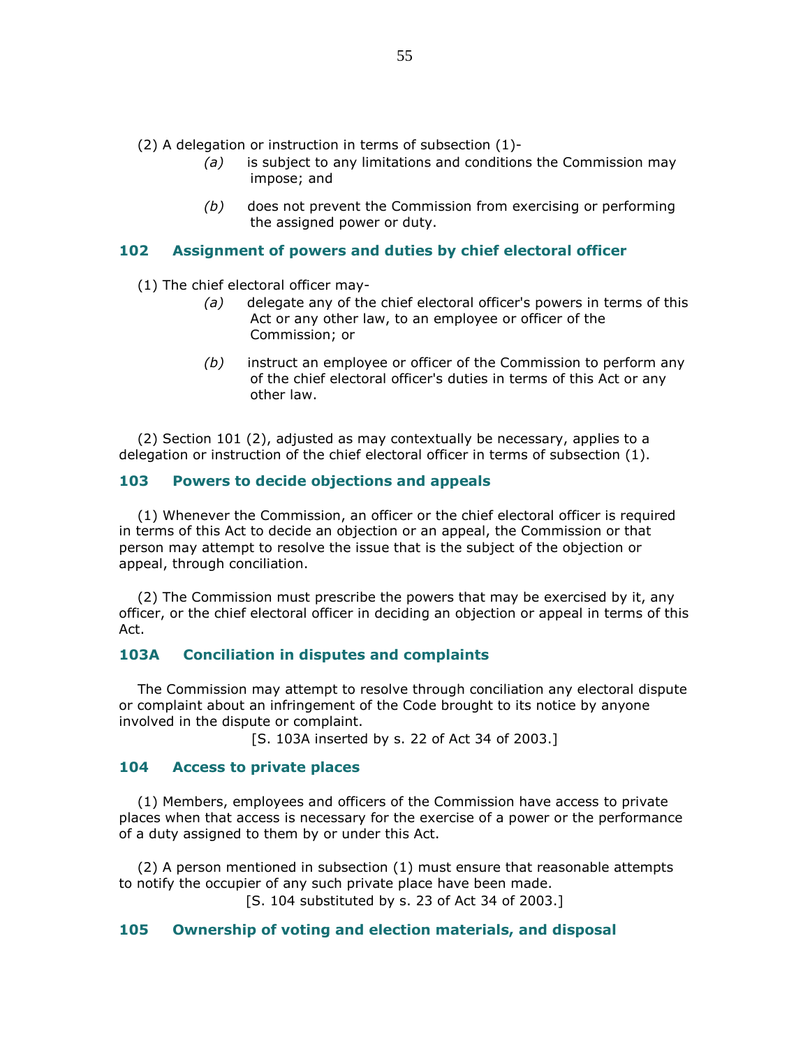(2) A delegation or instruction in terms of subsection (1)-

*(a)* is subject to any limitations and conditions the Commission may impose; and

*(b)* does not prevent the Commission from exercising or performing the assigned power or duty.

### 102 Assignment of powers and duties by chief electoral officer

(1) The chief electoral officer may-

*(a)* delegate any of the chief electoral officer's powers in terms of this Act or any other law, to an employee or officer of the Commission; or

*(b)* instruct an employee or officer of the Commission to perform any of the chief electoral officer's duties in terms of this Act or any other law.

(2) Section 101 (2), adjusted as may contextually be necessary, applies to a delegation or instruction of the chief electoral officer in terms of subsection (1).

### 103 Powers to decide objections and appeals

(1) Whenever the Commission, an officer or the chief electoral officer is required in terms of this Act to decide an objection or an appeal, the Commission or that person may attempt to resolve the issue that is the subject of the objection or appeal, through conciliation.

(2) The Commission must prescribe the powers that may be exercised by it, any officer, or the chief electoral officer in deciding an objection or appeal in terms of this Act.

### 103A Conciliation in disputes and complaints

The Commission may attempt to resolve through conciliation any electoral dispute or complaint about an infringement of the Code brought to its notice by anyone involved in the dispute or complaint.

[S. 103A inserted by s. 22 of Act 34 of 2003.]

### 104 Access to private places

(1) Members, employees and officers of the Commission have access to private places when that access is necessary for the exercise of a power or the performance of a duty assigned to them by or under this Act.

(2) A person mentioned in subsection (1) must ensure that reasonable attempts to notify the occupier of any such private place have been made.

[S. 104 substituted by s. 23 of Act 34 of 2003.]

### 105 Ownership of voting and election materials, and disposal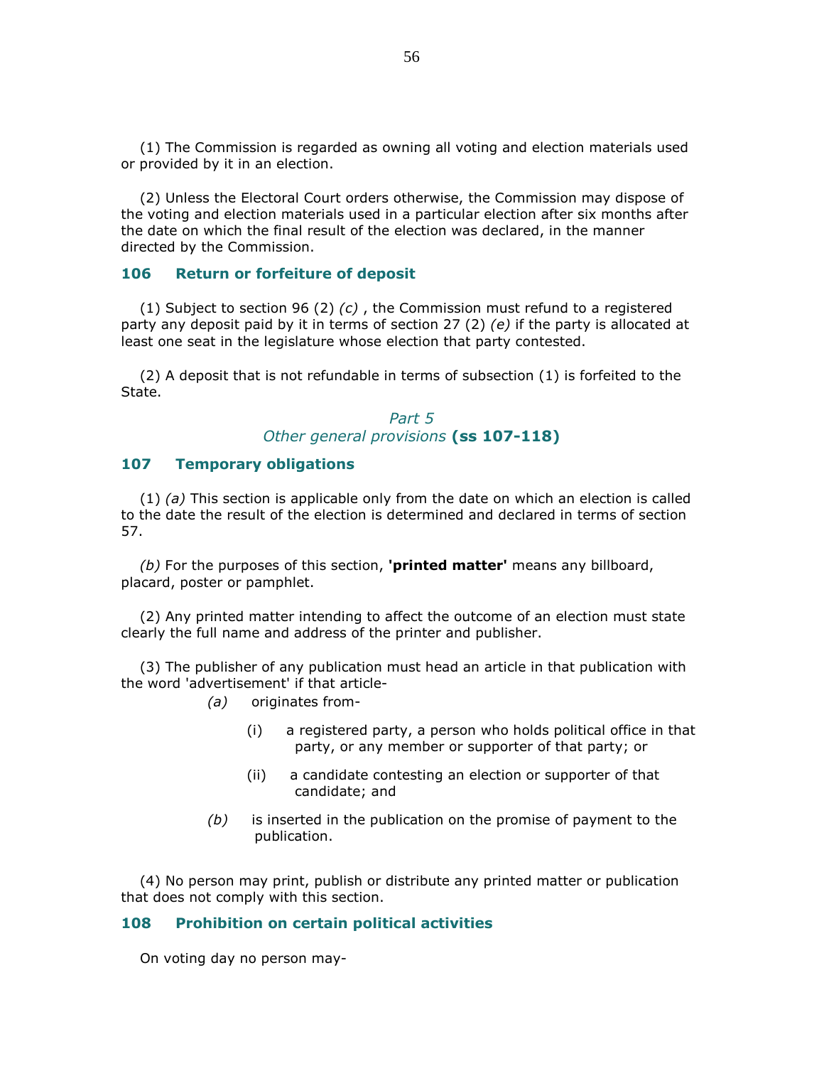(1) The Commission is regarded as owning all voting and election materials used or provided by it in an election.

(2) Unless the Electoral Court orders otherwise, the Commission may dispose of the voting and election materials used in a particular election after six months after the date on which the final result of the election was declared, in the manner directed by the Commission.

### 106 Return or forfeiture of deposit

(1) Subject to section 96 (2) *(c)* , the Commission must refund to a registered party any deposit paid by it in terms of section 27 (2) *(e)* if the party is allocated at least one seat in the legislature whose election that party contested.

(2) A deposit that is not refundable in terms of subsection (1) is forfeited to the State.

## *Part 5*
## *Other general provisions* **(ss 107-118)**

### 107 Temporary obligations

(1) *(a)* This section is applicable only from the date on which an election is called to the date the result of the election is determined and declared in terms of section 57.

*(b)* For the purposes of this section, **'printed matter'** means any billboard, placard, poster or pamphlet.

(2) Any printed matter intending to affect the outcome of an election must state clearly the full name and address of the printer and publisher.

(3) The publisher of any publication must head an article in that publication with the word 'advertisement' if that article-

*(a)* originates from-

(i) a registered party, a person who holds political office in that party, or any member or supporter of that party; or

(ii) a candidate contesting an election or supporter of that candidate; and

*(b)* is inserted in the publication on the promise of payment to the publication.

(4) No person may print, publish or distribute any printed matter or publication that does not comply with this section.

### 108 Prohibition on certain political activities

On voting day no person may-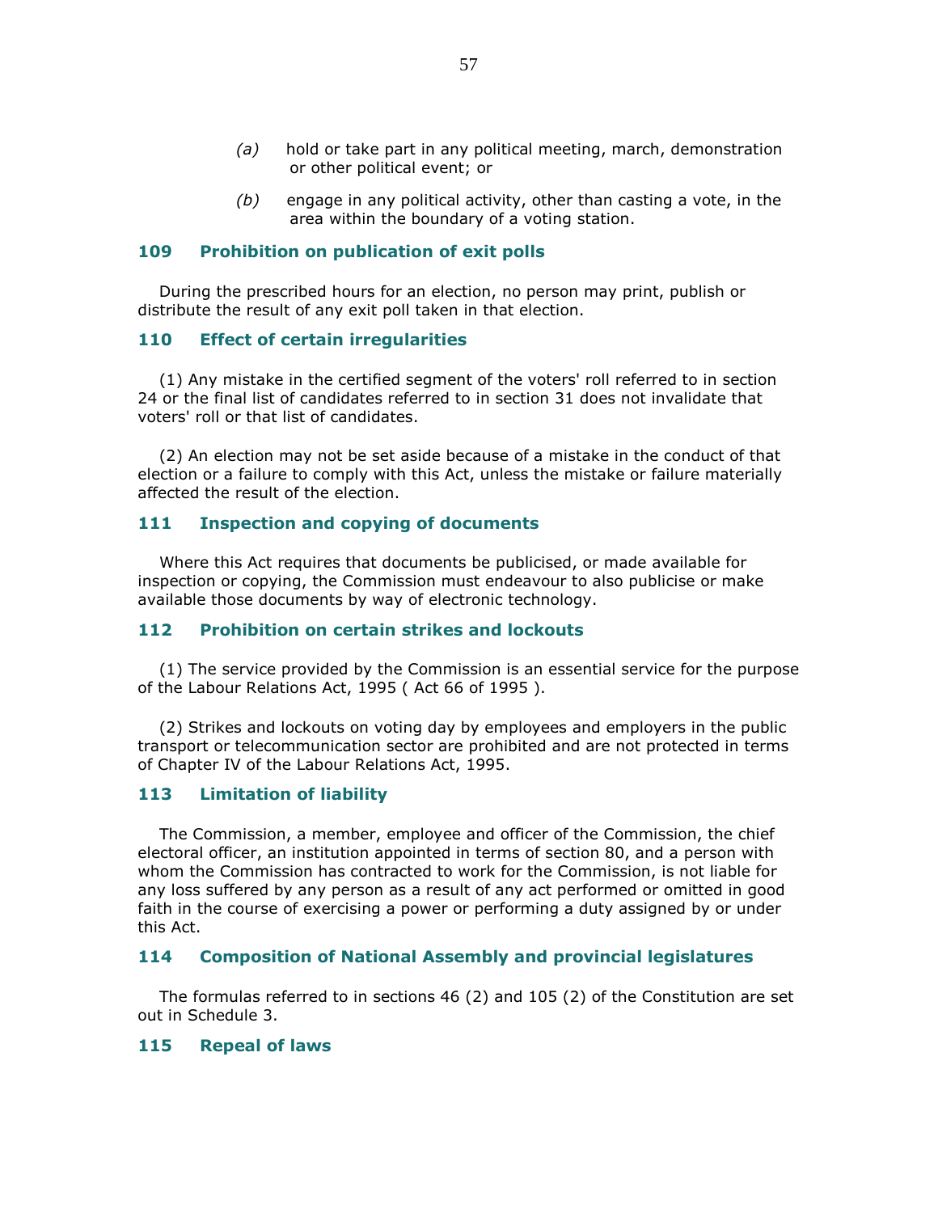(a) hold or take part in any political meeting, march, demonstration or other political event; or

(b) engage in any political activity, other than casting a vote, in the area within the boundary of a voting station.

### 109 Prohibition on publication of exit polls

During the prescribed hours for an election, no person may print, publish or distribute the result of any exit poll taken in that election.

### 110 Effect of certain irregularities

(1) Any mistake in the certified segment of the voters' roll referred to in section 24 or the final list of candidates referred to in section 31 does not invalidate that voters' roll or that list of candidates.

(2) An election may not be set aside because of a mistake in the conduct of that election or a failure to comply with this Act, unless the mistake or failure materially affected the result of the election.

### 111 Inspection and copying of documents

Where this Act requires that documents be publicised, or made available for inspection or copying, the Commission must endeavour to also publicise or make available those documents by way of electronic technology.

### 112 Prohibition on certain strikes and lockouts

(1) The service provided by the Commission is an essential service for the purpose of the Labour Relations Act, 1995 ( Act 66 of 1995 ).

(2) Strikes and lockouts on voting day by employees and employers in the public transport or telecommunication sector are prohibited and are not protected in terms of Chapter IV of the Labour Relations Act, 1995.

### 113 Limitation of liability

The Commission, a member, employee and officer of the Commission, the chief electoral officer, an institution appointed in terms of section 80, and a person with whom the Commission has contracted to work for the Commission, is not liable for any loss suffered by any person as a result of any act performed or omitted in good faith in the course of exercising a power or performing a duty assigned by or under this Act.

### 114 Composition of National Assembly and provincial legislatures

The formulas referred to in sections 46 (2) and 105 (2) of the Constitution are set out in Schedule 3.

### 115 Repeal of laws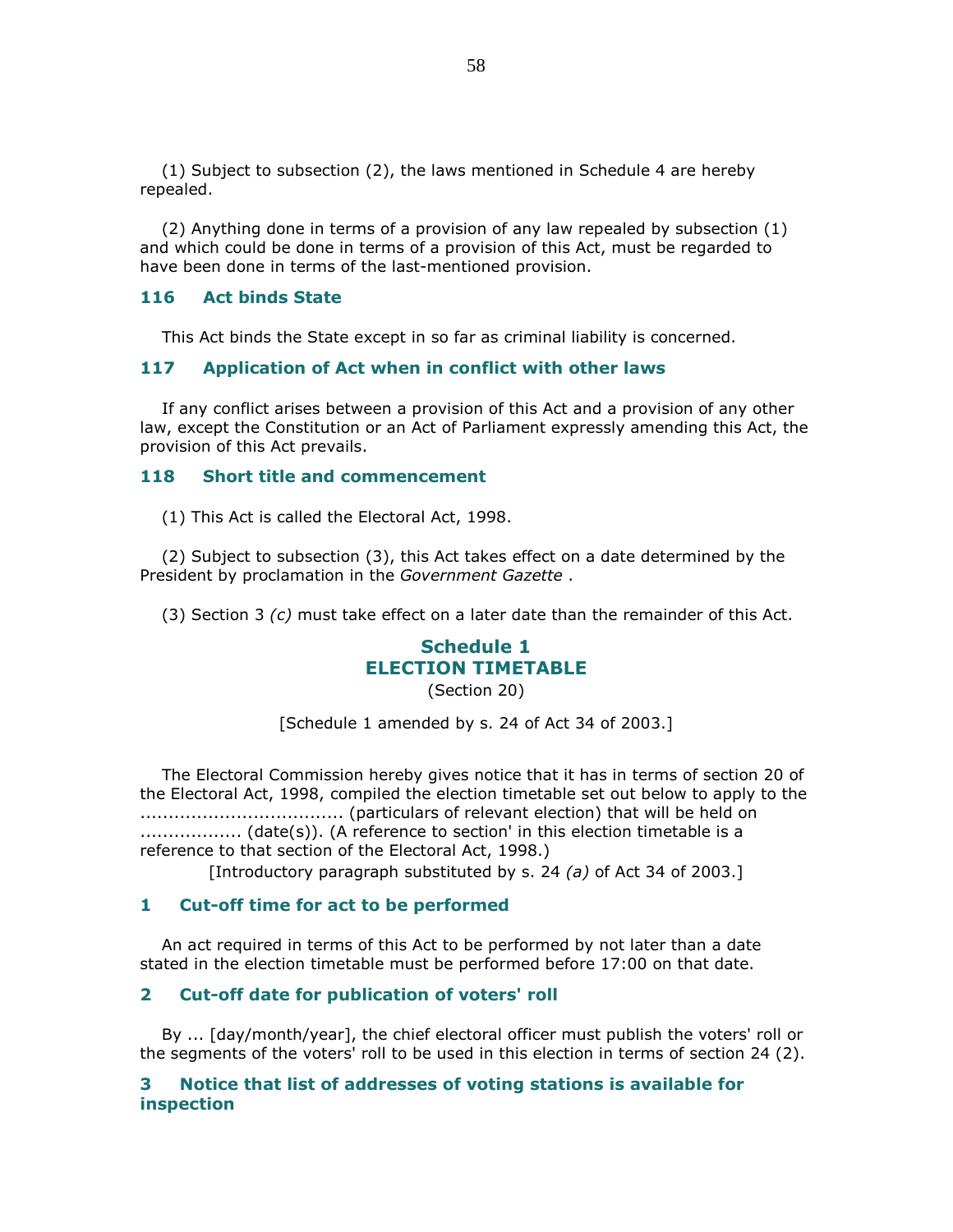(1) Subject to subsection (2), the laws mentioned in Schedule 4 are hereby repealed.

(2) Anything done in terms of a provision of any law repealed by subsection (1) and which could be done in terms of a provision of this Act, must be regarded to have been done in terms of the last-mentioned provision.

### 116 Act binds State

This Act binds the State except in so far as criminal liability is concerned.

### 117 Application of Act when in conflict with other laws

If any conflict arises between a provision of this Act and a provision of any other law, except the Constitution or an Act of Parliament expressly amending this Act, the provision of this Act prevails.

### 118 Short title and commencement

(1) This Act is called the Electoral Act, 1998.

(2) Subject to subsection (3), this Act takes effect on a date determined by the President by proclamation in the *Government Gazette* .

(3) Section 3 *(c)* must take effect on a later date than the remainder of this Act.

## Schedule 1
## ELECTION TIMETABLE

(Section 20)

[Schedule 1 amended by s. 24 of Act 34 of 2003.]

The Electoral Commission hereby gives notice that it has in terms of section 20 of the Electoral Act, 1998, compiled the election timetable set out below to apply to the ................................... (particulars of relevant election) that will be held on ................. (date(s)). (A reference to section' in this election timetable is a reference to that section of the Electoral Act, 1998.)

[Introductory paragraph substituted by s. 24 *(a)* of Act 34 of 2003.]

### 1 Cut-off time for act to be performed

An act required in terms of this Act to be performed by not later than a date stated in the election timetable must be performed before 17:00 on that date.

### 2 Cut-off date for publication of voters' roll

By ... [day/month/year], the chief electoral officer must publish the voters' roll or the segments of the voters' roll to be used in this election in terms of section 24 (2).

### 3 Notice that list of addresses of voting stations is available for inspection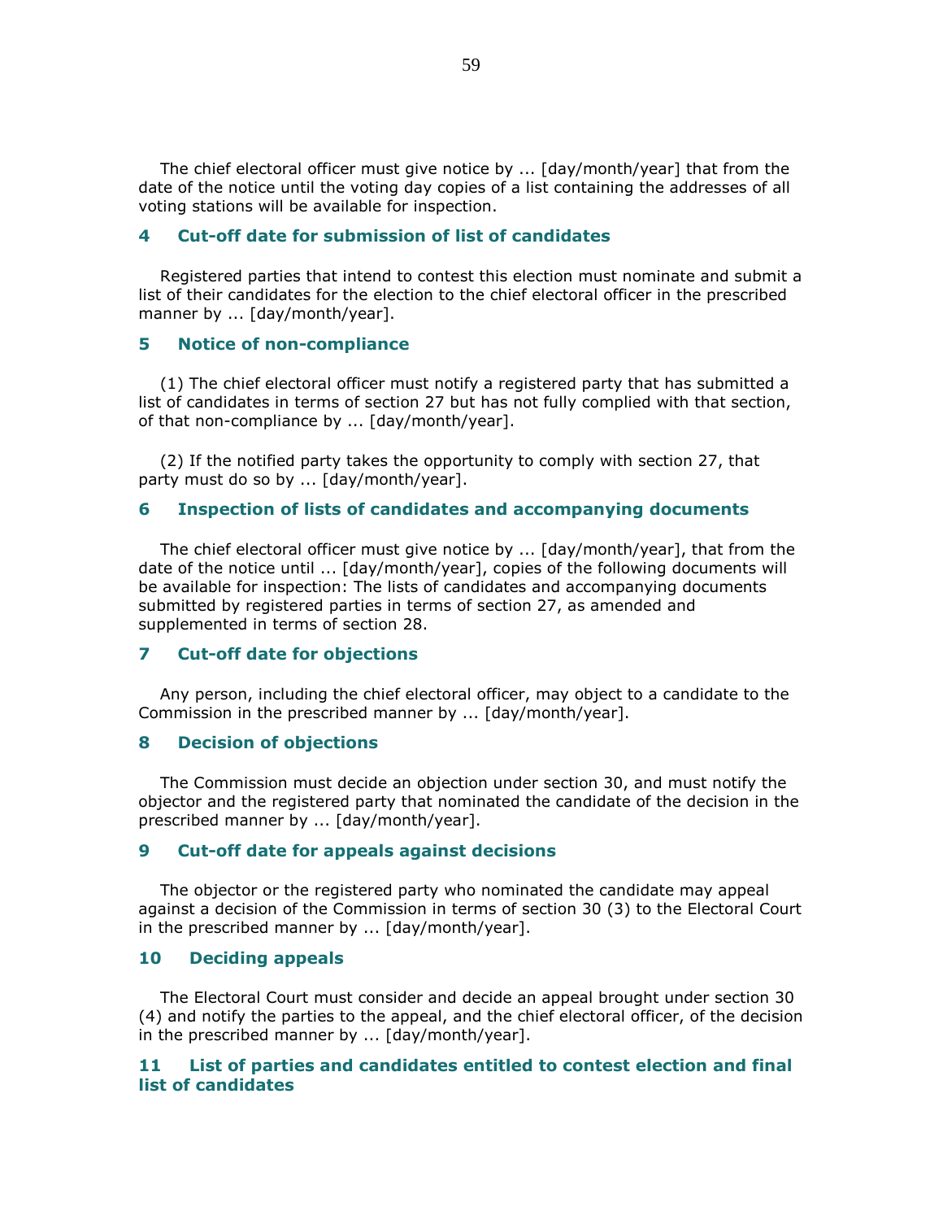The chief electoral officer must give notice by ... [day/month/year] that from the date of the notice until the voting day copies of a list containing the addresses of all voting stations will be available for inspection.

### 4 Cut-off date for submission of list of candidates

Registered parties that intend to contest this election must nominate and submit a list of their candidates for the election to the chief electoral officer in the prescribed manner by ... [day/month/year].

### 5 Notice of non-compliance

(1) The chief electoral officer must notify a registered party that has submitted a list of candidates in terms of section 27 but has not fully complied with that section, of that non-compliance by ... [day/month/year].

(2) If the notified party takes the opportunity to comply with section 27, that party must do so by ... [day/month/year].

### 6 Inspection of lists of candidates and accompanying documents

The chief electoral officer must give notice by ... [day/month/year], that from the date of the notice until ... [day/month/year], copies of the following documents will be available for inspection: The lists of candidates and accompanying documents submitted by registered parties in terms of section 27, as amended and supplemented in terms of section 28.

### 7 Cut-off date for objections

Any person, including the chief electoral officer, may object to a candidate to the Commission in the prescribed manner by ... [day/month/year].

### 8 Decision of objections

The Commission must decide an objection under section 30, and must notify the objector and the registered party that nominated the candidate of the decision in the prescribed manner by ... [day/month/year].

### 9 Cut-off date for appeals against decisions

The objector or the registered party who nominated the candidate may appeal against a decision of the Commission in terms of section 30 (3) to the Electoral Court in the prescribed manner by ... [day/month/year].

### 10 Deciding appeals

The Electoral Court must consider and decide an appeal brought under section 30 (4) and notify the parties to the appeal, and the chief electoral officer, of the decision in the prescribed manner by ... [day/month/year].

### 11 List of parties and candidates entitled to contest election and final list of candidates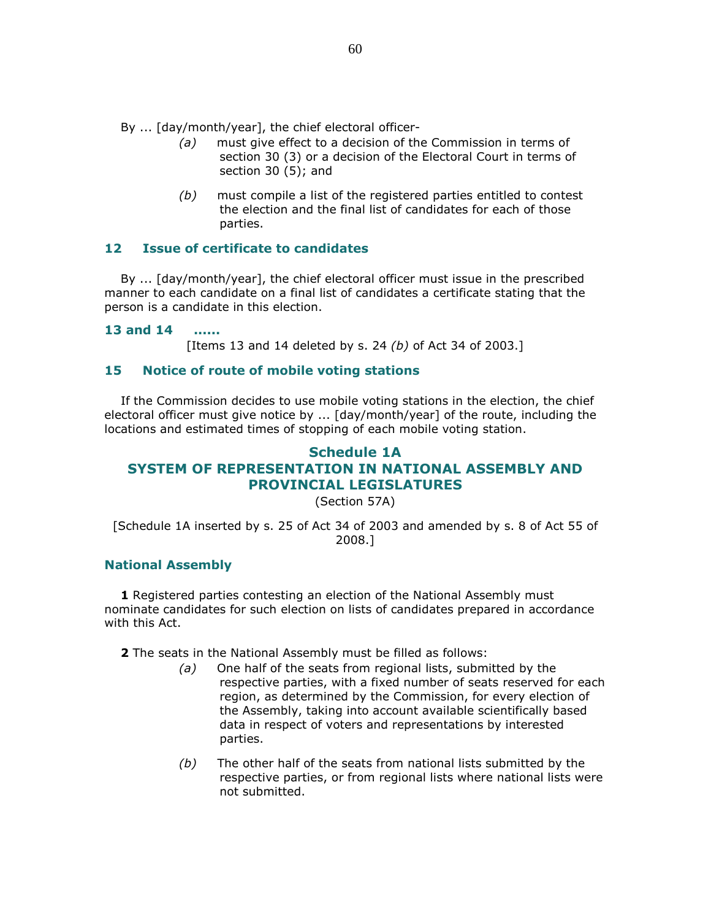By ... [day/month/year], the chief electoral officer-

*(a)* must give effect to a decision of the Commission in terms of section 30 (3) or a decision of the Electoral Court in terms of section 30 (5); and

*(b)* must compile a list of the registered parties entitled to contest the election and the final list of candidates for each of those parties.

### 12 Issue of certificate to candidates

By ... [day/month/year], the chief electoral officer must issue in the prescribed manner to each candidate on a final list of candidates a certificate stating that the person is a candidate in this election.

### 13 and 14 ......

[Items 13 and 14 deleted by s. 24 *(b)* of Act 34 of 2003.]

### 15 Notice of route of mobile voting stations

If the Commission decides to use mobile voting stations in the election, the chief electoral officer must give notice by ... [day/month/year] of the route, including the locations and estimated times of stopping of each mobile voting station.

## Schedule 1A
## SYSTEM OF REPRESENTATION IN NATIONAL ASSEMBLY AND PROVINCIAL LEGISLATURES

(Section 57A)

[Schedule 1A inserted by s. 25 of Act 34 of 2003 and amended by s. 8 of Act 55 of 2008.]

### National Assembly

**1** Registered parties contesting an election of the National Assembly must nominate candidates for such election on lists of candidates prepared in accordance with this Act.

**2** The seats in the National Assembly must be filled as follows:

*(a)* One half of the seats from regional lists, submitted by the respective parties, with a fixed number of seats reserved for each region, as determined by the Commission, for every election of the Assembly, taking into account available scientifically based data in respect of voters and representations by interested parties.

*(b)* The other half of the seats from national lists submitted by the respective parties, or from regional lists where national lists were not submitted.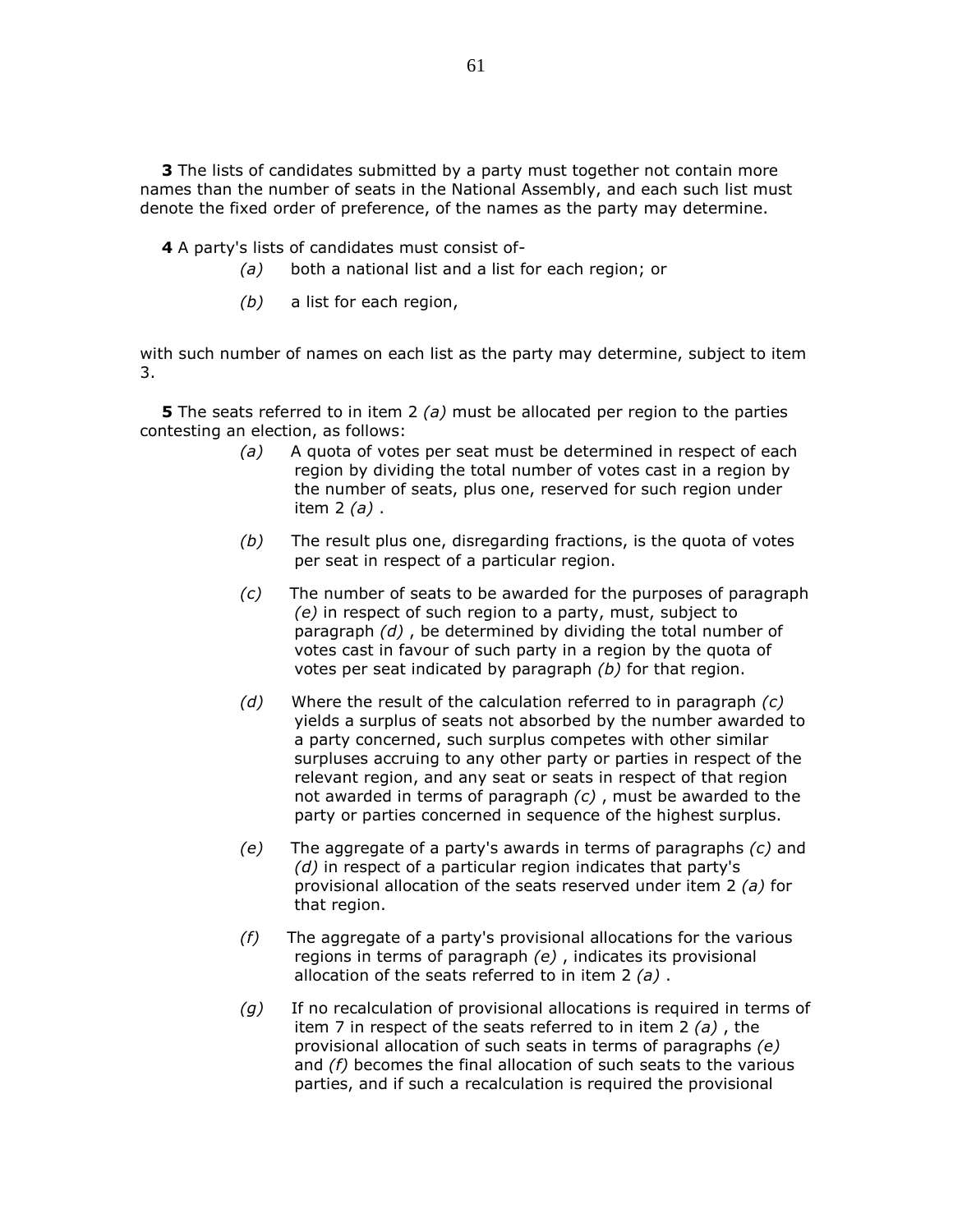**3** The lists of candidates submitted by a party must together not contain more names than the number of seats in the National Assembly, and each such list must denote the fixed order of preference, of the names as the party may determine.

**4** A party's lists of candidates must consist of-

*(a)* both a national list and a list for each region; or

*(b)* a list for each region,

with such number of names on each list as the party may determine, subject to item 3.

**5** The seats referred to in item 2 *(a)* must be allocated per region to the parties contesting an election, as follows:

*(a)* A quota of votes per seat must be determined in respect of each region by dividing the total number of votes cast in a region by the number of seats, plus one, reserved for such region under item 2 *(a)* .

*(b)* The result plus one, disregarding fractions, is the quota of votes per seat in respect of a particular region.

*(c)* The number of seats to be awarded for the purposes of paragraph *(e)* in respect of such region to a party, must, subject to paragraph *(d)* , be determined by dividing the total number of votes cast in favour of such party in a region by the quota of votes per seat indicated by paragraph *(b)* for that region.

*(d)* Where the result of the calculation referred to in paragraph *(c)* yields a surplus of seats not absorbed by the number awarded to a party concerned, such surplus competes with other similar surpluses accruing to any other party or parties in respect of the relevant region, and any seat or seats in respect of that region not awarded in terms of paragraph *(c)* , must be awarded to the party or parties concerned in sequence of the highest surplus.

*(e)* The aggregate of a party's awards in terms of paragraphs *(c)* and *(d)* in respect of a particular region indicates that party's provisional allocation of the seats reserved under item 2 *(a)* for that region.

*(f)* The aggregate of a party's provisional allocations for the various regions in terms of paragraph *(e)* , indicates its provisional allocation of the seats referred to in item 2 *(a)* .

*(g)* If no recalculation of provisional allocations is required in terms of item 7 in respect of the seats referred to in item 2 *(a)* , the provisional allocation of such seats in terms of paragraphs *(e)* and *(f)* becomes the final allocation of such seats to the various parties, and if such a recalculation is required the provisional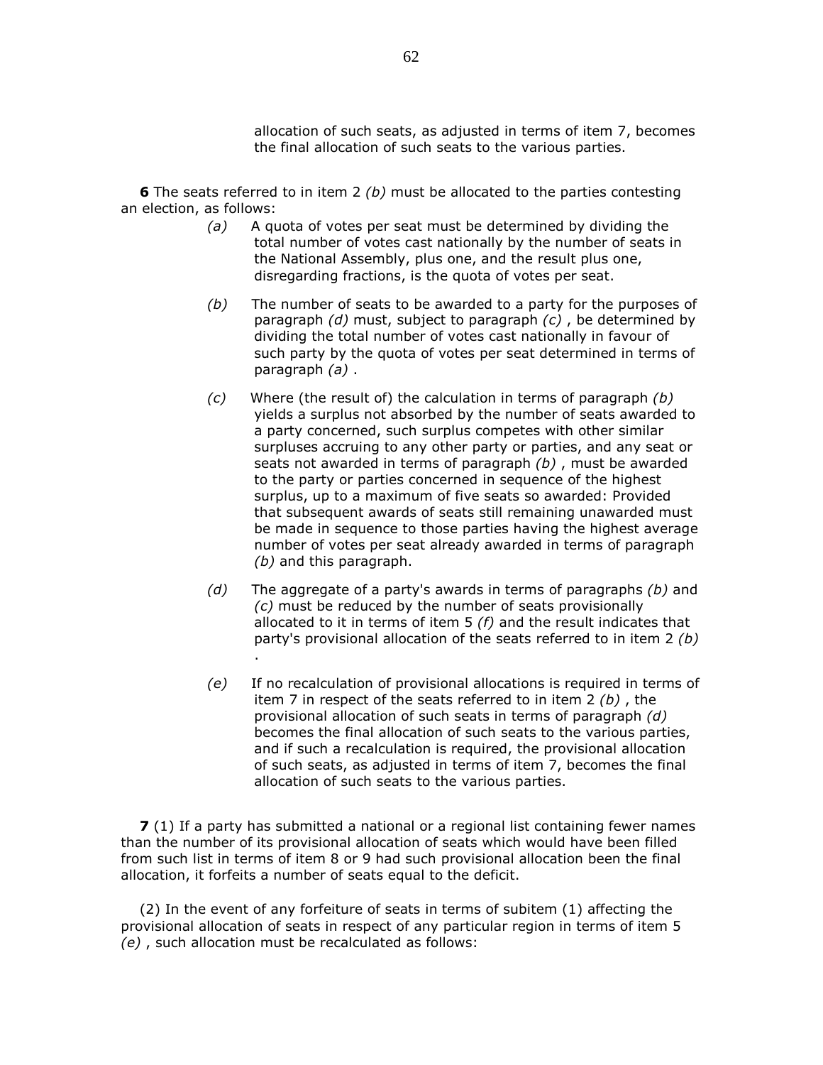allocation of such seats, as adjusted in terms of item 7, becomes the final allocation of such seats to the various parties.

**6** The seats referred to in item 2 *(b)* must be allocated to the parties contesting an election, as follows:

*(a)* A quota of votes per seat must be determined by dividing the total number of votes cast nationally by the number of seats in the National Assembly, plus one, and the result plus one, disregarding fractions, is the quota of votes per seat.

*(b)* The number of seats to be awarded to a party for the purposes of paragraph *(d)* must, subject to paragraph *(c)* , be determined by dividing the total number of votes cast nationally in favour of such party by the quota of votes per seat determined in terms of paragraph *(a)* .

*(c)* Where (the result of) the calculation in terms of paragraph *(b)* yields a surplus not absorbed by the number of seats awarded to a party concerned, such surplus competes with other similar surpluses accruing to any other party or parties, and any seat or seats not awarded in terms of paragraph *(b)* , must be awarded to the party or parties concerned in sequence of the highest surplus, up to a maximum of five seats so awarded: Provided that subsequent awards of seats still remaining unawarded must be made in sequence to those parties having the highest average number of votes per seat already awarded in terms of paragraph *(b)* and this paragraph.

*(d)* The aggregate of a party's awards in terms of paragraphs *(b)* and *(c)* must be reduced by the number of seats provisionally allocated to it in terms of item 5 *(f)* and the result indicates that party's provisional allocation of the seats referred to in item 2 *(b)* .

*(e)* If no recalculation of provisional allocations is required in terms of item 7 in respect of the seats referred to in item 2 *(b)* , the provisional allocation of such seats in terms of paragraph *(d)* becomes the final allocation of such seats to the various parties, and if such a recalculation is required, the provisional allocation of such seats, as adjusted in terms of item 7, becomes the final allocation of such seats to the various parties.

**7** (1) If a party has submitted a national or a regional list containing fewer names than the number of its provisional allocation of seats which would have been filled from such list in terms of item 8 or 9 had such provisional allocation been the final allocation, it forfeits a number of seats equal to the deficit.

(2) In the event of any forfeiture of seats in terms of subitem (1) affecting the provisional allocation of seats in respect of any particular region in terms of item 5 *(e)* , such allocation must be recalculated as follows: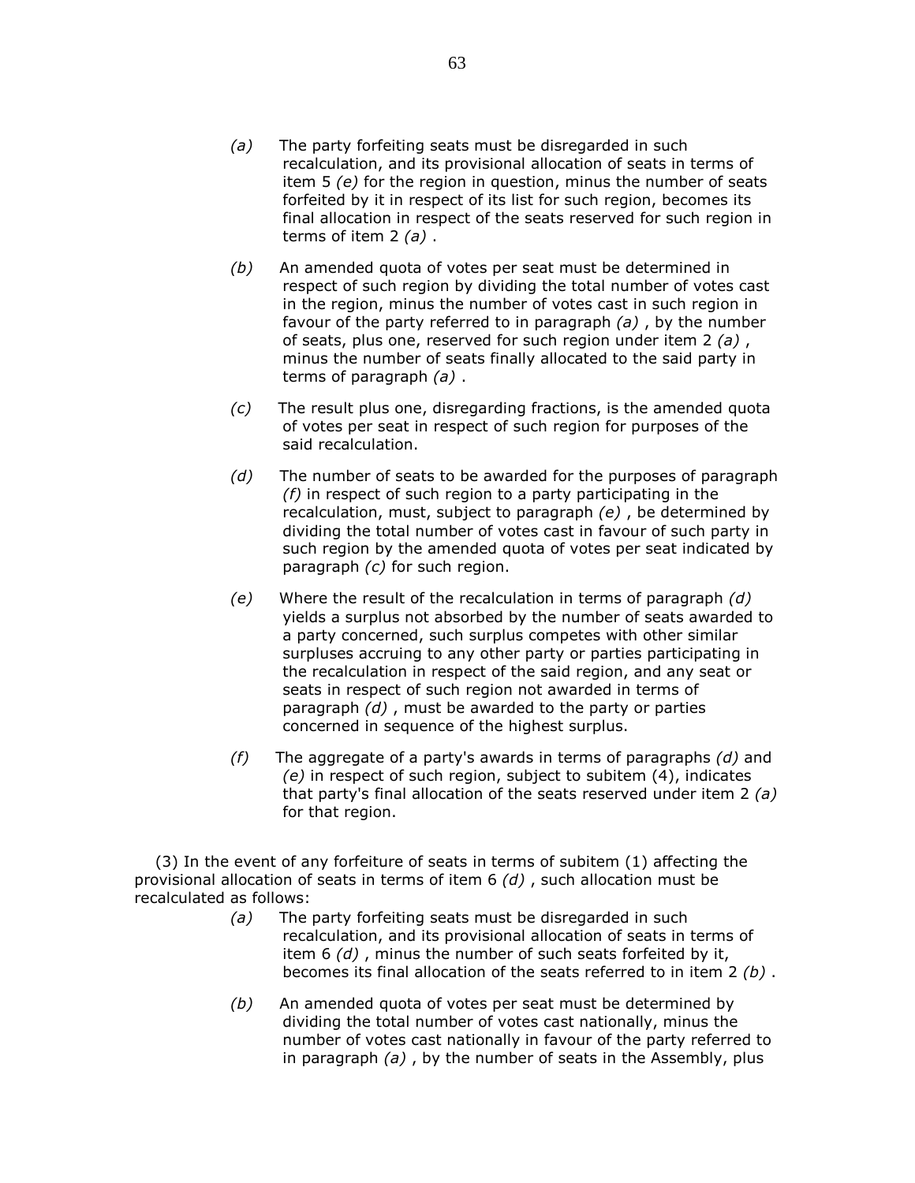*(a)* The party forfeiting seats must be disregarded in such recalculation, and its provisional allocation of seats in terms of item 5 *(e)* for the region in question, minus the number of seats forfeited by it in respect of its list for such region, becomes its final allocation in respect of the seats reserved for such region in terms of item 2 *(a)* .

*(b)* An amended quota of votes per seat must be determined in respect of such region by dividing the total number of votes cast in the region, minus the number of votes cast in such region in favour of the party referred to in paragraph *(a)* , by the number of seats, plus one, reserved for such region under item 2 *(a)* , minus the number of seats finally allocated to the said party in terms of paragraph *(a)* .

*(c)* The result plus one, disregarding fractions, is the amended quota of votes per seat in respect of such region for purposes of the said recalculation.

*(d)* The number of seats to be awarded for the purposes of paragraph *(f)* in respect of such region to a party participating in the recalculation, must, subject to paragraph *(e)* , be determined by dividing the total number of votes cast in favour of such party in such region by the amended quota of votes per seat indicated by paragraph *(c)* for such region.

*(e)* Where the result of the recalculation in terms of paragraph *(d)* yields a surplus not absorbed by the number of seats awarded to a party concerned, such surplus competes with other similar surpluses accruing to any other party or parties participating in the recalculation in respect of the said region, and any seat or seats in respect of such region not awarded in terms of paragraph *(d)* , must be awarded to the party or parties concerned in sequence of the highest surplus.

*(f)* The aggregate of a party's awards in terms of paragraphs *(d)* and *(e)* in respect of such region, subject to subitem (4), indicates that party's final allocation of the seats reserved under item 2 *(a)* for that region.

(3) In the event of any forfeiture of seats in terms of subitem (1) affecting the provisional allocation of seats in terms of item 6 *(d)* , such allocation must be recalculated as follows:

*(a)* The party forfeiting seats must be disregarded in such recalculation, and its provisional allocation of seats in terms of item 6 *(d)* , minus the number of such seats forfeited by it, becomes its final allocation of the seats referred to in item 2 *(b)* .

*(b)* An amended quota of votes per seat must be determined by dividing the total number of votes cast nationally, minus the number of votes cast nationally in favour of the party referred to in paragraph *(a)* , by the number of seats in the Assembly, plus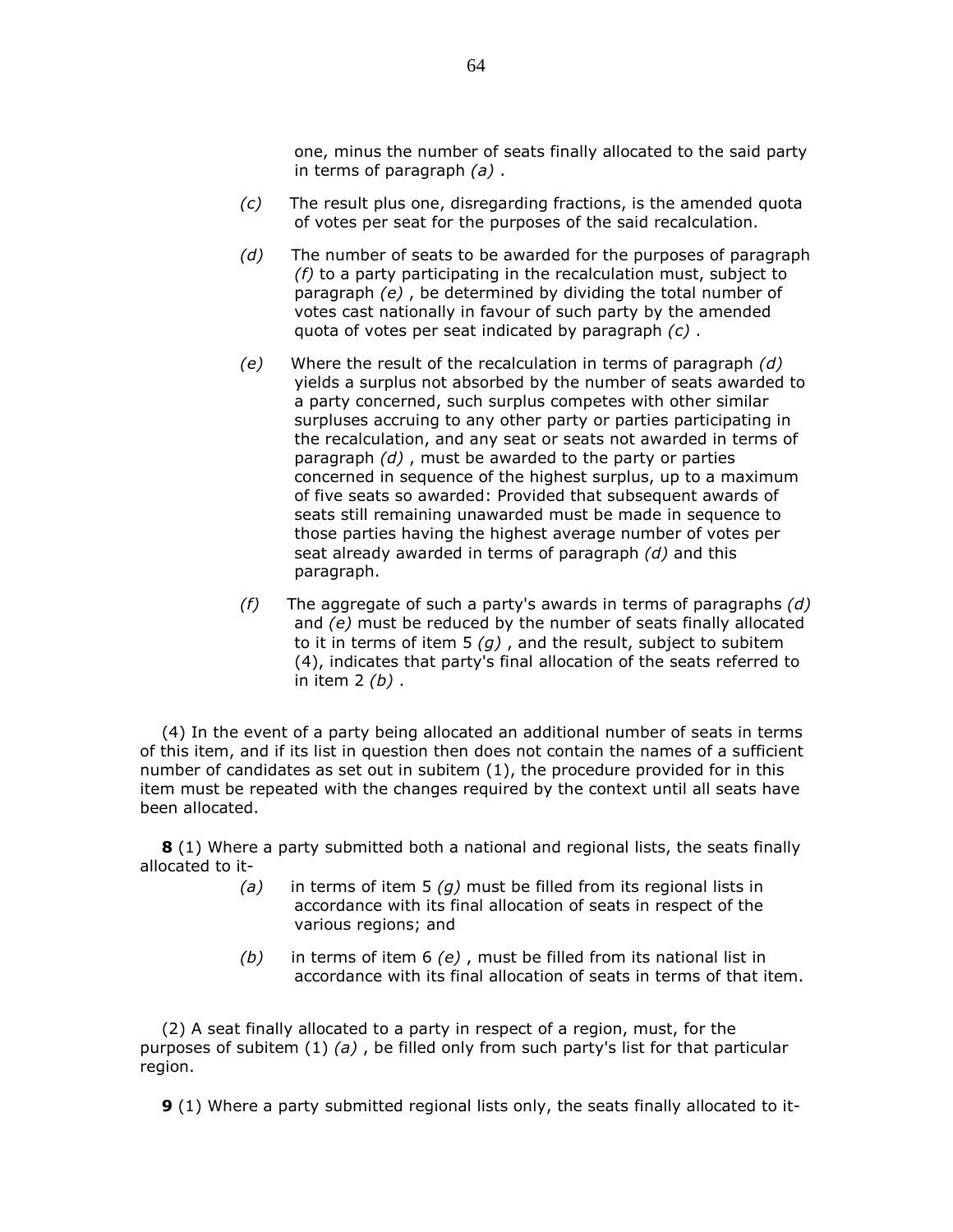one, minus the number of seats finally allocated to the said party in terms of paragraph *(a)* .

*(c)* The result plus one, disregarding fractions, is the amended quota of votes per seat for the purposes of the said recalculation.

*(d)* The number of seats to be awarded for the purposes of paragraph *(f)* to a party participating in the recalculation must, subject to paragraph *(e)* , be determined by dividing the total number of votes cast nationally in favour of such party by the amended quota of votes per seat indicated by paragraph *(c)* .

*(e)* Where the result of the recalculation in terms of paragraph *(d)* yields a surplus not absorbed by the number of seats awarded to a party concerned, such surplus competes with other similar surpluses accruing to any other party or parties participating in the recalculation, and any seat or seats not awarded in terms of paragraph *(d)* , must be awarded to the party or parties concerned in sequence of the highest surplus, up to a maximum of five seats so awarded: Provided that subsequent awards of seats still remaining unawarded must be made in sequence to those parties having the highest average number of votes per seat already awarded in terms of paragraph *(d)* and this paragraph.

*(f)* The aggregate of such a party's awards in terms of paragraphs *(d)* and *(e)* must be reduced by the number of seats finally allocated to it in terms of item 5 *(g)* , and the result, subject to subitem (4), indicates that party's final allocation of the seats referred to in item 2 *(b)* .

(4) In the event of a party being allocated an additional number of seats in terms of this item, and if its list in question then does not contain the names of a sufficient number of candidates as set out in subitem (1), the procedure provided for in this item must be repeated with the changes required by the context until all seats have been allocated.

**8** (1) Where a party submitted both a national and regional lists, the seats finally allocated to it-

*(a)* in terms of item 5 *(g)* must be filled from its regional lists in accordance with its final allocation of seats in respect of the various regions; and

*(b)* in terms of item 6 *(e)* , must be filled from its national list in accordance with its final allocation of seats in terms of that item.

(2) A seat finally allocated to a party in respect of a region, must, for the purposes of subitem (1) *(a)* , be filled only from such party's list for that particular region.

**9** (1) Where a party submitted regional lists only, the seats finally allocated to it-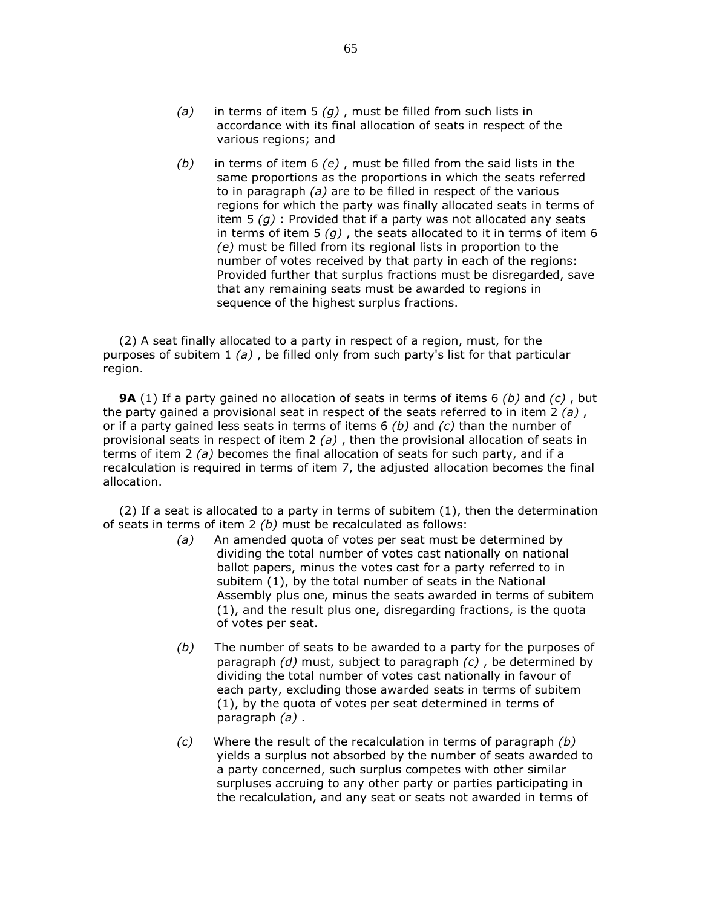*(a)* in terms of item 5 *(g)* , must be filled from such lists in accordance with its final allocation of seats in respect of the various regions; and

*(b)* in terms of item 6 *(e)* , must be filled from the said lists in the same proportions as the proportions in which the seats referred to in paragraph *(a)* are to be filled in respect of the various regions for which the party was finally allocated seats in terms of item 5 *(g)* : Provided that if a party was not allocated any seats in terms of item 5 *(g)* , the seats allocated to it in terms of item 6 *(e)* must be filled from its regional lists in proportion to the number of votes received by that party in each of the regions: Provided further that surplus fractions must be disregarded, save that any remaining seats must be awarded to regions in sequence of the highest surplus fractions.

(2) A seat finally allocated to a party in respect of a region, must, for the purposes of subitem 1 *(a)* , be filled only from such party's list for that particular region.

**9A** (1) If a party gained no allocation of seats in terms of items 6 *(b)* and *(c)* , but the party gained a provisional seat in respect of the seats referred to in item 2 *(a)* , or if a party gained less seats in terms of items 6 *(b)* and *(c)* than the number of provisional seats in respect of item 2 *(a)* , then the provisional allocation of seats in terms of item 2 *(a)* becomes the final allocation of seats for such party, and if a recalculation is required in terms of item 7, the adjusted allocation becomes the final allocation.

(2) If a seat is allocated to a party in terms of subitem (1), then the determination of seats in terms of item 2 *(b)* must be recalculated as follows:

*(a)* An amended quota of votes per seat must be determined by dividing the total number of votes cast nationally on national ballot papers, minus the votes cast for a party referred to in subitem (1), by the total number of seats in the National Assembly plus one, minus the seats awarded in terms of subitem (1), and the result plus one, disregarding fractions, is the quota of votes per seat.

*(b)* The number of seats to be awarded to a party for the purposes of paragraph *(d)* must, subject to paragraph *(c)* , be determined by dividing the total number of votes cast nationally in favour of each party, excluding those awarded seats in terms of subitem (1), by the quota of votes per seat determined in terms of paragraph *(a)* .

*(c)* Where the result of the recalculation in terms of paragraph *(b)* yields a surplus not absorbed by the number of seats awarded to a party concerned, such surplus competes with other similar surpluses accruing to any other party or parties participating in the recalculation, and any seat or seats not awarded in terms of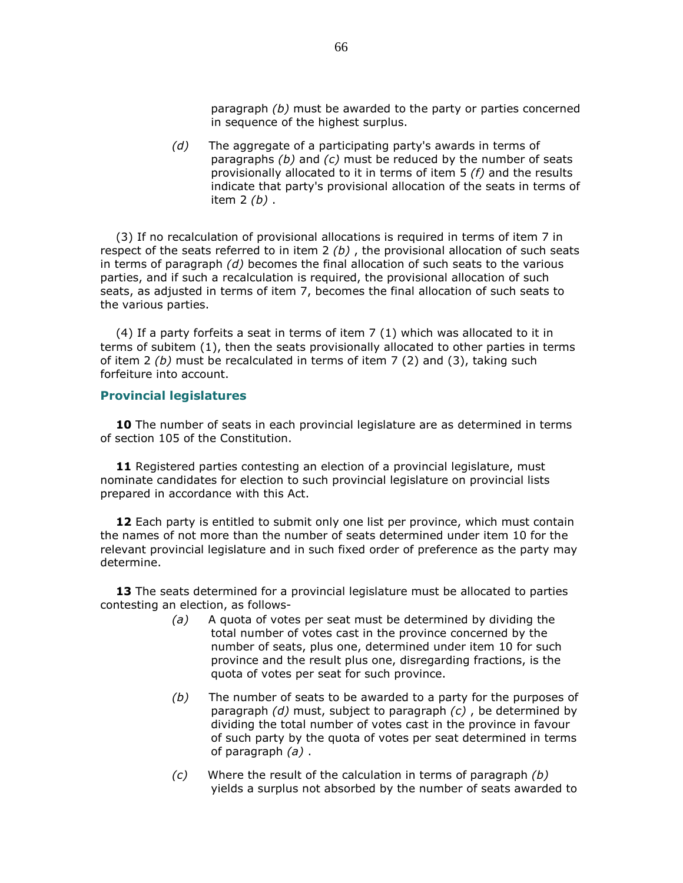paragraph *(b)* must be awarded to the party or parties concerned in sequence of the highest surplus.

*(d)* The aggregate of a participating party's awards in terms of paragraphs *(b)* and *(c)* must be reduced by the number of seats provisionally allocated to it in terms of item 5 *(f)* and the results indicate that party's provisional allocation of the seats in terms of item 2 *(b)* .

(3) If no recalculation of provisional allocations is required in terms of item 7 in respect of the seats referred to in item 2 *(b)* , the provisional allocation of such seats in terms of paragraph *(d)* becomes the final allocation of such seats to the various parties, and if such a recalculation is required, the provisional allocation of such seats, as adjusted in terms of item 7, becomes the final allocation of such seats to the various parties.

(4) If a party forfeits a seat in terms of item 7 (1) which was allocated to it in terms of subitem (1), then the seats provisionally allocated to other parties in terms of item 2 *(b)* must be recalculated in terms of item 7 (2) and (3), taking such forfeiture into account.

### Provincial legislatures

**10** The number of seats in each provincial legislature are as determined in terms of section 105 of the Constitution.

**11** Registered parties contesting an election of a provincial legislature, must nominate candidates for election to such provincial legislature on provincial lists prepared in accordance with this Act.

**12** Each party is entitled to submit only one list per province, which must contain the names of not more than the number of seats determined under item 10 for the relevant provincial legislature and in such fixed order of preference as the party may determine.

**13** The seats determined for a provincial legislature must be allocated to parties contesting an election, as follows-

*(a)* A quota of votes per seat must be determined by dividing the total number of votes cast in the province concerned by the number of seats, plus one, determined under item 10 for such province and the result plus one, disregarding fractions, is the quota of votes per seat for such province.

*(b)* The number of seats to be awarded to a party for the purposes of paragraph *(d)* must, subject to paragraph *(c)* , be determined by dividing the total number of votes cast in the province in favour of such party by the quota of votes per seat determined in terms of paragraph *(a)* .

*(c)* Where the result of the calculation in terms of paragraph *(b)* yields a surplus not absorbed by the number of seats awarded to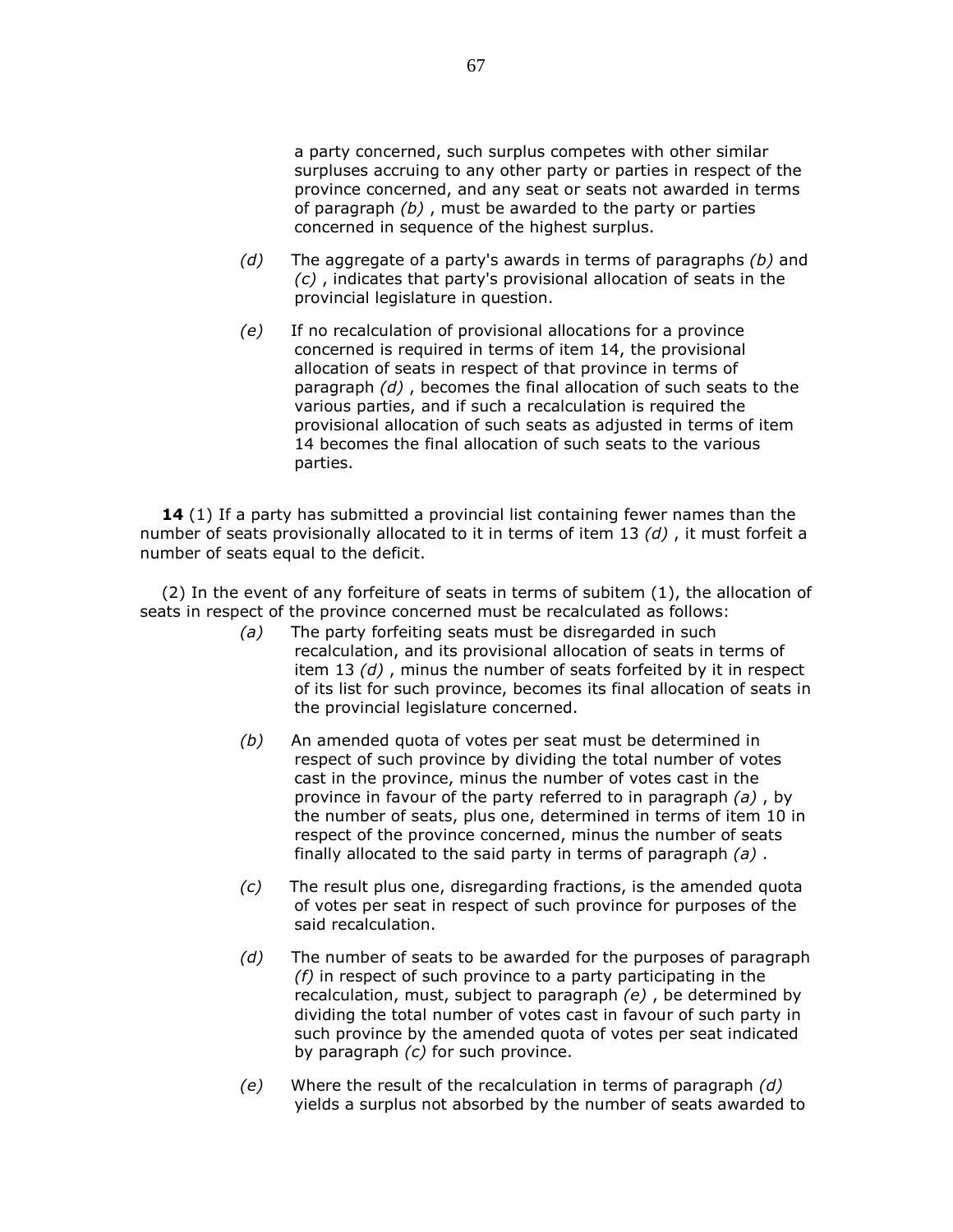a party concerned, such surplus competes with other similar surpluses accruing to any other party or parties in respect of the province concerned, and any seat or seats not awarded in terms of paragraph *(b)* , must be awarded to the party or parties concerned in sequence of the highest surplus.

*(d)* The aggregate of a party's awards in terms of paragraphs *(b)* and *(c)* , indicates that party's provisional allocation of seats in the provincial legislature in question.

*(e)* If no recalculation of provisional allocations for a province concerned is required in terms of item 14, the provisional allocation of seats in respect of that province in terms of paragraph *(d)* , becomes the final allocation of such seats to the various parties, and if such a recalculation is required the provisional allocation of such seats as adjusted in terms of item 14 becomes the final allocation of such seats to the various parties.

**14** (1) If a party has submitted a provincial list containing fewer names than the number of seats provisionally allocated to it in terms of item 13 *(d)* , it must forfeit a number of seats equal to the deficit.

(2) In the event of any forfeiture of seats in terms of subitem (1), the allocation of seats in respect of the province concerned must be recalculated as follows:

*(a)* The party forfeiting seats must be disregarded in such recalculation, and its provisional allocation of seats in terms of item 13 *(d)* , minus the number of seats forfeited by it in respect of its list for such province, becomes its final allocation of seats in the provincial legislature concerned.

*(b)* An amended quota of votes per seat must be determined in respect of such province by dividing the total number of votes cast in the province, minus the number of votes cast in the province in favour of the party referred to in paragraph *(a)* , by the number of seats, plus one, determined in terms of item 10 in respect of the province concerned, minus the number of seats finally allocated to the said party in terms of paragraph *(a)* .

*(c)* The result plus one, disregarding fractions, is the amended quota of votes per seat in respect of such province for purposes of the said recalculation.

*(d)* The number of seats to be awarded for the purposes of paragraph *(f)* in respect of such province to a party participating in the recalculation, must, subject to paragraph *(e)* , be determined by dividing the total number of votes cast in favour of such party in such province by the amended quota of votes per seat indicated by paragraph *(c)* for such province.

*(e)* Where the result of the recalculation in terms of paragraph *(d)* yields a surplus not absorbed by the number of seats awarded to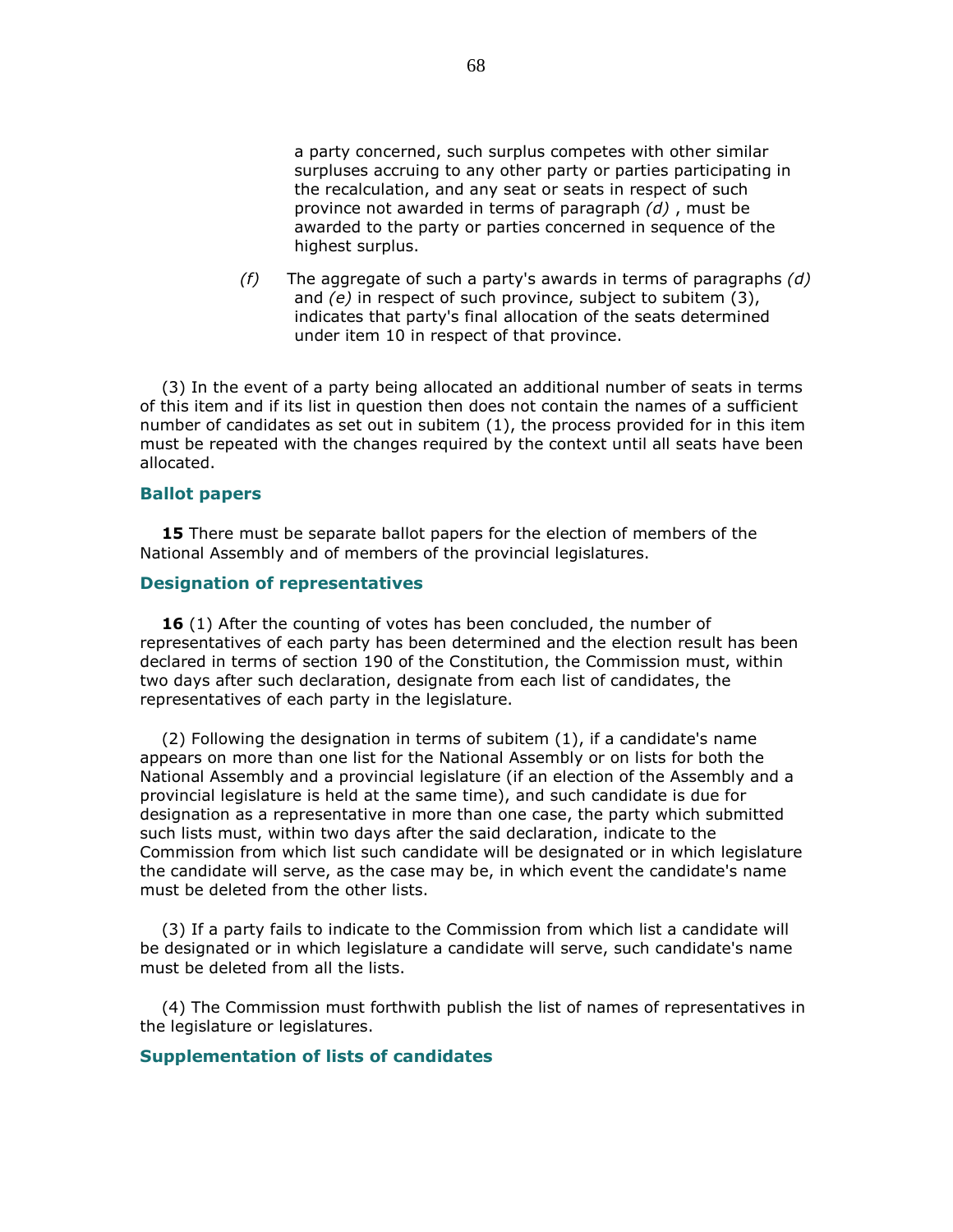a party concerned, such surplus competes with other similar surpluses accruing to any other party or parties participating in the recalculation, and any seat or seats in respect of such province not awarded in terms of paragraph *(d)* , must be awarded to the party or parties concerned in sequence of the highest surplus.

*(f)* The aggregate of such a party's awards in terms of paragraphs *(d)* and *(e)* in respect of such province, subject to subitem (3), indicates that party's final allocation of the seats determined under item 10 in respect of that province.

(3) In the event of a party being allocated an additional number of seats in terms of this item and if its list in question then does not contain the names of a sufficient number of candidates as set out in subitem (1), the process provided for in this item must be repeated with the changes required by the context until all seats have been allocated.

### Ballot papers

**15** There must be separate ballot papers for the election of members of the National Assembly and of members of the provincial legislatures.

### Designation of representatives

**16** (1) After the counting of votes has been concluded, the number of representatives of each party has been determined and the election result has been declared in terms of section 190 of the Constitution, the Commission must, within two days after such declaration, designate from each list of candidates, the representatives of each party in the legislature.

(2) Following the designation in terms of subitem (1), if a candidate's name appears on more than one list for the National Assembly or on lists for both the National Assembly and a provincial legislature (if an election of the Assembly and a provincial legislature is held at the same time), and such candidate is due for designation as a representative in more than one case, the party which submitted such lists must, within two days after the said declaration, indicate to the Commission from which list such candidate will be designated or in which legislature the candidate will serve, as the case may be, in which event the candidate's name must be deleted from the other lists.

(3) If a party fails to indicate to the Commission from which list a candidate will be designated or in which legislature a candidate will serve, such candidate's name must be deleted from all the lists.

(4) The Commission must forthwith publish the list of names of representatives in the legislature or legislatures.

### Supplementation of lists of candidates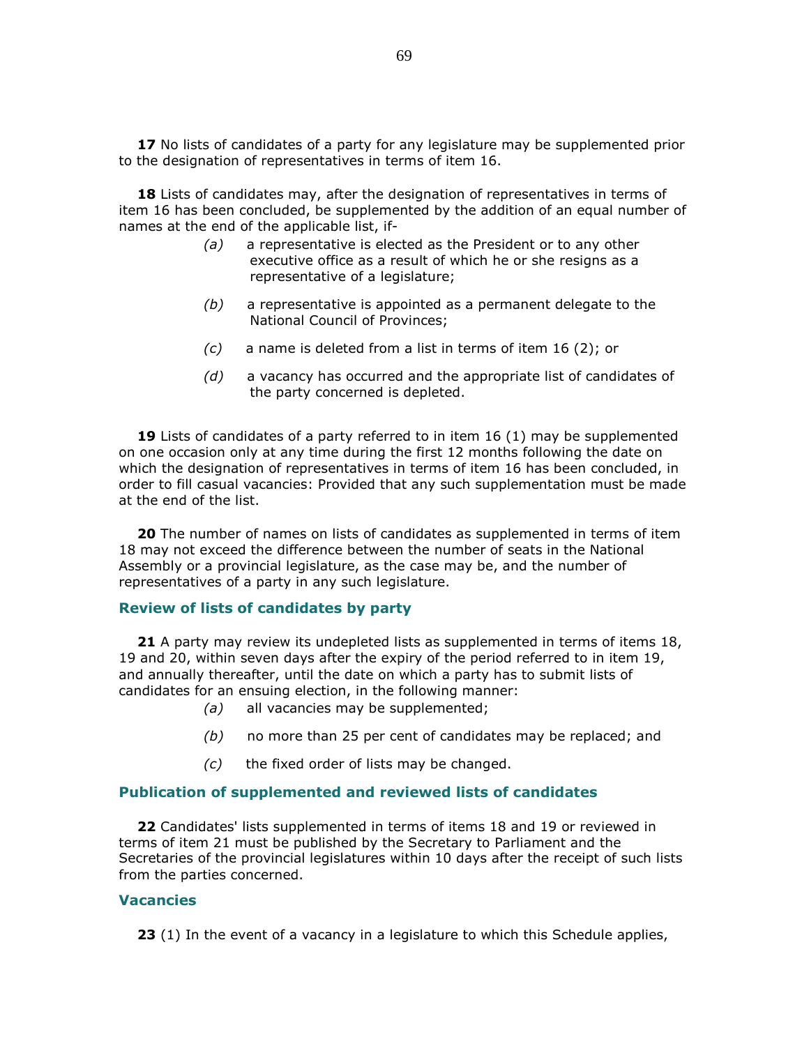**17** No lists of candidates of a party for any legislature may be supplemented prior to the designation of representatives in terms of item 16.

**18** Lists of candidates may, after the designation of representatives in terms of item 16 has been concluded, be supplemented by the addition of an equal number of names at the end of the applicable list, if-

*(a)* a representative is elected as the President or to any other executive office as a result of which he or she resigns as a representative of a legislature;

*(b)* a representative is appointed as a permanent delegate to the National Council of Provinces;

*(c)* a name is deleted from a list in terms of item 16 (2); or

*(d)* a vacancy has occurred and the appropriate list of candidates of the party concerned is depleted.

**19** Lists of candidates of a party referred to in item 16 (1) may be supplemented on one occasion only at any time during the first 12 months following the date on which the designation of representatives in terms of item 16 has been concluded, in order to fill casual vacancies: Provided that any such supplementation must be made at the end of the list.

**20** The number of names on lists of candidates as supplemented in terms of item 18 may not exceed the difference between the number of seats in the National Assembly or a provincial legislature, as the case may be, and the number of representatives of a party in any such legislature.

### Review of lists of candidates by party

**21** A party may review its undepleted lists as supplemented in terms of items 18, 19 and 20, within seven days after the expiry of the period referred to in item 19, and annually thereafter, until the date on which a party has to submit lists of candidates for an ensuing election, in the following manner:

*(a)* all vacancies may be supplemented;

*(b)* no more than 25 per cent of candidates may be replaced; and

*(c)* the fixed order of lists may be changed.

### Publication of supplemented and reviewed lists of candidates

**22** Candidates' lists supplemented in terms of items 18 and 19 or reviewed in terms of item 21 must be published by the Secretary to Parliament and the Secretaries of the provincial legislatures within 10 days after the receipt of such lists from the parties concerned.

### Vacancies

**23** (1) In the event of a vacancy in a legislature to which this Schedule applies,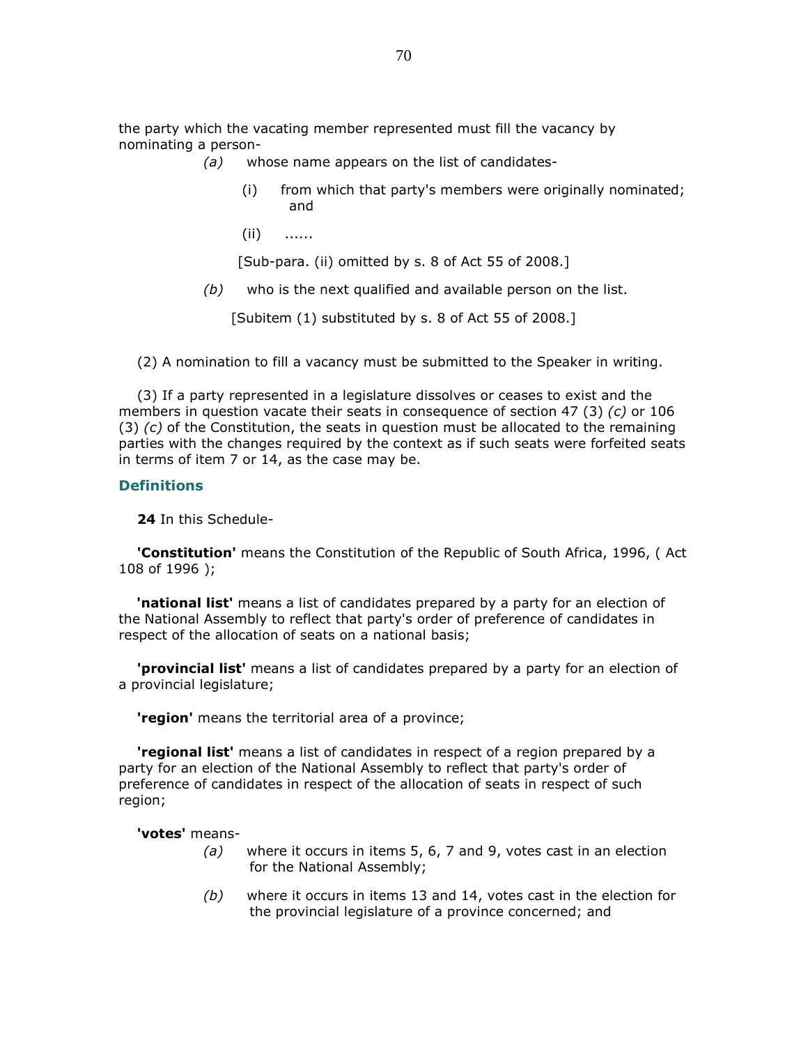the party which the vacating member represented must fill the vacancy by nominating a person-

> *(a)* whose name appears on the list of candidates-
>
> > (i) from which that party's members were originally nominated; and
> >
> > (ii) ......
> >
> > [Sub-para. (ii) omitted by s. 8 of Act 55 of 2008.]
>
> *(b)* who is the next qualified and available person on the list.
>
> [Subitem (1) substituted by s. 8 of Act 55 of 2008.]

(2) A nomination to fill a vacancy must be submitted to the Speaker in writing.

(3) If a party represented in a legislature dissolves or ceases to exist and the members in question vacate their seats in consequence of section 47 (3) *(c)* or 106 (3) *(c)* of the Constitution, the seats in question must be allocated to the remaining parties with the changes required by the context as if such seats were forfeited seats in terms of item 7 or 14, as the case may be.

### Definitions

**24** In this Schedule-

**'Constitution'** means the Constitution of the Republic of South Africa, 1996, ( Act 108 of 1996 );

**'national list'** means a list of candidates prepared by a party for an election of the National Assembly to reflect that party's order of preference of candidates in respect of the allocation of seats on a national basis;

**'provincial list'** means a list of candidates prepared by a party for an election of a provincial legislature;

**'region'** means the territorial area of a province;

**'regional list'** means a list of candidates in respect of a region prepared by a party for an election of the National Assembly to reflect that party's order of preference of candidates in respect of the allocation of seats in respect of such region;

**'votes'** means-

> *(a)* where it occurs in items 5, 6, 7 and 9, votes cast in an election for the National Assembly;
>
> *(b)* where it occurs in items 13 and 14, votes cast in the election for the provincial legislature of a province concerned; and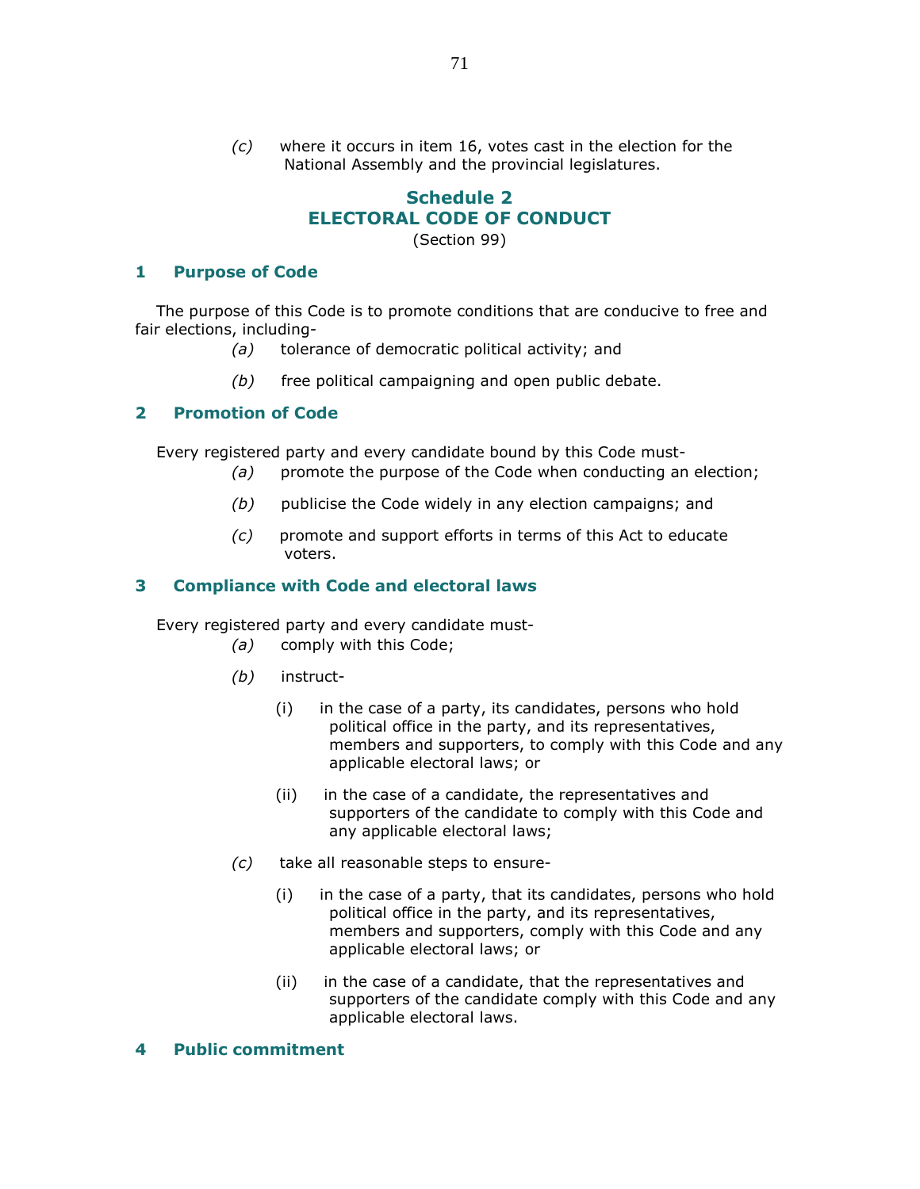*(c)* where it occurs in item 16, votes cast in the election for the National Assembly and the provincial legislatures.

## Schedule 2
## ELECTORAL CODE OF CONDUCT

(Section 99)

### 1 Purpose of Code

The purpose of this Code is to promote conditions that are conducive to free and fair elections, including-

*(a)* tolerance of democratic political activity; and

*(b)* free political campaigning and open public debate.

### 2 Promotion of Code

Every registered party and every candidate bound by this Code must-

*(a)* promote the purpose of the Code when conducting an election;

*(b)* publicise the Code widely in any election campaigns; and

*(c)* promote and support efforts in terms of this Act to educate voters.

### 3 Compliance with Code and electoral laws

Every registered party and every candidate must-

*(a)* comply with this Code;

*(b)* instruct-

(i) in the case of a party, its candidates, persons who hold political office in the party, and its representatives, members and supporters, to comply with this Code and any applicable electoral laws; or

(ii) in the case of a candidate, the representatives and supporters of the candidate to comply with this Code and any applicable electoral laws;

*(c)* take all reasonable steps to ensure-

(i) in the case of a party, that its candidates, persons who hold political office in the party, and its representatives, members and supporters, comply with this Code and any applicable electoral laws; or

(ii) in the case of a candidate, that the representatives and supporters of the candidate comply with this Code and any applicable electoral laws.

### 4 Public commitment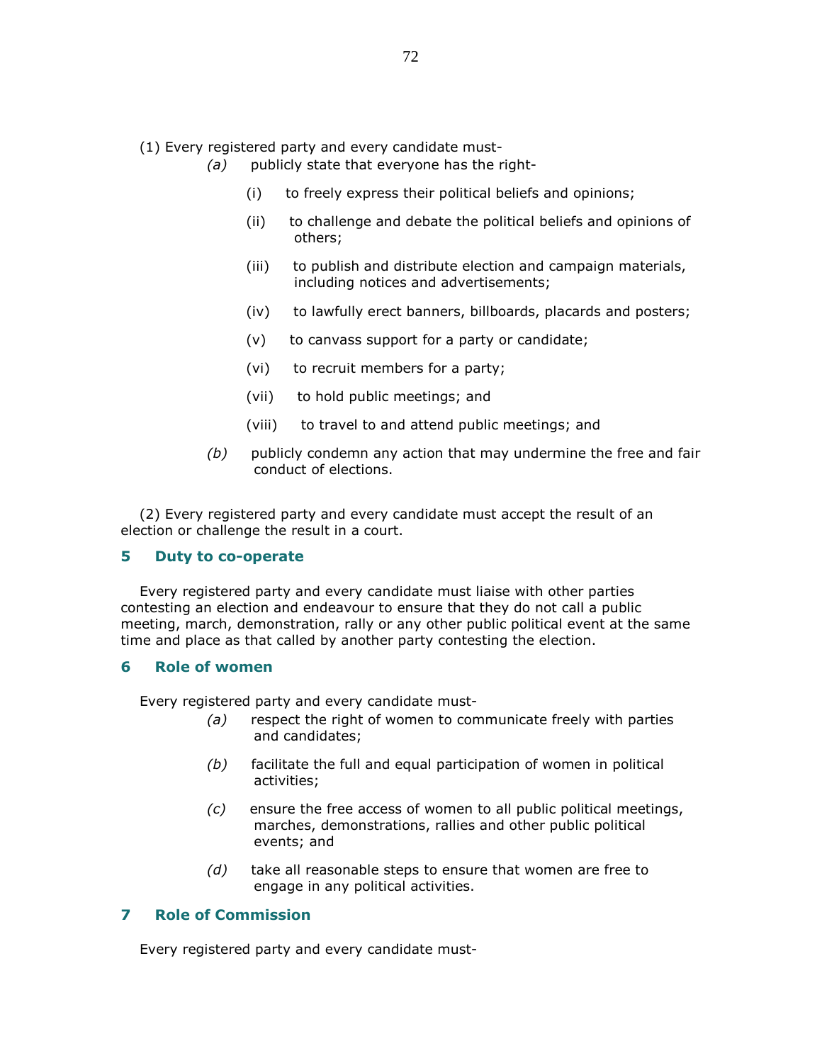(1) Every registered party and every candidate must-

*(a)* publicly state that everyone has the right-

(i) to freely express their political beliefs and opinions;

(ii) to challenge and debate the political beliefs and opinions of others;

(iii) to publish and distribute election and campaign materials, including notices and advertisements;

(iv) to lawfully erect banners, billboards, placards and posters;

(v) to canvass support for a party or candidate;

(vi) to recruit members for a party;

(vii) to hold public meetings; and

(viii) to travel to and attend public meetings; and

*(b)* publicly condemn any action that may undermine the free and fair conduct of elections.

(2) Every registered party and every candidate must accept the result of an election or challenge the result in a court.

### 5 Duty to co-operate

Every registered party and every candidate must liaise with other parties contesting an election and endeavour to ensure that they do not call a public meeting, march, demonstration, rally or any other public political event at the same time and place as that called by another party contesting the election.

### 6 Role of women

Every registered party and every candidate must-

*(a)* respect the right of women to communicate freely with parties and candidates;

*(b)* facilitate the full and equal participation of women in political activities;

*(c)* ensure the free access of women to all public political meetings, marches, demonstrations, rallies and other public political events; and

*(d)* take all reasonable steps to ensure that women are free to engage in any political activities.

### 7 Role of Commission

Every registered party and every candidate must-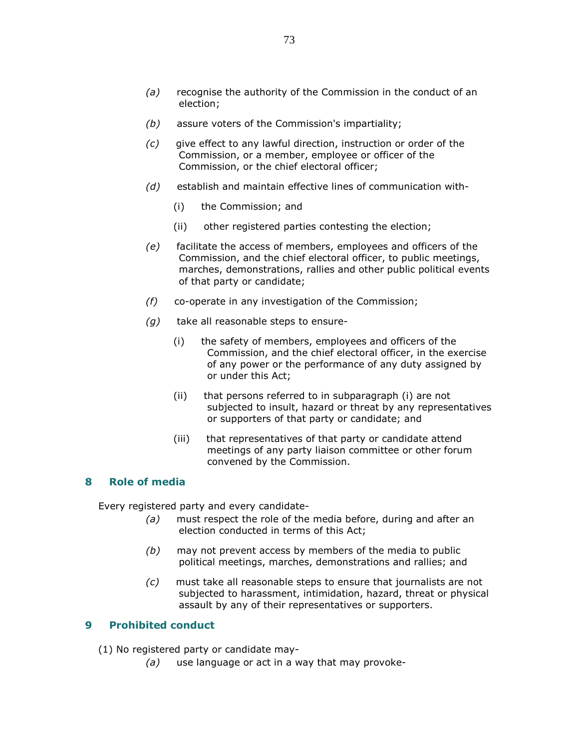*(a)* recognise the authority of the Commission in the conduct of an election;

*(b)* assure voters of the Commission's impartiality;

*(c)* give effect to any lawful direction, instruction or order of the Commission, or a member, employee or officer of the Commission, or the chief electoral officer;

*(d)* establish and maintain effective lines of communication with-

(i) the Commission; and

(ii) other registered parties contesting the election;

*(e)* facilitate the access of members, employees and officers of the Commission, and the chief electoral officer, to public meetings, marches, demonstrations, rallies and other public political events of that party or candidate;

*(f)* co-operate in any investigation of the Commission;

*(g)* take all reasonable steps to ensure-

(i) the safety of members, employees and officers of the Commission, and the chief electoral officer, in the exercise of any power or the performance of any duty assigned by or under this Act;

(ii) that persons referred to in subparagraph (i) are not subjected to insult, hazard or threat by any representatives or supporters of that party or candidate; and

(iii) that representatives of that party or candidate attend meetings of any party liaison committee or other forum convened by the Commission.

## 8 Role of media

Every registered party and every candidate-

*(a)* must respect the role of the media before, during and after an election conducted in terms of this Act;

*(b)* may not prevent access by members of the media to public political meetings, marches, demonstrations and rallies; and

*(c)* must take all reasonable steps to ensure that journalists are not subjected to harassment, intimidation, hazard, threat or physical assault by any of their representatives or supporters.

## 9 Prohibited conduct

(1) No registered party or candidate may-

*(a)* use language or act in a way that may provoke-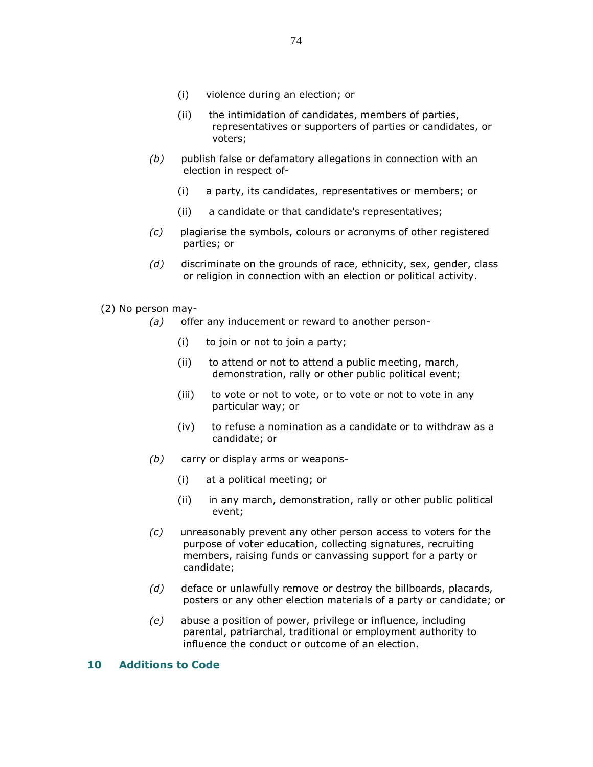(i) violence during an election; or

(ii) the intimidation of candidates, members of parties, representatives or supporters of parties or candidates, or voters;

*(b)* publish false or defamatory allegations in connection with an election in respect of-

(i) a party, its candidates, representatives or members; or

(ii) a candidate or that candidate's representatives;

*(c)* plagiarise the symbols, colours or acronyms of other registered parties; or

*(d)* discriminate on the grounds of race, ethnicity, sex, gender, class or religion in connection with an election or political activity.

(2) No person may-

*(a)* offer any inducement or reward to another person-

(i) to join or not to join a party;

(ii) to attend or not to attend a public meeting, march, demonstration, rally or other public political event;

(iii) to vote or not to vote, or to vote or not to vote in any particular way; or

(iv) to refuse a nomination as a candidate or to withdraw as a candidate; or

*(b)* carry or display arms or weapons-

(i) at a political meeting; or

(ii) in any march, demonstration, rally or other public political event;

*(c)* unreasonably prevent any other person access to voters for the purpose of voter education, collecting signatures, recruiting members, raising funds or canvassing support for a party or candidate;

*(d)* deface or unlawfully remove or destroy the billboards, placards, posters or any other election materials of a party or candidate; or

*(e)* abuse a position of power, privilege or influence, including parental, patriarchal, traditional or employment authority to influence the conduct or outcome of an election.

## 10 Additions to Code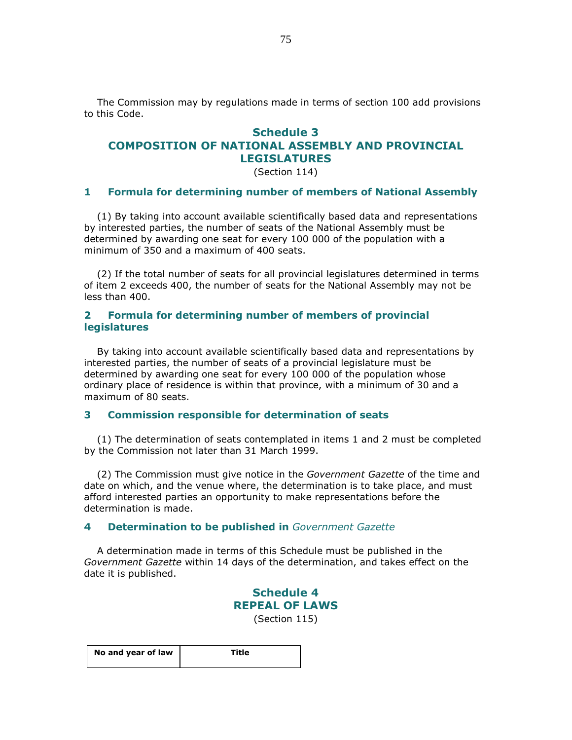The Commission may by regulations made in terms of section 100 add provisions to this Code.

## Schedule 3
## COMPOSITION OF NATIONAL ASSEMBLY AND PROVINCIAL LEGISLATURES

(Section 114)

### 1 Formula for determining number of members of National Assembly

(1) By taking into account available scientifically based data and representations by interested parties, the number of seats of the National Assembly must be determined by awarding one seat for every 100 000 of the population with a minimum of 350 and a maximum of 400 seats.

(2) If the total number of seats for all provincial legislatures determined in terms of item 2 exceeds 400, the number of seats for the National Assembly may not be less than 400.

### 2 Formula for determining number of members of provincial legislatures

By taking into account available scientifically based data and representations by interested parties, the number of seats of a provincial legislature must be determined by awarding one seat for every 100 000 of the population whose ordinary place of residence is within that province, with a minimum of 30 and a maximum of 80 seats.

### 3 Commission responsible for determination of seats

(1) The determination of seats contemplated in items 1 and 2 must be completed by the Commission not later than 31 March 1999.

(2) The Commission must give notice in the *Government Gazette* of the time and date on which, and the venue where, the determination is to take place, and must afford interested parties an opportunity to make representations before the determination is made.

### 4 Determination to be published in *Government Gazette*

A determination made in terms of this Schedule must be published in the *Government Gazette* within 14 days of the determination, and takes effect on the date it is published.

## Schedule 4
## REPEAL OF LAWS

(Section 115)

| No and year of law | Title |
| --- | --- |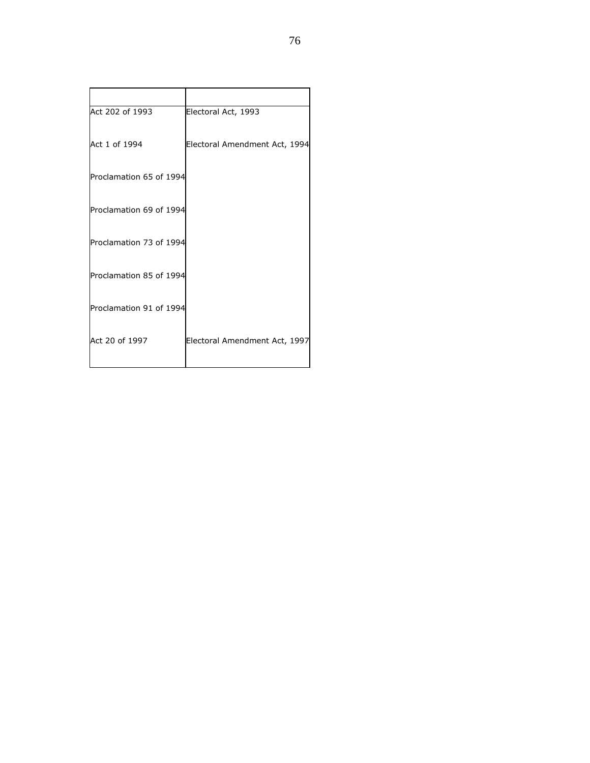| | |
|---|---|
| Act 202 of 1993 | Electoral Act, 1993 |
| Act 1 of 1994 | Electoral Amendment Act, 1994 |
| Proclamation 65 of 1994 | |
| Proclamation 69 of 1994 | |
| Proclamation 73 of 1994 | |
| Proclamation 85 of 1994 | |
| Proclamation 91 of 1994 | |
| Act 20 of 1997 | Electoral Amendment Act, 1997 |